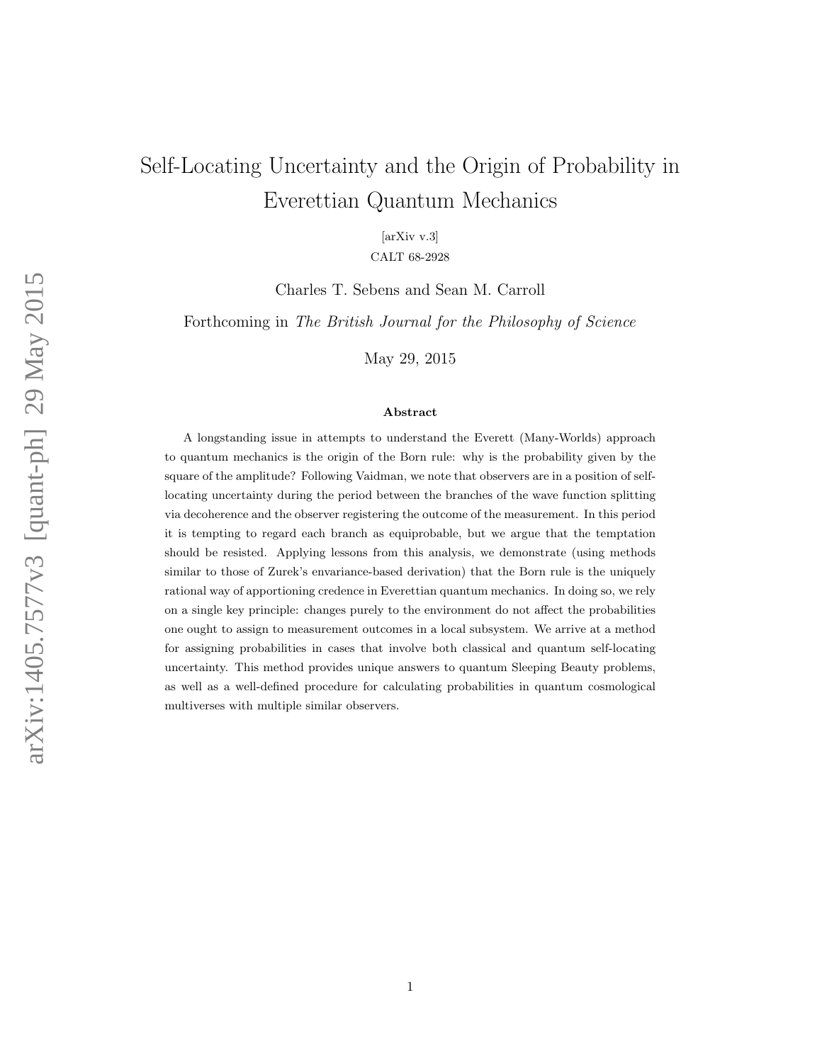# Self-Locating Uncertainty and the Origin of Probability in Everettian Quantum Mechanics

[arXiv v.3]
CALT 68-2928

Charles T. Sebens and Sean M. Carroll

Forthcoming in *The British Journal for the Philosophy of Science*

May 29, 2015

### Abstract

A longstanding issue in attempts to understand the Everett (Many-Worlds) approach to quantum mechanics is the origin of the Born rule: why is the probability given by the square of the amplitude? Following Vaidman, we note that observers are in a position of self-locating uncertainty during the period between the branches of the wave function splitting via decoherence and the observer registering the outcome of the measurement. In this period it is tempting to regard each branch as equiprobable, but we argue that the temptation should be resisted. Applying lessons from this analysis, we demonstrate (using methods similar to those of Zurek's envariance-based derivation) that the Born rule is the uniquely rational way of apportioning credence in Everettian quantum mechanics. In doing so, we rely on a single key principle: changes purely to the environment do not affect the probabilities one ought to assign to measurement outcomes in a local subsystem. We arrive at a method for assigning probabilities in cases that involve both classical and quantum self-locating uncertainty. This method provides unique answers to quantum Sleeping Beauty problems, as well as a well-defined procedure for calculating probabilities in quantum cosmological multiverses with multiple similar observers.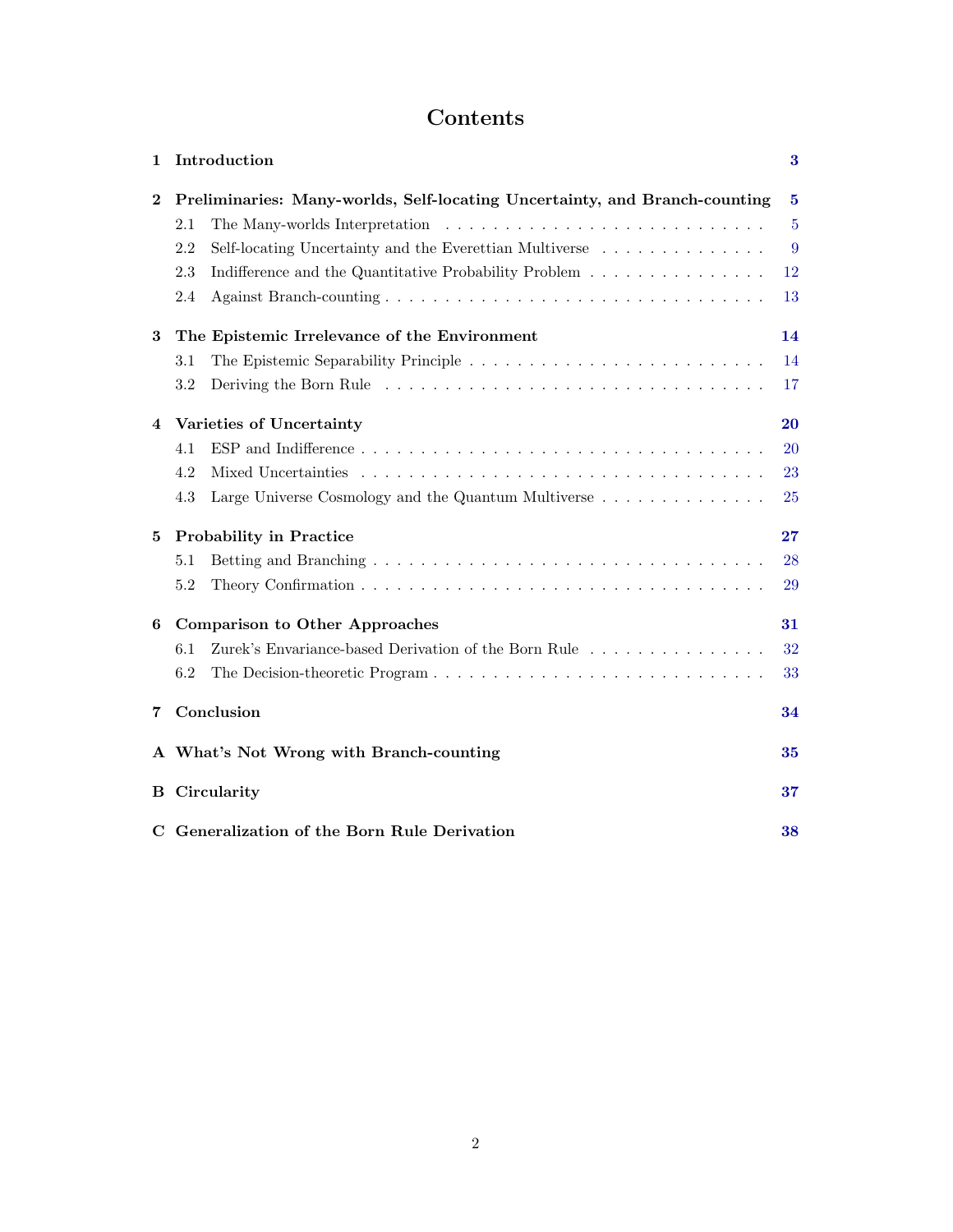# Contents

1 Introduction 3

2 Preliminaries: Many-worlds, Self-locating Uncertainty, and Branch-counting 5
- 2.1 The Many-worlds Interpretation 5
- 2.2 Self-locating Uncertainty and the Everettian Multiverse 9
- 2.3 Indifference and the Quantitative Probability Problem 12
- 2.4 Against Branch-counting 13

3 The Epistemic Irrelevance of the Environment 14
- 3.1 The Epistemic Separability Principle 14
- 3.2 Deriving the Born Rule 17

4 Varieties of Uncertainty 20
- 4.1 ESP and Indifference 20
- 4.2 Mixed Uncertainties 23
- 4.3 Large Universe Cosmology and the Quantum Multiverse 25

5 Probability in Practice 27
- 5.1 Betting and Branching 28
- 5.2 Theory Confirmation 29

6 Comparison to Other Approaches 31
- 6.1 Zurek's Envariance-based Derivation of the Born Rule 32
- 6.2 The Decision-theoretic Program 33

7 Conclusion 34

A What's Not Wrong with Branch-counting 35

B Circularity 37

C Generalization of the Born Rule Derivation 38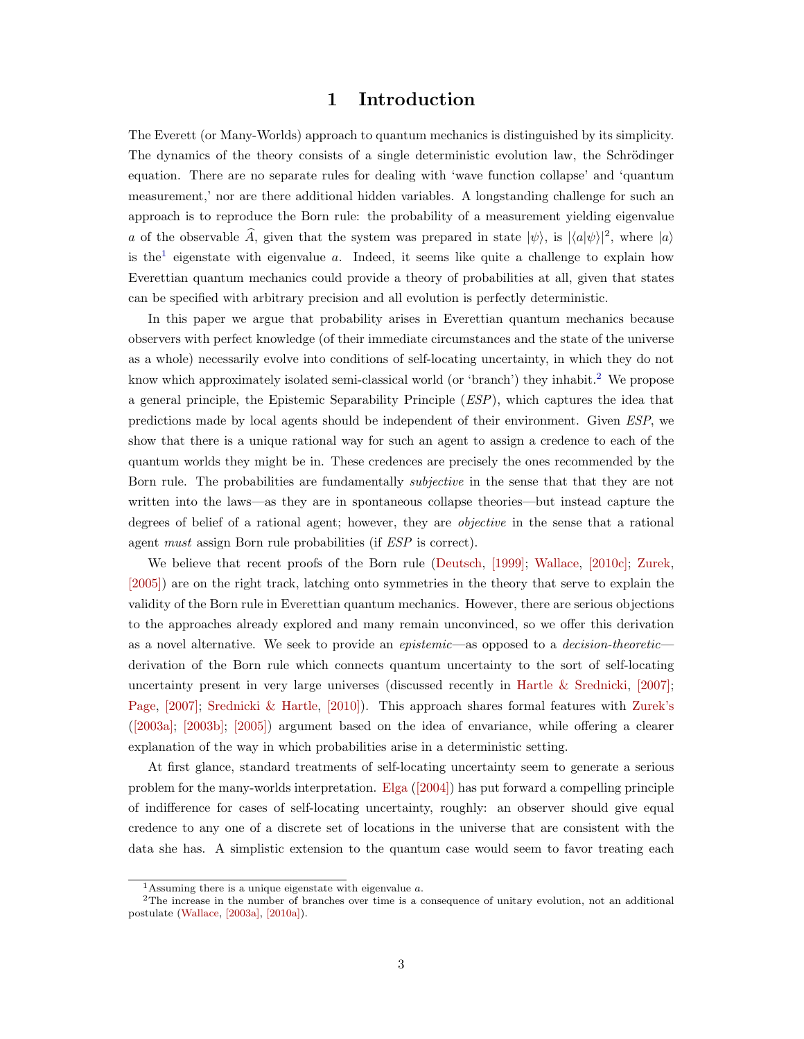# 1 Introduction

The Everett (or Many-Worlds) approach to quantum mechanics is distinguished by its simplicity. The dynamics of the theory consists of a single deterministic evolution law, the Schrödinger equation. There are no separate rules for dealing with 'wave function collapse' and 'quantum measurement,' nor are there additional hidden variables. A longstanding challenge for such an approach is to reproduce the Born rule: the probability of a measurement yielding eigenvalue $a$ of the observable $\widehat{A}$, given that the system was prepared in state $|\psi\rangle$, is $|\langle a|\psi\rangle|^2$, where $|a\rangle$ is the[1] eigenstate with eigenvalue $a$. Indeed, it seems like quite a challenge to explain how Everettian quantum mechanics could provide a theory of probabilities at all, given that states can be specified with arbitrary precision and all evolution is perfectly deterministic.

In this paper we argue that probability arises in Everettian quantum mechanics because observers with perfect knowledge (of their immediate circumstances and the state of the universe as a whole) necessarily evolve into conditions of self-locating uncertainty, in which they do not know which approximately isolated semi-classical world (or 'branch') they inhabit.[2] We propose a general principle, the Epistemic Separability Principle (*ESP*), which captures the idea that predictions made by local agents should be independent of their environment. Given *ESP*, we show that there is a unique rational way for such an agent to assign a credence to each of the quantum worlds they might be in. These credences are precisely the ones recommended by the Born rule. The probabilities are fundamentally *subjective* in the sense that that they are not written into the laws—as they are in spontaneous collapse theories—but instead capture the degrees of belief of a rational agent; however, they are *objective* in the sense that a rational agent *must* assign Born rule probabilities (if *ESP* is correct).

We believe that recent proofs of the Born rule (Deutsch, [1999]; Wallace, [2010c]; Zurek, [2005]) are on the right track, latching onto symmetries in the theory that serve to explain the validity of the Born rule in Everettian quantum mechanics. However, there are serious objections to the approaches already explored and many remain unconvinced, so we offer this derivation as a novel alternative. We seek to provide an *epistemic*—as opposed to a *decision-theoretic*—derivation of the Born rule which connects quantum uncertainty to the sort of self-locating uncertainty present in very large universes (discussed recently in Hartle & Srednicki, [2007]; Page, [2007]; Srednicki & Hartle, [2010]). This approach shares formal features with Zurek's ([2003a]; [2003b]; [2005]) argument based on the idea of envariance, while offering a clearer explanation of the way in which probabilities arise in a deterministic setting.

At first glance, standard treatments of self-locating uncertainty seem to generate a serious problem for the many-worlds interpretation. Elga ([2004]) has put forward a compelling principle of indifference for cases of self-locating uncertainty, roughly: an observer should give equal credence to any one of a discrete set of locations in the universe that are consistent with the data she has. A simplistic extension to the quantum case would seem to favor treating each

[1] Assuming there is a unique eigenstate with eigenvalue $a$.

[2] The increase in the number of branches over time is a consequence of unitary evolution, not an additional postulate (Wallace, [2003a], [2010a]).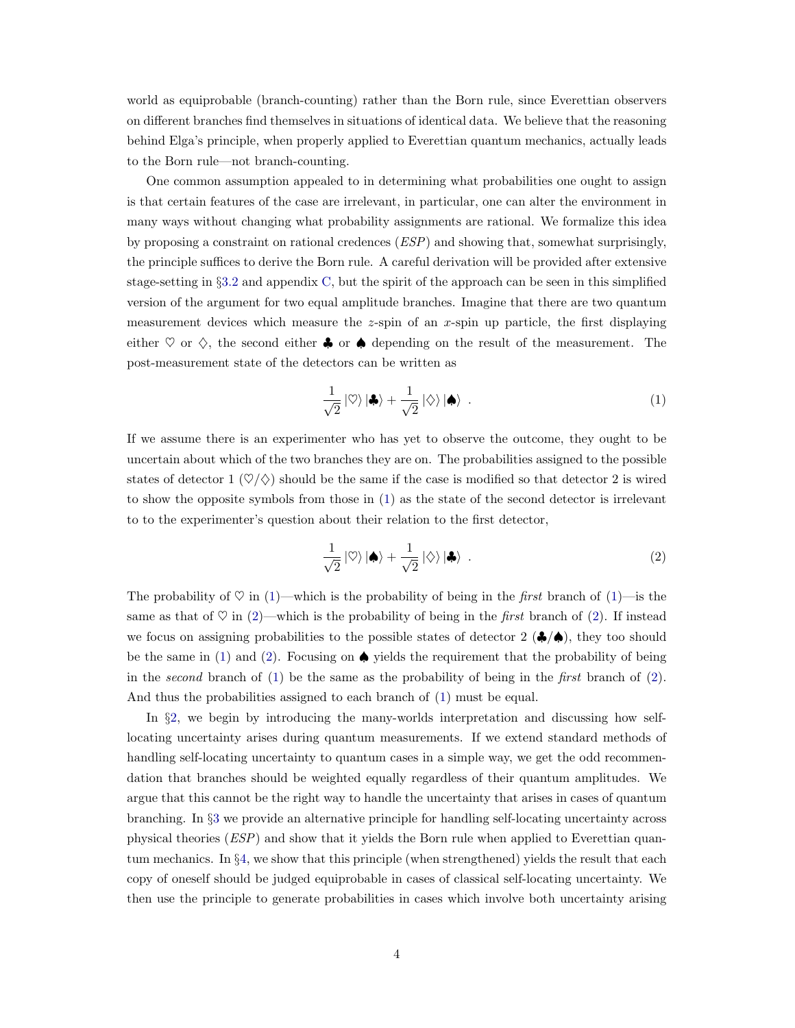world as equiprobable (branch-counting) rather than the Born rule, since Everettian observers on different branches find themselves in situations of identical data. We believe that the reasoning behind Elga's principle, when properly applied to Everettian quantum mechanics, actually leads to the Born rule—not branch-counting.

One common assumption appealed to in determining what probabilities one ought to assign is that certain features of the case are irrelevant, in particular, one can alter the environment in many ways without changing what probability assignments are rational. We formalize this idea by proposing a constraint on rational credences (*ESP*) and showing that, somewhat surprisingly, the principle suffices to derive the Born rule. A careful derivation will be provided after extensive stage-setting in §3.2 and appendix C, but the spirit of the approach can be seen in this simplified version of the argument for two equal amplitude branches. Imagine that there are two quantum measurement devices which measure the $z$-spin of an $x$-spin up particle, the first displaying either ♡ or ♢, the second either ♣ or ♠ depending on the result of the measurement. The post-measurement state of the detectors can be written as

$$\frac{1}{\sqrt{2}}\left|\heartsuit\right\rangle\left|\clubsuit\right\rangle+\frac{1}{\sqrt{2}}\left|\diamondsuit\right\rangle\left|\spadesuit\right\rangle\ . \tag{1}$$

If we assume there is an experimenter who has yet to observe the outcome, they ought to be uncertain about which of the two branches they are on. The probabilities assigned to the possible states of detector 1 (♡/♢) should be the same if the case is modified so that detector 2 is wired to show the opposite symbols from those in (1) as the state of the second detector is irrelevant to to the experimenter's question about their relation to the first detector,

$$\frac{1}{\sqrt{2}}\left|\heartsuit\right\rangle\left|\spadesuit\right\rangle+\frac{1}{\sqrt{2}}\left|\diamondsuit\right\rangle\left|\clubsuit\right\rangle\ . \tag{2}$$

The probability of ♡ in (1)—which is the probability of being in the *first* branch of (1)—is the same as that of ♡ in (2)—which is the probability of being in the *first* branch of (2). If instead we focus on assigning probabilities to the possible states of detector 2 (♣/♠), they too should be the same in (1) and (2). Focusing on ♠ yields the requirement that the probability of being in the *second* branch of (1) be the same as the probability of being in the *first* branch of (2). And thus the probabilities assigned to each branch of (1) must be equal.

In §2, we begin by introducing the many-worlds interpretation and discussing how self-locating uncertainty arises during quantum measurements. If we extend standard methods of handling self-locating uncertainty to quantum cases in a simple way, we get the odd recommendation that branches should be weighted equally regardless of their quantum amplitudes. We argue that this cannot be the right way to handle the uncertainty that arises in cases of quantum branching. In §3 we provide an alternative principle for handling self-locating uncertainty across physical theories (*ESP*) and show that it yields the Born rule when applied to Everettian quantum mechanics. In §4, we show that this principle (when strengthened) yields the result that each copy of oneself should be judged equiprobable in cases of classical self-locating uncertainty. We then use the principle to generate probabilities in cases which involve both uncertainty arising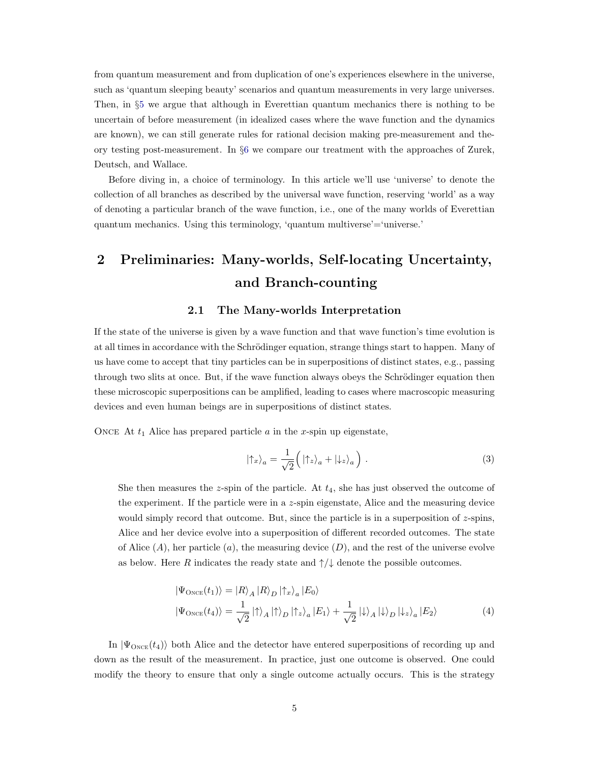from quantum measurement and from duplication of one's experiences elsewhere in the universe, such as 'quantum sleeping beauty' scenarios and quantum measurements in very large universes. Then, in §5 we argue that although in Everettian quantum mechanics there is nothing to be uncertain of before measurement (in idealized cases where the wave function and the dynamics are known), we can still generate rules for rational decision making pre-measurement and theory testing post-measurement. In §6 we compare our treatment with the approaches of Zurek, Deutsch, and Wallace.

Before diving in, a choice of terminology. In this article we'll use 'universe' to denote the collection of all branches as described by the universal wave function, reserving 'world' as a way of denoting a particular branch of the wave function, i.e., one of the many worlds of Everettian quantum mechanics. Using this terminology, 'quantum multiverse'='universe.'

## 2 Preliminaries: Many-worlds, Self-locating Uncertainty, and Branch-counting

### 2.1 The Many-worlds Interpretation

If the state of the universe is given by a wave function and that wave function's time evolution is at all times in accordance with the Schrödinger equation, strange things start to happen. Many of us have come to accept that tiny particles can be in superpositions of distinct states, e.g., passing through two slits at once. But, if the wave function always obeys the Schrödinger equation then these microscopic superpositions can be amplified, leading to cases where macroscopic measuring devices and even human beings are in superpositions of distinct states.

Once At $t_1$ Alice has prepared particle $a$ in the $x$-spin up eigenstate,

$$|{\uparrow_x}\rangle_a = \frac{1}{\sqrt{2}}\Big( |{\uparrow_z}\rangle_a + |{\downarrow_z}\rangle_a \Big) \ . \tag{3}$$

She then measures the $z$-spin of the particle. At $t_4$, she has just observed the outcome of the experiment. If the particle were in a $z$-spin eigenstate, Alice and the measuring device would simply record that outcome. But, since the particle is in a superposition of $z$-spins, Alice and her device evolve into a superposition of different recorded outcomes. The state of Alice ($A$), her particle ($a$), the measuring device ($D$), and the rest of the universe evolve as below. Here $R$ indicates the ready state and $\uparrow$/$\downarrow$ denote the possible outcomes.

$$\begin{aligned}
|\Psi_{\text{Once}}(t_1)\rangle &= |R\rangle_A \, |R\rangle_D \, |{\uparrow_x}\rangle_a \, |E_0\rangle \\
|\Psi_{\text{Once}}(t_4)\rangle &= \frac{1}{\sqrt{2}} \, |{\uparrow}\rangle_A \, |{\uparrow}\rangle_D \, |{\uparrow_z}\rangle_a \, |E_1\rangle + \frac{1}{\sqrt{2}} \, |{\downarrow}\rangle_A \, |{\downarrow}\rangle_D \, |{\downarrow_z}\rangle_a \, |E_2\rangle
\end{aligned} \tag{4}$$

In $|\Psi_{\text{Once}}(t_4)\rangle$ both Alice and the detector have entered superpositions of recording up and down as the result of the measurement. In practice, just one outcome is observed. One could modify the theory to ensure that only a single outcome actually occurs. This is the strategy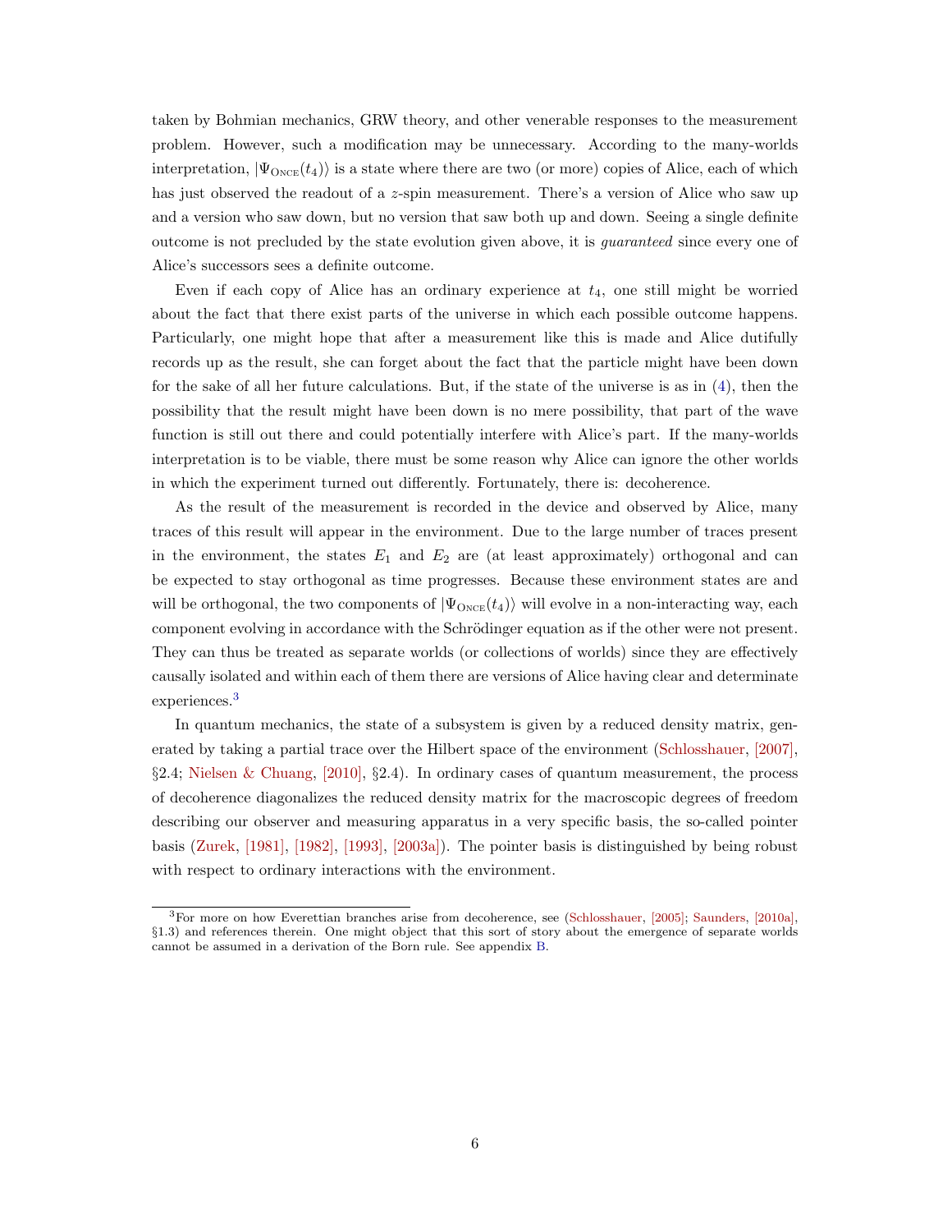taken by Bohmian mechanics, GRW theory, and other venerable responses to the measurement problem. However, such a modification may be unnecessary. According to the many-worlds interpretation, $|\Psi_{\text{ONCE}}(t_4)\rangle$ is a state where there are two (or more) copies of Alice, each of which has just observed the readout of a $z$-spin measurement. There's a version of Alice who saw up and a version who saw down, but no version that saw both up and down. Seeing a single definite outcome is not precluded by the state evolution given above, it is *guaranteed* since every one of Alice's successors sees a definite outcome.

Even if each copy of Alice has an ordinary experience at $t_4$, one still might be worried about the fact that there exist parts of the universe in which each possible outcome happens. Particularly, one might hope that after a measurement like this is made and Alice dutifully records up as the result, she can forget about the fact that the particle might have been down for the sake of all her future calculations. But, if the state of the universe is as in (4), then the possibility that the result might have been down is no mere possibility, that part of the wave function is still out there and could potentially interfere with Alice's part. If the many-worlds interpretation is to be viable, there must be some reason why Alice can ignore the other worlds in which the experiment turned out differently. Fortunately, there is: decoherence.

As the result of the measurement is recorded in the device and observed by Alice, many traces of this result will appear in the environment. Due to the large number of traces present in the environment, the states $E_1$ and $E_2$ are (at least approximately) orthogonal and can be expected to stay orthogonal as time progresses. Because these environment states are and will be orthogonal, the two components of $|\Psi_{\text{ONCE}}(t_4)\rangle$ will evolve in a non-interacting way, each component evolving in accordance with the Schrödinger equation as if the other were not present. They can thus be treated as separate worlds (or collections of worlds) since they are effectively causally isolated and within each of them there are versions of Alice having clear and determinate experiences.[3]

In quantum mechanics, the state of a subsystem is given by a reduced density matrix, generated by taking a partial trace over the Hilbert space of the environment (Schlosshauer, [2007], §2.4; Nielsen & Chuang, [2010], §2.4). In ordinary cases of quantum measurement, the process of decoherence diagonalizes the reduced density matrix for the macroscopic degrees of freedom describing our observer and measuring apparatus in a very specific basis, the so-called pointer basis (Zurek, [1981], [1982], [1993], [2003a]). The pointer basis is distinguished by being robust with respect to ordinary interactions with the environment.

---

[3] For more on how Everettian branches arise from decoherence, see (Schlosshauer, [2005]; Saunders, [2010a], §1.3) and references therein. One might object that this sort of story about the emergence of separate worlds cannot be assumed in a derivation of the Born rule. See appendix B.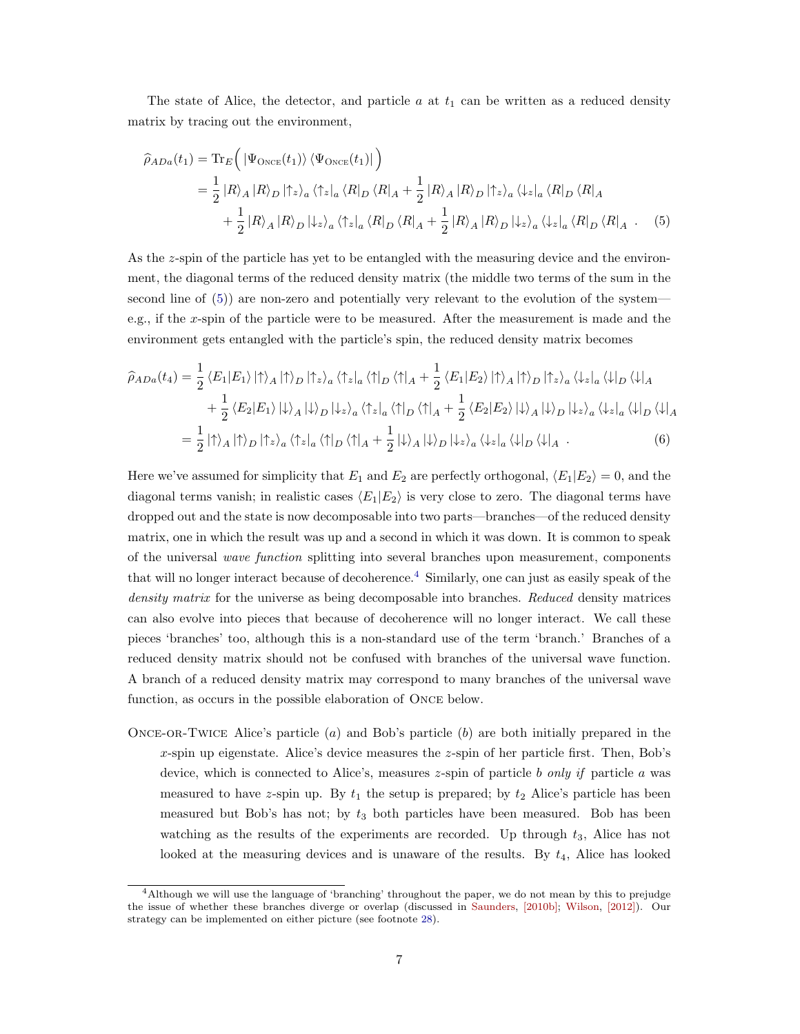The state of Alice, the detector, and particle $a$ at $t_1$ can be written as a reduced density matrix by tracing out the environment,

$$
\begin{aligned}
\widehat{\rho}_{ADa}(t_1) &= \mathrm{Tr}_E\Big( |\Psi_{\textsc{Once}}(t_1)\rangle \langle \Psi_{\textsc{Once}}(t_1)| \Big) \\
&= \frac{1}{2} |R\rangle_A |R\rangle_D |\uparrow_z\rangle_a \langle \uparrow_z|_a \langle R|_D \langle R|_A + \frac{1}{2} |R\rangle_A |R\rangle_D |\uparrow_z\rangle_a \langle \downarrow_z|_a \langle R|_D \langle R|_A \\
&\quad + \frac{1}{2} |R\rangle_A |R\rangle_D |\downarrow_z\rangle_a \langle \uparrow_z|_a \langle R|_D \langle R|_A + \frac{1}{2} |R\rangle_A |R\rangle_D |\downarrow_z\rangle_a \langle \downarrow_z|_a \langle R|_D \langle R|_A \ . \qquad (5)
\end{aligned}
$$

As the $z$-spin of the particle has yet to be entangled with the measuring device and the environment, the diagonal terms of the reduced density matrix (the middle two terms of the sum in the second line of (5)) are non-zero and potentially very relevant to the evolution of the system—e.g., if the $x$-spin of the particle were to be measured. After the measurement is made and the environment gets entangled with the particle's spin, the reduced density matrix becomes

$$
\begin{aligned}
\widehat{\rho}_{ADa}(t_4) &= \frac{1}{2} \langle E_1|E_1\rangle |\uparrow\rangle_A |\uparrow\rangle_D |\uparrow_z\rangle_a \langle \uparrow_z|_a \langle \uparrow|_D \langle \uparrow|_A + \frac{1}{2} \langle E_1|E_2\rangle |\uparrow\rangle_A |\uparrow\rangle_D |\uparrow_z\rangle_a \langle \downarrow_z|_a \langle \downarrow|_D \langle \downarrow|_A \\
&\quad + \frac{1}{2} \langle E_2|E_1\rangle |\downarrow\rangle_A |\downarrow\rangle_D |\downarrow_z\rangle_a \langle \uparrow_z|_a \langle \uparrow|_D \langle \uparrow|_A + \frac{1}{2} \langle E_2|E_2\rangle |\downarrow\rangle_A |\downarrow\rangle_D |\downarrow_z\rangle_a \langle \downarrow_z|_a \langle \downarrow|_D \langle \downarrow|_A \\
&= \frac{1}{2} |\uparrow\rangle_A |\uparrow\rangle_D |\uparrow_z\rangle_a \langle \uparrow_z|_a \langle \uparrow|_D \langle \uparrow|_A + \frac{1}{2} |\downarrow\rangle_A |\downarrow\rangle_D |\downarrow_z\rangle_a \langle \downarrow_z|_a \langle \downarrow|_D \langle \downarrow|_A \ . \qquad (6)
\end{aligned}
$$

Here we've assumed for simplicity that $E_1$ and $E_2$ are perfectly orthogonal, $\langle E_1|E_2\rangle = 0$, and the diagonal terms vanish; in realistic cases $\langle E_1|E_2\rangle$ is very close to zero. The diagonal terms have dropped out and the state is now decomposable into two parts—branches—of the reduced density matrix, one in which the result was up and a second in which it was down. It is common to speak of the universal *wave function* splitting into several branches upon measurement, components that will no longer interact because of decoherence.[4] Similarly, one can just as easily speak of the *density matrix* for the universe as being decomposable into branches. *Reduced* density matrices can also evolve into pieces that because of decoherence will no longer interact. We call these pieces 'branches' too, although this is a non-standard use of the term 'branch.' Branches of a reduced density matrix should not be confused with branches of the universal wave function. A branch of a reduced density matrix may correspond to many branches of the universal wave function, as occurs in the possible elaboration of Once below.

Once-or-Twice Alice's particle ($a$) and Bob's particle ($b$) are both initially prepared in the $x$-spin up eigenstate. Alice's device measures the $z$-spin of her particle first. Then, Bob's device, which is connected to Alice's, measures $z$-spin of particle $b$ *only if* particle $a$ was measured to have $z$-spin up. By $t_1$ the setup is prepared; by $t_2$ Alice's particle has been measured but Bob's has not; by $t_3$ both particles have been measured. Bob has been watching as the results of the experiments are recorded. Up through $t_3$, Alice has not looked at the measuring devices and is unaware of the results. By $t_4$, Alice has looked

[4] Although we will use the language of 'branching' throughout the paper, we do not mean by this to prejudge the issue of whether these branches diverge or overlap (discussed in Saunders, [2010b]; Wilson, [2012]). Our strategy can be implemented on either picture (see footnote 28).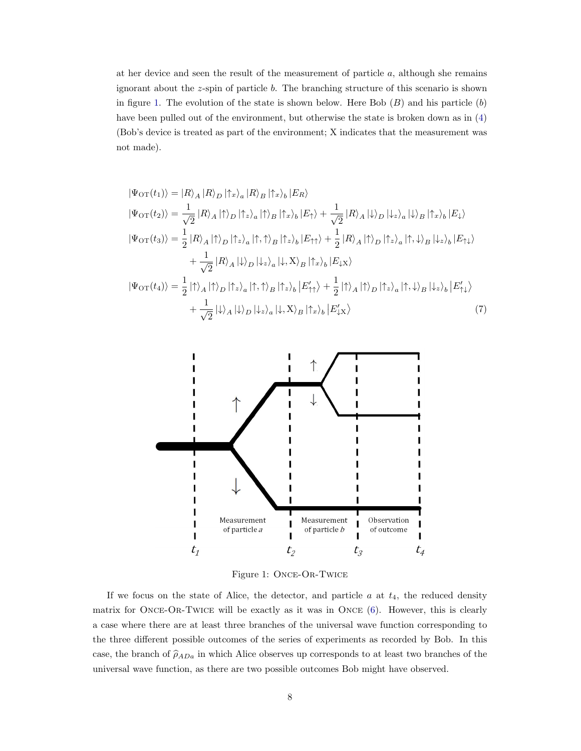at her device and seen the result of the measurement of particle $a$, although she remains ignorant about the $z$-spin of particle $b$. The branching structure of this scenario is shown in figure 1. The evolution of the state is shown below. Here Bob ($B$) and his particle ($b$) have been pulled out of the environment, but otherwise the state is broken down as in (4) (Bob's device is treated as part of the environment; X indicates that the measurement was not made).

$$
\begin{aligned}
|\Psi_{\mathrm{OT}}(t_1)\rangle &= |R\rangle_A |R\rangle_D |\uparrow_x\rangle_a |R\rangle_B |\uparrow_x\rangle_b |E_R\rangle \\
|\Psi_{\mathrm{OT}}(t_2)\rangle &= \frac{1}{\sqrt{2}} |R\rangle_A |\uparrow\rangle_D |\uparrow_z\rangle_a |\uparrow\rangle_B |\uparrow_x\rangle_b |E_\uparrow\rangle + \frac{1}{\sqrt{2}} |R\rangle_A |\downarrow\rangle_D |\downarrow_z\rangle_a |\downarrow\rangle_B |\uparrow_x\rangle_b |E_\downarrow\rangle \\
|\Psi_{\mathrm{OT}}(t_3)\rangle &= \frac{1}{2} |R\rangle_A |\uparrow\rangle_D |\uparrow_z\rangle_a |\uparrow,\uparrow\rangle_B |\uparrow_z\rangle_b |E_{\uparrow\uparrow}\rangle + \frac{1}{2} |R\rangle_A |\uparrow\rangle_D |\uparrow_z\rangle_a |\uparrow,\downarrow\rangle_B |\downarrow_z\rangle_b |E_{\uparrow\downarrow}\rangle \\
&\quad + \frac{1}{\sqrt{2}} |R\rangle_A |\downarrow\rangle_D |\downarrow_z\rangle_a |\downarrow,\mathrm{X}\rangle_B |\uparrow_x\rangle_b |E_{\downarrow\mathrm{X}}\rangle \\
|\Psi_{\mathrm{OT}}(t_4)\rangle &= \frac{1}{2} |\uparrow\rangle_A |\uparrow\rangle_D |\uparrow_z\rangle_a |\uparrow,\uparrow\rangle_B |\uparrow_z\rangle_b \left|E'_{\uparrow\uparrow}\right\rangle + \frac{1}{2} |\uparrow\rangle_A |\uparrow\rangle_D |\uparrow_z\rangle_a |\uparrow,\downarrow\rangle_B |\downarrow_z\rangle_b \left|E'_{\uparrow\downarrow}\right\rangle \\
&\quad + \frac{1}{\sqrt{2}} |\downarrow\rangle_A |\downarrow\rangle_D |\downarrow_z\rangle_a |\downarrow,\mathrm{X}\rangle_B |\uparrow_x\rangle_b \left|E'_{\downarrow\mathrm{X}}\right\rangle
\end{aligned} \tag{7}
$$

Figure 1: Once-Or-Twice

If we focus on the state of Alice, the detector, and particle $a$ at $t_4$, the reduced density matrix for Once-Or-Twice will be exactly as it was in Once (6). However, this is clearly a case where there are at least three branches of the universal wave function corresponding to the three different possible outcomes of the series of experiments as recorded by Bob. In this case, the branch of $\widehat{\rho}_{ADa}$ in which Alice observes up corresponds to at least two branches of the universal wave function, as there are two possible outcomes Bob might have observed.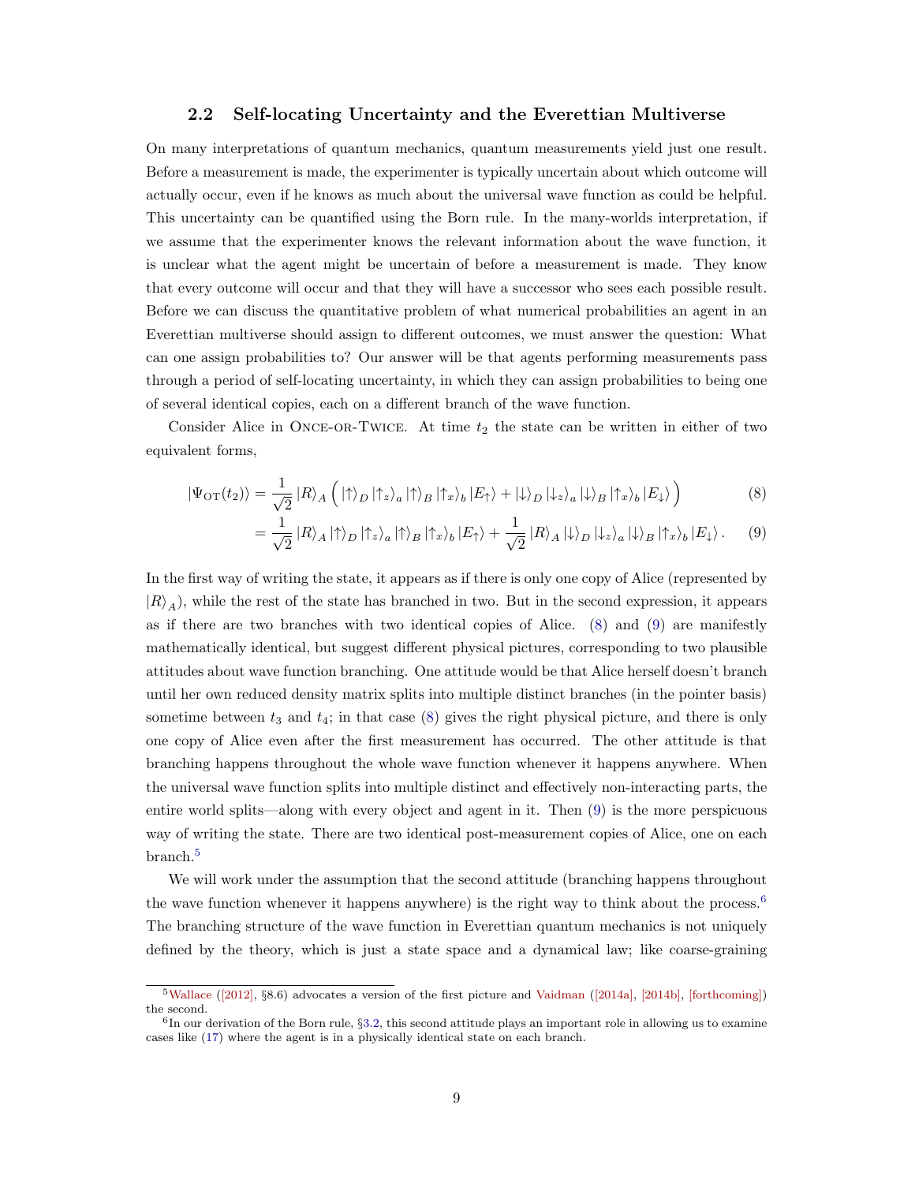### 2.2 Self-locating Uncertainty and the Everettian Multiverse

On many interpretations of quantum mechanics, quantum measurements yield just one result. Before a measurement is made, the experimenter is typically uncertain about which outcome will actually occur, even if he knows as much about the universal wave function as could be helpful. This uncertainty can be quantified using the Born rule. In the many-worlds interpretation, if we assume that the experimenter knows the relevant information about the wave function, it is unclear what the agent might be uncertain of before a measurement is made. They know that every outcome will occur and that they will have a successor who sees each possible result. Before we can discuss the quantitative problem of what numerical probabilities an agent in an Everettian multiverse should assign to different outcomes, we must answer the question: What can one assign probabilities to? Our answer will be that agents performing measurements pass through a period of self-locating uncertainty, in which they can assign probabilities to being one of several identical copies, each on a different branch of the wave function.

Consider Alice in Once-or-Twice. At time $t_2$ the state can be written in either of two equivalent forms,

$$|\Psi_{\rm OT}(t_2)\rangle = \frac{1}{\sqrt{2}}\,|R\rangle_A \Big( |{\uparrow}\rangle_D\,|{\uparrow_z}\rangle_a\,|{\uparrow}\rangle_B\,|{\uparrow_x}\rangle_b\,|E_{\uparrow}\rangle + |{\downarrow}\rangle_D\,|{\downarrow_z}\rangle_a\,|{\downarrow}\rangle_B\,|{\uparrow_x}\rangle_b\,|E_{\downarrow}\rangle \Big) \tag{8}$$

$$= \frac{1}{\sqrt{2}}\,|R\rangle_A\,|{\uparrow}\rangle_D\,|{\uparrow_z}\rangle_a\,|{\uparrow}\rangle_B\,|{\uparrow_x}\rangle_b\,|E_{\uparrow}\rangle + \frac{1}{\sqrt{2}}\,|R\rangle_A\,|{\downarrow}\rangle_D\,|{\downarrow_z}\rangle_a\,|{\downarrow}\rangle_B\,|{\uparrow_x}\rangle_b\,|E_{\downarrow}\rangle\,. \tag{9}$$

In the first way of writing the state, it appears as if there is only one copy of Alice (represented by $|R\rangle_A$), while the rest of the state has branched in two. But in the second expression, it appears as if there are two branches with two identical copies of Alice. (8) and (9) are manifestly mathematically identical, but suggest different physical pictures, corresponding to two plausible attitudes about wave function branching. One attitude would be that Alice herself doesn't branch until her own reduced density matrix splits into multiple distinct branches (in the pointer basis) sometime between $t_3$ and $t_4$; in that case (8) gives the right physical picture, and there is only one copy of Alice even after the first measurement has occurred. The other attitude is that branching happens throughout the whole wave function whenever it happens anywhere. When the universal wave function splits into multiple distinct and effectively non-interacting parts, the entire world splits—along with every object and agent in it. Then (9) is the more perspicuous way of writing the state. There are two identical post-measurement copies of Alice, one on each branch.[5]

We will work under the assumption that the second attitude (branching happens throughout the wave function whenever it happens anywhere) is the right way to think about the process.[6] The branching structure of the wave function in Everettian quantum mechanics is not uniquely defined by the theory, which is just a state space and a dynamical law; like coarse-graining

[5] Wallace ([2012], §8.6) advocates a version of the first picture and Vaidman ([2014a], [2014b], [forthcoming]) the second.

[6] In our derivation of the Born rule, §3.2, this second attitude plays an important role in allowing us to examine cases like (17) where the agent is in a physically identical state on each branch.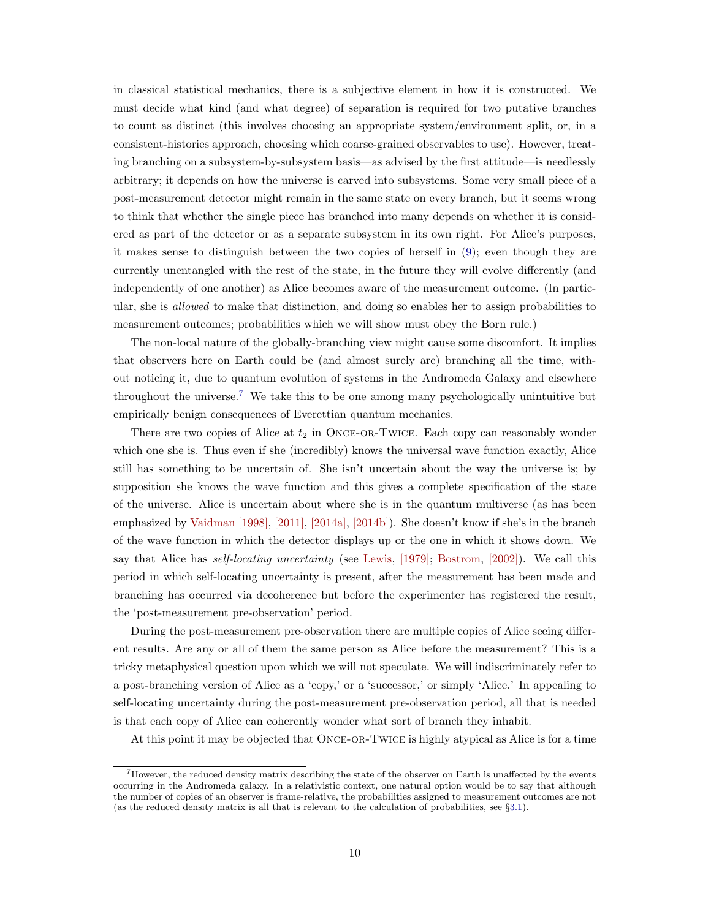in classical statistical mechanics, there is a subjective element in how it is constructed. We must decide what kind (and what degree) of separation is required for two putative branches to count as distinct (this involves choosing an appropriate system/environment split, or, in a consistent-histories approach, choosing which coarse-grained observables to use). However, treating branching on a subsystem-by-subsystem basis—as advised by the first attitude—is needlessly arbitrary; it depends on how the universe is carved into subsystems. Some very small piece of a post-measurement detector might remain in the same state on every branch, but it seems wrong to think that whether the single piece has branched into many depends on whether it is considered as part of the detector or as a separate subsystem in its own right. For Alice's purposes, it makes sense to distinguish between the two copies of herself in (9); even though they are currently unentangled with the rest of the state, in the future they will evolve differently (and independently of one another) as Alice becomes aware of the measurement outcome. (In particular, she is *allowed* to make that distinction, and doing so enables her to assign probabilities to measurement outcomes; probabilities which we will show must obey the Born rule.)

The non-local nature of the globally-branching view might cause some discomfort. It implies that observers here on Earth could be (and almost surely are) branching all the time, without noticing it, due to quantum evolution of systems in the Andromeda Galaxy and elsewhere throughout the universe.[7] We take this to be one among many psychologically unintuitive but empirically benign consequences of Everettian quantum mechanics.

There are two copies of Alice at $t_2$ in Once-or-Twice. Each copy can reasonably wonder which one she is. Thus even if she (incredibly) knows the universal wave function exactly, Alice still has something to be uncertain of. She isn't uncertain about the way the universe is; by supposition she knows the wave function and this gives a complete specification of the state of the universe. Alice is uncertain about where she is in the quantum multiverse (as has been emphasized by Vaidman [1998], [2011], [2014a], [2014b]). She doesn't know if she's in the branch of the wave function in which the detector displays up or the one in which it shows down. We say that Alice has *self-locating uncertainty* (see Lewis, [1979]; Bostrom, [2002]). We call this period in which self-locating uncertainty is present, after the measurement has been made and branching has occurred via decoherence but before the experimenter has registered the result, the 'post-measurement pre-observation' period.

During the post-measurement pre-observation there are multiple copies of Alice seeing different results. Are any or all of them the same person as Alice before the measurement? This is a tricky metaphysical question upon which we will not speculate. We will indiscriminately refer to a post-branching version of Alice as a 'copy,' or a 'successor,' or simply 'Alice.' In appealing to self-locating uncertainty during the post-measurement pre-observation period, all that is needed is that each copy of Alice can coherently wonder what sort of branch they inhabit.

At this point it may be objected that Once-or-Twice is highly atypical as Alice is for a time

[7] However, the reduced density matrix describing the state of the observer on Earth is unaffected by the events occurring in the Andromeda galaxy. In a relativistic context, one natural option would be to say that although the number of copies of an observer is frame-relative, the probabilities assigned to measurement outcomes are not (as the reduced density matrix is all that is relevant to the calculation of probabilities, see §3.1).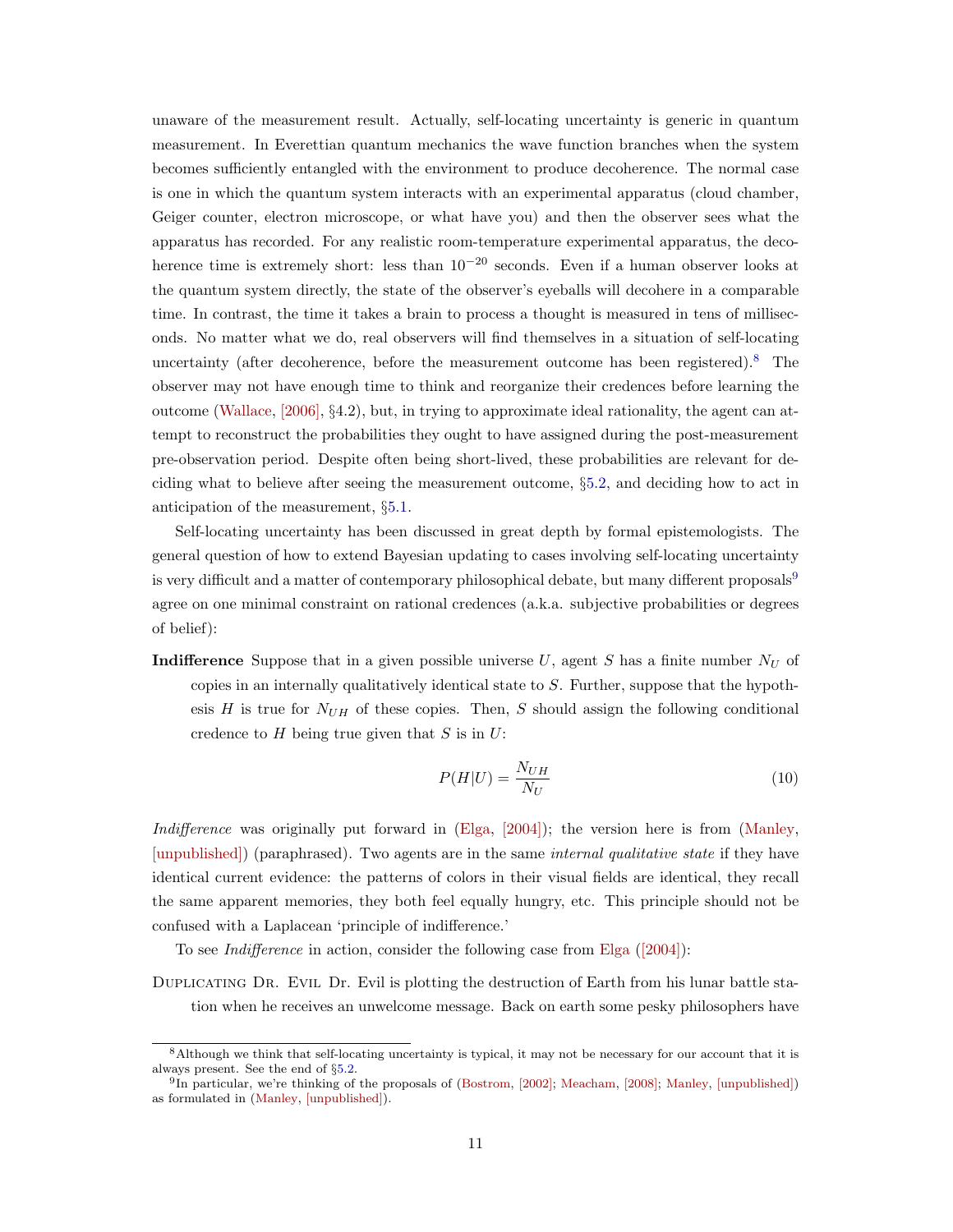unaware of the measurement result. Actually, self-locating uncertainty is generic in quantum measurement. In Everettian quantum mechanics the wave function branches when the system becomes sufficiently entangled with the environment to produce decoherence. The normal case is one in which the quantum system interacts with an experimental apparatus (cloud chamber, Geiger counter, electron microscope, or what have you) and then the observer sees what the apparatus has recorded. For any realistic room-temperature experimental apparatus, the decoherence time is extremely short: less than $10^{-20}$ seconds. Even if a human observer looks at the quantum system directly, the state of the observer's eyeballs will decohere in a comparable time. In contrast, the time it takes a brain to process a thought is measured in tens of milliseconds. No matter what we do, real observers will find themselves in a situation of self-locating uncertainty (after decoherence, before the measurement outcome has been registered).[8] The observer may not have enough time to think and reorganize their credences before learning the outcome (Wallace, [2006], §4.2), but, in trying to approximate ideal rationality, the agent can attempt to reconstruct the probabilities they ought to have assigned during the post-measurement pre-observation period. Despite often being short-lived, these probabilities are relevant for deciding what to believe after seeing the measurement outcome, §5.2, and deciding how to act in anticipation of the measurement, §5.1.

Self-locating uncertainty has been discussed in great depth by formal epistemologists. The general question of how to extend Bayesian updating to cases involving self-locating uncertainty is very difficult and a matter of contemporary philosophical debate, but many different proposals[9] agree on one minimal constraint on rational credences (a.k.a. subjective probabilities or degrees of belief):

**Indifference** Suppose that in a given possible universe $U$, agent $S$ has a finite number $N_U$ of copies in an internally qualitatively identical state to $S$. Further, suppose that the hypothesis $H$ is true for $N_{UH}$ of these copies. Then, $S$ should assign the following conditional credence to $H$ being true given that $S$ is in $U$:

$$P(H|U) = \frac{N_{UH}}{N_U} \tag{10}$$

*Indifference* was originally put forward in (Elga, [2004]); the version here is from (Manley, [unpublished]) (paraphrased). Two agents are in the same *internal qualitative state* if they have identical current evidence: the patterns of colors in their visual fields are identical, they recall the same apparent memories, they both feel equally hungry, etc. This principle should not be confused with a Laplacean 'principle of indifference.'

To see *Indifference* in action, consider the following case from Elga ([2004]):

Duplicating Dr. Evil Dr. Evil is plotting the destruction of Earth from his lunar battle station when he receives an unwelcome message. Back on earth some pesky philosophers have

[8] Although we think that self-locating uncertainty is typical, it may not be necessary for our account that it is always present. See the end of §5.2.

[9] In particular, we're thinking of the proposals of (Bostrom, [2002]; Meacham, [2008]; Manley, [unpublished]) as formulated in (Manley, [unpublished]).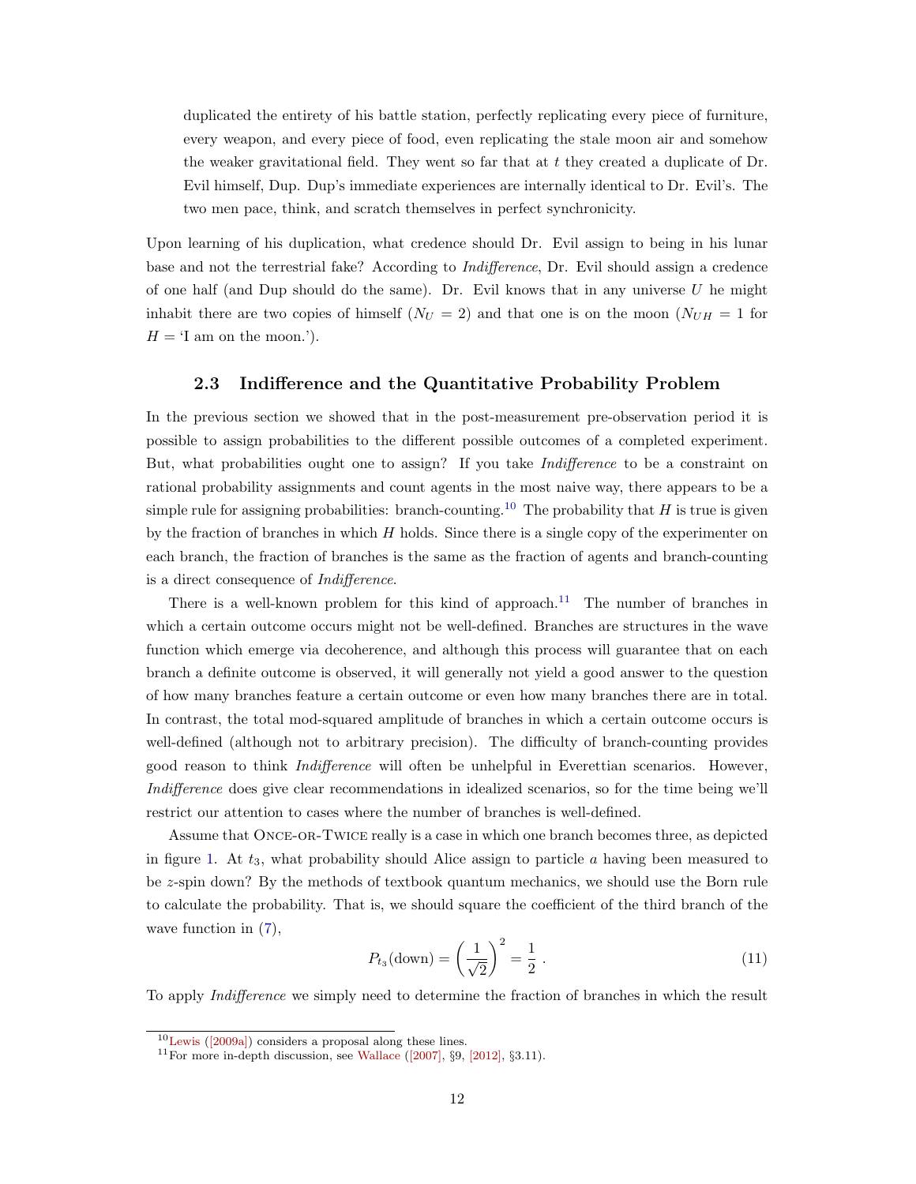> duplicated the entirety of his battle station, perfectly replicating every piece of furniture, every weapon, and every piece of food, even replicating the stale moon air and somehow the weaker gravitational field. They went so far that at $t$ they created a duplicate of Dr. Evil himself, Dup. Dup's immediate experiences are internally identical to Dr. Evil's. The two men pace, think, and scratch themselves in perfect synchronicity.

Upon learning of his duplication, what credence should Dr. Evil assign to being in his lunar base and not the terrestrial fake? According to *Indifference*, Dr. Evil should assign a credence of one half (and Dup should do the same). Dr. Evil knows that in any universe $U$ he might inhabit there are two copies of himself ($N_U = 2$) and that one is on the moon ($N_{UH} = 1$ for $H =$ 'I am on the moon.').

### 2.3 Indifference and the Quantitative Probability Problem

In the previous section we showed that in the post-measurement pre-observation period it is possible to assign probabilities to the different possible outcomes of a completed experiment. But, what probabilities ought one to assign? If you take *Indifference* to be a constraint on rational probability assignments and count agents in the most naive way, there appears to be a simple rule for assigning probabilities: branch-counting.[10] The probability that $H$ is true is given by the fraction of branches in which $H$ holds. Since there is a single copy of the experimenter on each branch, the fraction of branches is the same as the fraction of agents and branch-counting is a direct consequence of *Indifference*.

There is a well-known problem for this kind of approach.[11] The number of branches in which a certain outcome occurs might not be well-defined. Branches are structures in the wave function which emerge via decoherence, and although this process will guarantee that on each branch a definite outcome is observed, it will generally not yield a good answer to the question of how many branches feature a certain outcome or even how many branches there are in total. In contrast, the total mod-squared amplitude of branches in which a certain outcome occurs is well-defined (although not to arbitrary precision). The difficulty of branch-counting provides good reason to think *Indifference* will often be unhelpful in Everettian scenarios. However, *Indifference* does give clear recommendations in idealized scenarios, so for the time being we'll restrict our attention to cases where the number of branches is well-defined.

Assume that Once-or-Twice really is a case in which one branch becomes three, as depicted in figure 1. At $t_3$, what probability should Alice assign to particle $a$ having been measured to be $z$-spin down? By the methods of textbook quantum mechanics, we should use the Born rule to calculate the probability. That is, we should square the coefficient of the third branch of the wave function in (7),

$$P_{t_3}(\text{down}) = \left(\frac{1}{\sqrt{2}}\right)^2 = \frac{1}{2}\ . \tag{11}$$

To apply *Indifference* we simply need to determine the fraction of branches in which the result

[10] Lewis ([2009a]) considers a proposal along these lines.

[11] For more in-depth discussion, see Wallace ([2007], §9, [2012], §3.11).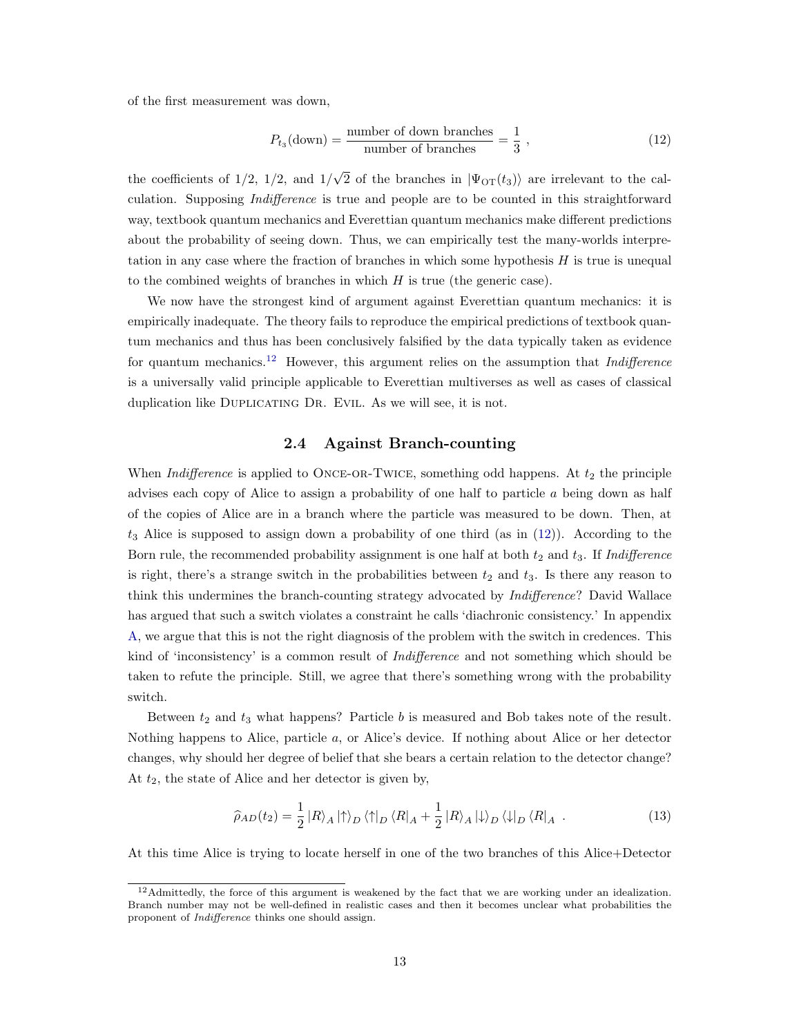of the first measurement was down,

$$P_{t_3}(\text{down}) = \frac{\text{number of down branches}}{\text{number of branches}} = \frac{1}{3} \ , \tag{12}$$

the coefficients of $1/2$, $1/2$, and $1/\sqrt{2}$ of the branches in $|\Psi_{\text{OT}}(t_3)\rangle$ are irrelevant to the calculation. Supposing *Indifference* is true and people are to be counted in this straightforward way, textbook quantum mechanics and Everettian quantum mechanics make different predictions about the probability of seeing down. Thus, we can empirically test the many-worlds interpretation in any case where the fraction of branches in which some hypothesis $H$ is true is unequal to the combined weights of branches in which $H$ is true (the generic case).

We now have the strongest kind of argument against Everettian quantum mechanics: it is empirically inadequate. The theory fails to reproduce the empirical predictions of textbook quantum mechanics and thus has been conclusively falsified by the data typically taken as evidence for quantum mechanics.[12] However, this argument relies on the assumption that *Indifference* is a universally valid principle applicable to Everettian multiverses as well as cases of classical duplication like Duplicating Dr. Evil. As we will see, it is not.

### 2.4 Against Branch-counting

When *Indifference* is applied to Once-or-Twice, something odd happens. At $t_2$ the principle advises each copy of Alice to assign a probability of one half to particle $a$ being down as half of the copies of Alice are in a branch where the particle was measured to be down. Then, at $t_3$ Alice is supposed to assign down a probability of one third (as in (12)). According to the Born rule, the recommended probability assignment is one half at both $t_2$ and $t_3$. If *Indifference* is right, there's a strange switch in the probabilities between $t_2$ and $t_3$. Is there any reason to think this undermines the branch-counting strategy advocated by *Indifference*? David Wallace has argued that such a switch violates a constraint he calls 'diachronic consistency.' In appendix A, we argue that this is not the right diagnosis of the problem with the switch in credences. This kind of 'inconsistency' is a common result of *Indifference* and not something which should be taken to refute the principle. Still, we agree that there's something wrong with the probability switch.

Between $t_2$ and $t_3$ what happens? Particle $b$ is measured and Bob takes note of the result. Nothing happens to Alice, particle $a$, or Alice's device. If nothing about Alice or her detector changes, why should her degree of belief that she bears a certain relation to the detector change? At $t_2$, the state of Alice and her detector is given by,

$$\widehat{\rho}_{AD}(t_2) = \frac{1}{2}\, |R\rangle_A |\uparrow\rangle_D \langle\uparrow|_D \langle R|_A + \frac{1}{2}\, |R\rangle_A |\downarrow\rangle_D \langle\downarrow|_D \langle R|_A \ . \tag{13}$$

At this time Alice is trying to locate herself in one of the two branches of this Alice+Detector

[12] Admittedly, the force of this argument is weakened by the fact that we are working under an idealization. Branch number may not be well-defined in realistic cases and then it becomes unclear what probabilities the proponent of *Indifference* thinks one should assign.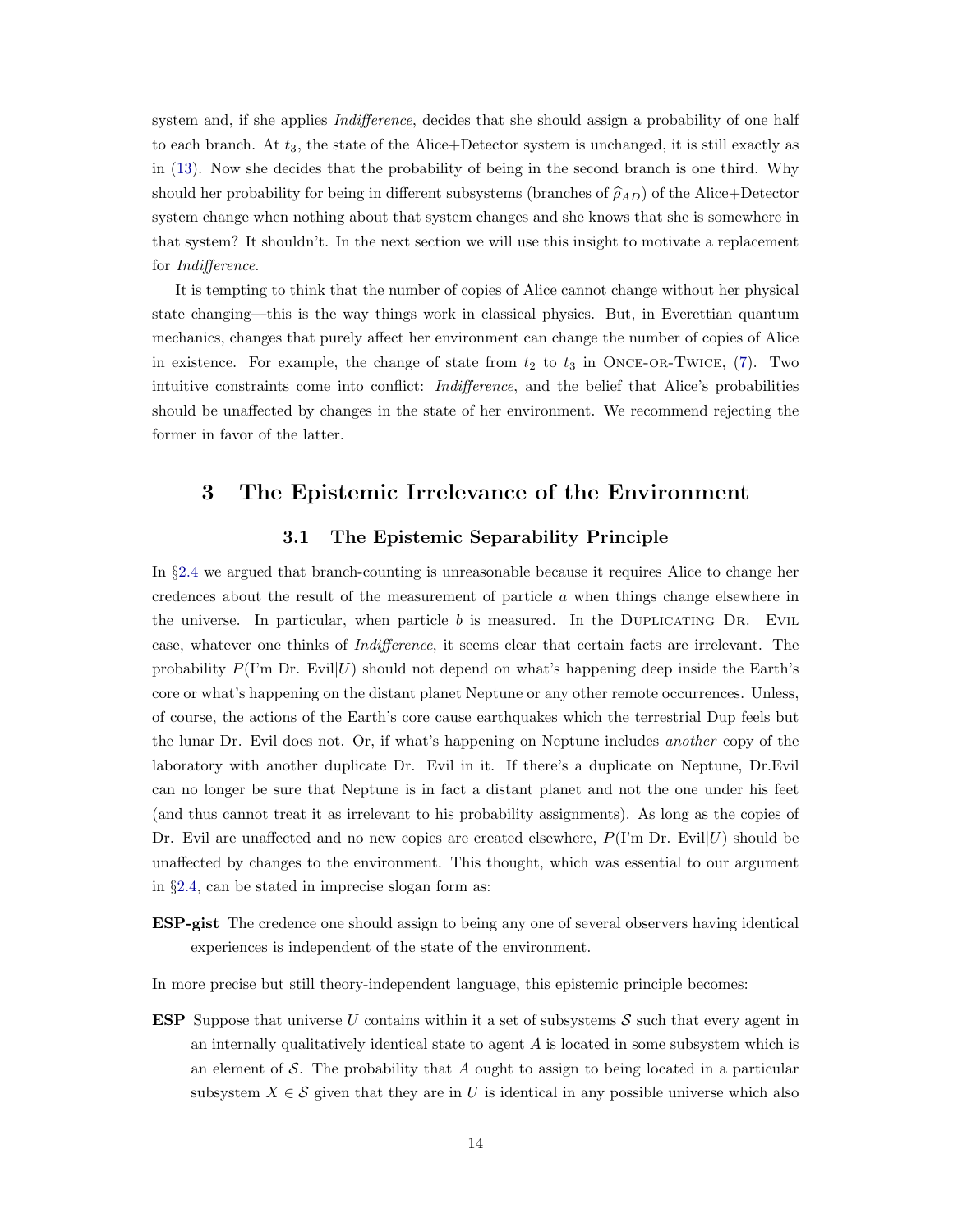system and, if she applies *Indifference*, decides that she should assign a probability of one half to each branch. At $t_3$, the state of the Alice+Detector system is unchanged, it is still exactly as in (13). Now she decides that the probability of being in the second branch is one third. Why should her probability for being in different subsystems (branches of $\widehat{\rho}_{AD}$) of the Alice+Detector system change when nothing about that system changes and she knows that she is somewhere in that system? It shouldn't. In the next section we will use this insight to motivate a replacement for *Indifference*.

It is tempting to think that the number of copies of Alice cannot change without her physical state changing—this is the way things work in classical physics. But, in Everettian quantum mechanics, changes that purely affect her environment can change the number of copies of Alice in existence. For example, the change of state from $t_2$ to $t_3$ in Once-or-Twice, (7). Two intuitive constraints come into conflict: *Indifference*, and the belief that Alice's probabilities should be unaffected by changes in the state of her environment. We recommend rejecting the former in favor of the latter.

## 3 The Epistemic Irrelevance of the Environment

### 3.1 The Epistemic Separability Principle

In §2.4 we argued that branch-counting is unreasonable because it requires Alice to change her credences about the result of the measurement of particle $a$ when things change elsewhere in the universe. In particular, when particle $b$ is measured. In the Duplicating Dr. Evil case, whatever one thinks of *Indifference*, it seems clear that certain facts are irrelevant. The probability $P(\text{I'm Dr. Evil}|U)$ should not depend on what's happening deep inside the Earth's core or what's happening on the distant planet Neptune or any other remote occurrences. Unless, of course, the actions of the Earth's core cause earthquakes which the terrestrial Dup feels but the lunar Dr. Evil does not. Or, if what's happening on Neptune includes *another* copy of the laboratory with another duplicate Dr. Evil in it. If there's a duplicate on Neptune, Dr.Evil can no longer be sure that Neptune is in fact a distant planet and not the one under his feet (and thus cannot treat it as irrelevant to his probability assignments). As long as the copies of Dr. Evil are unaffected and no new copies are created elsewhere, $P(\text{I'm Dr. Evil}|U)$ should be unaffected by changes to the environment. This thought, which was essential to our argument in §2.4, can be stated in imprecise slogan form as:

**ESP-gist** The credence one should assign to being any one of several observers having identical experiences is independent of the state of the environment.

In more precise but still theory-independent language, this epistemic principle becomes:

**ESP** Suppose that universe $U$ contains within it a set of subsystems $\mathcal{S}$ such that every agent in an internally qualitatively identical state to agent $A$ is located in some subsystem which is an element of $\mathcal{S}$. The probability that $A$ ought to assign to being located in a particular subsystem $X \in \mathcal{S}$ given that they are in $U$ is identical in any possible universe which also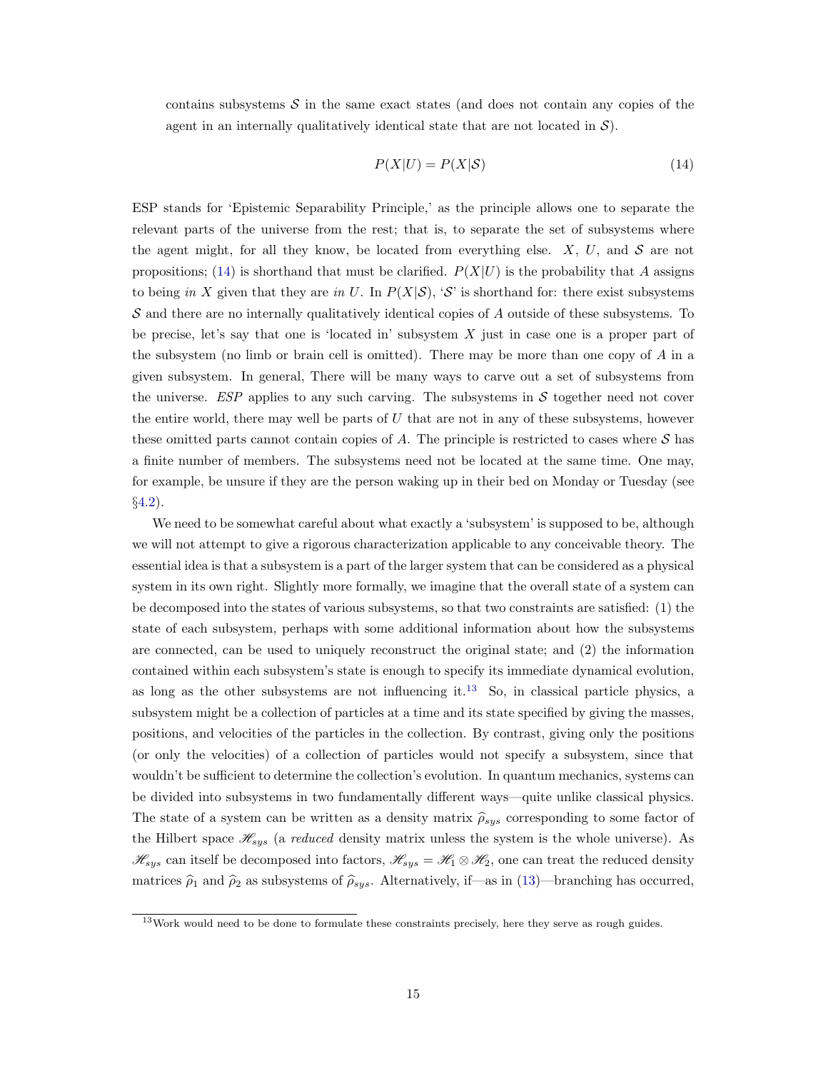contains subsystems $\mathcal{S}$ in the same exact states (and does not contain any copies of the agent in an internally qualitatively identical state that are not located in $\mathcal{S}$).

$$P(X|U) = P(X|\mathcal{S}) \tag{14}$$

ESP stands for 'Epistemic Separability Principle,' as the principle allows one to separate the relevant parts of the universe from the rest; that is, to separate the set of subsystems where the agent might, for all they know, be located from everything else. $X$, $U$, and $\mathcal{S}$ are not propositions; (14) is shorthand that must be clarified. $P(X|U)$ is the probability that $A$ assigns to being *in* $X$ given that they are *in* $U$. In $P(X|\mathcal{S})$, '$\mathcal{S}$' is shorthand for: there exist subsystems $\mathcal{S}$ and there are no internally qualitatively identical copies of $A$ outside of these subsystems. To be precise, let's say that one is 'located in' subsystem $X$ just in case one is a proper part of the subsystem (no limb or brain cell is omitted). There may be more than one copy of $A$ in a given subsystem. In general, There will be many ways to carve out a set of subsystems from the universe. *ESP* applies to any such carving. The subsystems in $\mathcal{S}$ together need not cover the entire world, there may well be parts of $U$ that are not in any of these subsystems, however these omitted parts cannot contain copies of $A$. The principle is restricted to cases where $\mathcal{S}$ has a finite number of members. The subsystems need not be located at the same time. One may, for example, be unsure if they are the person waking up in their bed on Monday or Tuesday (see §4.2).

We need to be somewhat careful about what exactly a 'subsystem' is supposed to be, although we will not attempt to give a rigorous characterization applicable to any conceivable theory. The essential idea is that a subsystem is a part of the larger system that can be considered as a physical system in its own right. Slightly more formally, we imagine that the overall state of a system can be decomposed into the states of various subsystems, so that two constraints are satisfied: (1) the state of each subsystem, perhaps with some additional information about how the subsystems are connected, can be used to uniquely reconstruct the original state; and (2) the information contained within each subsystem's state is enough to specify its immediate dynamical evolution, as long as the other subsystems are not influencing it.[13] So, in classical particle physics, a subsystem might be a collection of particles at a time and its state specified by giving the masses, positions, and velocities of the particles in the collection. By contrast, giving only the positions (or only the velocities) of a collection of particles would not specify a subsystem, since that wouldn't be sufficient to determine the collection's evolution. In quantum mechanics, systems can be divided into subsystems in two fundamentally different ways—quite unlike classical physics. The state of a system can be written as a density matrix $\widehat{\rho}_{sys}$ corresponding to some factor of the Hilbert space $\mathscr{H}_{sys}$ (a *reduced* density matrix unless the system is the whole universe). As $\mathscr{H}_{sys}$ can itself be decomposed into factors, $\mathscr{H}_{sys} = \mathscr{H}_1 \otimes \mathscr{H}_2$, one can treat the reduced density matrices $\widehat{\rho}_1$ and $\widehat{\rho}_2$ as subsystems of $\widehat{\rho}_{sys}$. Alternatively, if—as in (13)—branching has occurred,

[13] Work would need to be done to formulate these constraints precisely, here they serve as rough guides.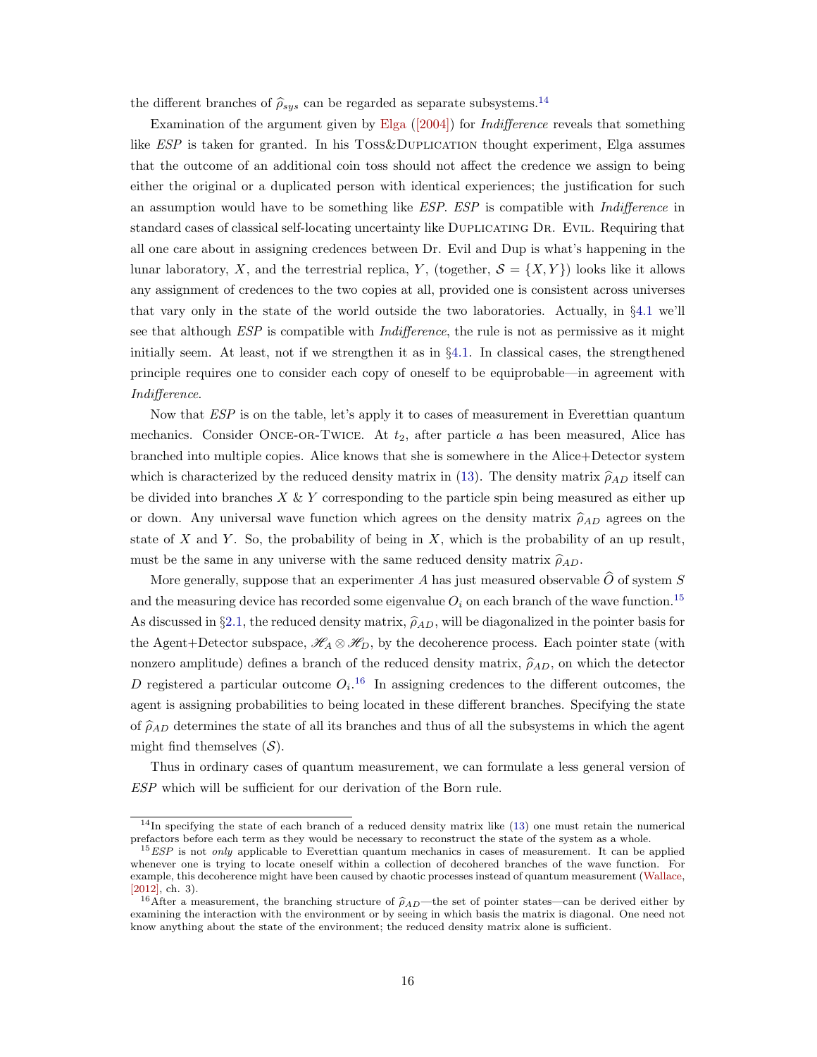the different branches of $\widehat{\rho}_{sys}$ can be regarded as separate subsystems.[14]

Examination of the argument given by Elga ([2004]) for *Indifference* reveals that something like *ESP* is taken for granted. In his Toss&Duplication thought experiment, Elga assumes that the outcome of an additional coin toss should not affect the credence we assign to being either the original or a duplicated person with identical experiences; the justification for such an assumption would have to be something like *ESP*. *ESP* is compatible with *Indifference* in standard cases of classical self-locating uncertainty like Duplicating Dr. Evil. Requiring that all one care about in assigning credences between Dr. Evil and Dup is what's happening in the lunar laboratory, $X$, and the terrestrial replica, $Y$, (together, $\mathcal{S} = \{X, Y\}$) looks like it allows any assignment of credences to the two copies at all, provided one is consistent across universes that vary only in the state of the world outside the two laboratories. Actually, in §4.1 we'll see that although *ESP* is compatible with *Indifference*, the rule is not as permissive as it might initially seem. At least, not if we strengthen it as in §4.1. In classical cases, the strengthened principle requires one to consider each copy of oneself to be equiprobable—in agreement with *Indifference*.

Now that *ESP* is on the table, let's apply it to cases of measurement in Everettian quantum mechanics. Consider Once-or-Twice. At $t_2$, after particle $a$ has been measured, Alice has branched into multiple copies. Alice knows that she is somewhere in the Alice+Detector system which is characterized by the reduced density matrix in (13). The density matrix $\widehat{\rho}_{AD}$ itself can be divided into branches $X$ & $Y$ corresponding to the particle spin being measured as either up or down. Any universal wave function which agrees on the density matrix $\widehat{\rho}_{AD}$ agrees on the state of $X$ and $Y$. So, the probability of being in $X$, which is the probability of an up result, must be the same in any universe with the same reduced density matrix $\widehat{\rho}_{AD}$.

More generally, suppose that an experimenter $A$ has just measured observable $\widehat{O}$ of system $S$ and the measuring device has recorded some eigenvalue $O_i$ on each branch of the wave function.[15] As discussed in §2.1, the reduced density matrix, $\widehat{\rho}_{AD}$, will be diagonalized in the pointer basis for the Agent+Detector subspace, $\mathscr{H}_A \otimes \mathscr{H}_D$, by the decoherence process. Each pointer state (with nonzero amplitude) defines a branch of the reduced density matrix, $\widehat{\rho}_{AD}$, on which the detector $D$ registered a particular outcome $O_i$.[16] In assigning credences to the different outcomes, the agent is assigning probabilities to being located in these different branches. Specifying the state of $\widehat{\rho}_{AD}$ determines the state of all its branches and thus of all the subsystems in which the agent might find themselves ($\mathcal{S}$).

Thus in ordinary cases of quantum measurement, we can formulate a less general version of *ESP* which will be sufficient for our derivation of the Born rule.

---

[14] In specifying the state of each branch of a reduced density matrix like (13) one must retain the numerical prefactors before each term as they would be necessary to reconstruct the state of the system as a whole.

[15] *ESP* is not *only* applicable to Everettian quantum mechanics in cases of measurement. It can be applied whenever one is trying to locate oneself within a collection of decohered branches of the wave function. For example, this decoherence might have been caused by chaotic processes instead of quantum measurement (Wallace, [2012], ch. 3).

[16] After a measurement, the branching structure of $\widehat{\rho}_{AD}$—the set of pointer states—can be derived either by examining the interaction with the environment or by seeing in which basis the matrix is diagonal. One need not know anything about the state of the environment; the reduced density matrix alone is sufficient.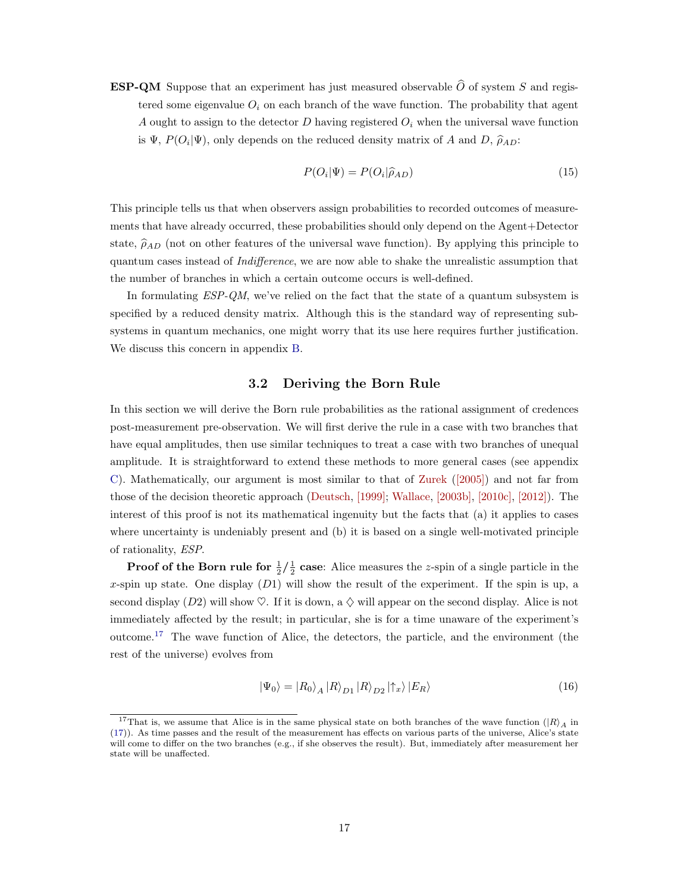**ESP-QM** Suppose that an experiment has just measured observable $\widehat{O}$ of system $S$ and registered some eigenvalue $O_i$ on each branch of the wave function. The probability that agent $A$ ought to assign to the detector $D$ having registered $O_i$ when the universal wave function is $\Psi$, $P(O_i|\Psi)$, only depends on the reduced density matrix of $A$ and $D$, $\widehat{\rho}_{AD}$:

$$P(O_i|\Psi) = P(O_i|\widehat{\rho}_{AD}) \tag{15}$$

This principle tells us that when observers assign probabilities to recorded outcomes of measurements that have already occurred, these probabilities should only depend on the Agent+Detector state, $\widehat{\rho}_{AD}$ (not on other features of the universal wave function). By applying this principle to quantum cases instead of *Indifference*, we are now able to shake the unrealistic assumption that the number of branches in which a certain outcome occurs is well-defined.

In formulating *ESP-QM*, we've relied on the fact that the state of a quantum subsystem is specified by a reduced density matrix. Although this is the standard way of representing subsystems in quantum mechanics, one might worry that its use here requires further justification. We discuss this concern in appendix B.

### 3.2 Deriving the Born Rule

In this section we will derive the Born rule probabilities as the rational assignment of credences post-measurement pre-observation. We will first derive the rule in a case with two branches that have equal amplitudes, then use similar techniques to treat a case with two branches of unequal amplitude. It is straightforward to extend these methods to more general cases (see appendix C). Mathematically, our argument is most similar to that of Zurek ([2005]) and not far from those of the decision theoretic approach (Deutsch, [1999]; Wallace, [2003b], [2010c], [2012]). The interest of this proof is not its mathematical ingenuity but the facts that (a) it applies to cases where uncertainty is undeniably present and (b) it is based on a single well-motivated principle of rationality, *ESP*.

**Proof of the Born rule for $\frac{1}{2}/\frac{1}{2}$ case**: Alice measures the $z$-spin of a single particle in the $x$-spin up state. One display ($D1$) will show the result of the experiment. If the spin is up, a second display ($D2$) will show ♡. If it is down, a ♢ will appear on the second display. Alice is not immediately affected by the result; in particular, she is for a time unaware of the experiment's outcome.[17] The wave function of Alice, the detectors, the particle, and the environment (the rest of the universe) evolves from

$$|\Psi_0\rangle = |R_0\rangle_A |R\rangle_{D1} |R\rangle_{D2} |\uparrow_x\rangle |E_R\rangle \tag{16}$$

[17] That is, we assume that Alice is in the same physical state on both branches of the wave function ($|R\rangle_A$ in (17)). As time passes and the result of the measurement has effects on various parts of the universe, Alice's state will come to differ on the two branches (e.g., if she observes the result). But, immediately after measurement her state will be unaffected.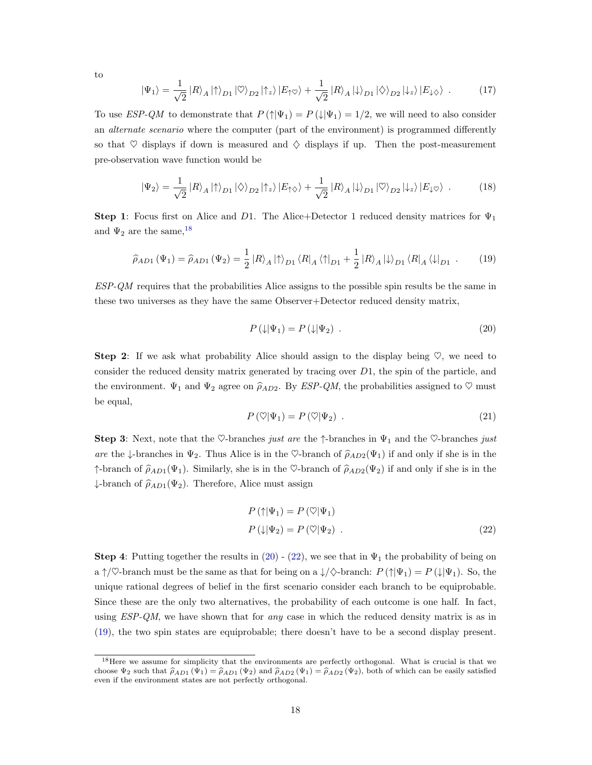to

$$|\Psi_1\rangle = \frac{1}{\sqrt{2}} |R\rangle_A |\uparrow\rangle_{D1} |\heartsuit\rangle_{D2} |\uparrow_z\rangle |E_{\uparrow\heartsuit}\rangle + \frac{1}{\sqrt{2}} |R\rangle_A |\downarrow\rangle_{D1} |\diamondsuit\rangle_{D2} |\downarrow_z\rangle |E_{\downarrow\diamondsuit}\rangle \ . \tag{17}$$

To use *ESP-QM* to demonstrate that $P(\uparrow|\Psi_1) = P(\downarrow|\Psi_1) = 1/2$, we will need to also consider an *alternate scenario* where the computer (part of the environment) is programmed differently so that $\heartsuit$ displays if down is measured and $\diamondsuit$ displays if up. Then the post-measurement pre-observation wave function would be

$$|\Psi_2\rangle = \frac{1}{\sqrt{2}} |R\rangle_A |\uparrow\rangle_{D1} |\diamondsuit\rangle_{D2} |\uparrow_z\rangle |E_{\uparrow\diamondsuit}\rangle + \frac{1}{\sqrt{2}} |R\rangle_A |\downarrow\rangle_{D1} |\heartsuit\rangle_{D2} |\downarrow_z\rangle |E_{\downarrow\heartsuit}\rangle \ . \tag{18}$$

**Step 1**: Focus first on Alice and $D1$. The Alice+Detector 1 reduced density matrices for $\Psi_1$ and $\Psi_2$ are the same,[18]

$$\widehat{\rho}_{AD1}(\Psi_1) = \widehat{\rho}_{AD1}(\Psi_2) = \frac{1}{2} |R\rangle_A |\uparrow\rangle_{D1} \langle R|_A \langle\uparrow|_{D1} + \frac{1}{2} |R\rangle_A |\downarrow\rangle_{D1} \langle R|_A \langle\downarrow|_{D1} \ . \tag{19}$$

*ESP-QM* requires that the probabilities Alice assigns to the possible spin results be the same in these two universes as they have the same Observer+Detector reduced density matrix,

$$P(\downarrow|\Psi_1) = P(\downarrow|\Psi_2) \ . \tag{20}$$

**Step 2**: If we ask what probability Alice should assign to the display being $\heartsuit$, we need to consider the reduced density matrix generated by tracing over $D1$, the spin of the particle, and the environment. $\Psi_1$ and $\Psi_2$ agree on $\widehat{\rho}_{AD2}$. By *ESP-QM*, the probabilities assigned to $\heartsuit$ must be equal,

$$P(\heartsuit|\Psi_1) = P(\heartsuit|\Psi_2) \ . \tag{21}$$

**Step 3**: Next, note that the $\heartsuit$-branches *just are* the $\uparrow$-branches in $\Psi_1$ and the $\heartsuit$-branches *just are* the $\downarrow$-branches in $\Psi_2$. Thus Alice is in the $\heartsuit$-branch of $\widehat{\rho}_{AD2}(\Psi_1)$ if and only if she is in the $\uparrow$-branch of $\widehat{\rho}_{AD1}(\Psi_1)$. Similarly, she is in the $\heartsuit$-branch of $\widehat{\rho}_{AD2}(\Psi_2)$ if and only if she is in the $\downarrow$-branch of $\widehat{\rho}_{AD1}(\Psi_2)$. Therefore, Alice must assign

$$\begin{aligned} P(\uparrow|\Psi_1) &= P(\heartsuit|\Psi_1) \\ P(\downarrow|\Psi_2) &= P(\heartsuit|\Psi_2) \ . \end{aligned} \tag{22}$$

**Step 4**: Putting together the results in (20) - (22), we see that in $\Psi_1$ the probability of being on a $\uparrow/\heartsuit$-branch must be the same as that for being on a $\downarrow/\diamondsuit$-branch: $P(\uparrow|\Psi_1) = P(\downarrow|\Psi_1)$. So, the unique rational degrees of belief in the first scenario consider each branch to be equiprobable. Since these are the only two alternatives, the probability of each outcome is one half. In fact, using *ESP-QM*, we have shown that for *any* case in which the reduced density matrix is as in (19), the two spin states are equiprobable; there doesn't have to be a second display present.

[18] Here we assume for simplicity that the environments are perfectly orthogonal. What is crucial is that we choose $\Psi_2$ such that $\widehat{\rho}_{AD1}(\Psi_1) = \widehat{\rho}_{AD1}(\Psi_2)$ and $\widehat{\rho}_{AD2}(\Psi_1) = \widehat{\rho}_{AD2}(\Psi_2)$, both of which can be easily satisfied even if the environment states are not perfectly orthogonal.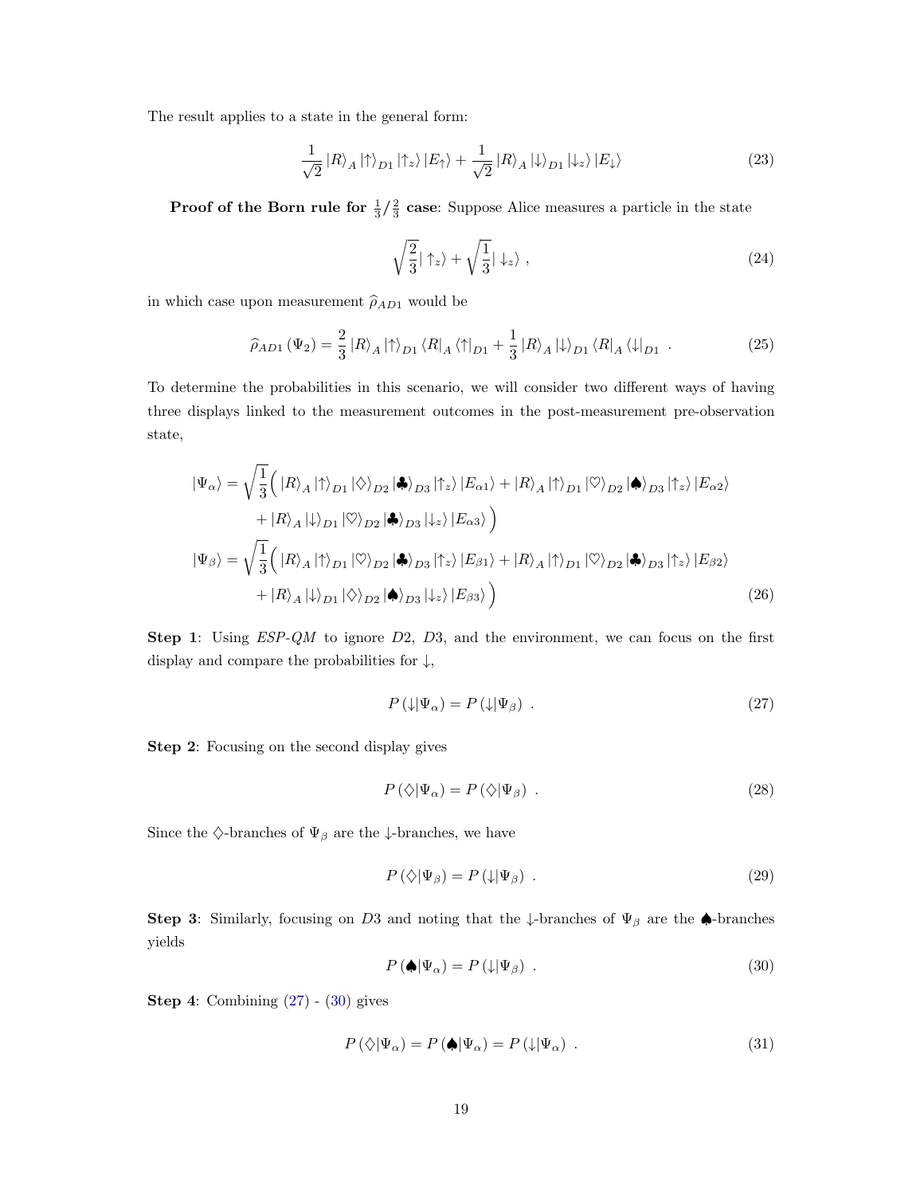The result applies to a state in the general form:

$$\frac{1}{\sqrt{2}} \left|R\right\rangle_A \left|\uparrow\right\rangle_{D1} \left|\uparrow_z\right\rangle \left|E_\uparrow\right\rangle + \frac{1}{\sqrt{2}} \left|R\right\rangle_A \left|\downarrow\right\rangle_{D1} \left|\downarrow_z\right\rangle \left|E_\downarrow\right\rangle \tag{23}$$

**Proof of the Born rule for $\frac{1}{3}/\frac{2}{3}$ case**: Suppose Alice measures a particle in the state

$$\sqrt{\frac{2}{3}}|\uparrow_z\rangle + \sqrt{\frac{1}{3}}|\downarrow_z\rangle \ , \tag{24}$$

in which case upon measurement $\widehat{\rho}_{AD1}$ would be

$$\widehat{\rho}_{AD1}\left(\Psi_2\right) = \frac{2}{3}\left|R\right\rangle_A \left|\uparrow\right\rangle_{D1} \left\langle R\right|_A \left\langle\uparrow\right|_{D1} + \frac{1}{3}\left|R\right\rangle_A \left|\downarrow\right\rangle_{D1} \left\langle R\right|_A \left\langle\downarrow\right|_{D1} \ . \tag{25}$$

To determine the probabilities in this scenario, we will consider two different ways of having three displays linked to the measurement outcomes in the post-measurement pre-observation state,

$$\begin{aligned}
\left|\Psi_\alpha\right\rangle = \sqrt{\frac{1}{3}}\Big( & \left|R\right\rangle_A \left|\uparrow\right\rangle_{D1} \left|\diamondsuit\right\rangle_{D2} \left|\clubsuit\right\rangle_{D3} \left|\uparrow_z\right\rangle \left|E_{\alpha 1}\right\rangle + \left|R\right\rangle_A \left|\uparrow\right\rangle_{D1} \left|\heartsuit\right\rangle_{D2} \left|\spadesuit\right\rangle_{D3} \left|\uparrow_z\right\rangle \left|E_{\alpha 2}\right\rangle \\
& + \left|R\right\rangle_A \left|\downarrow\right\rangle_{D1} \left|\heartsuit\right\rangle_{D2} \left|\clubsuit\right\rangle_{D3} \left|\downarrow_z\right\rangle \left|E_{\alpha 3}\right\rangle \Big) \\
\left|\Psi_\beta\right\rangle = \sqrt{\frac{1}{3}}\Big( & \left|R\right\rangle_A \left|\uparrow\right\rangle_{D1} \left|\heartsuit\right\rangle_{D2} \left|\clubsuit\right\rangle_{D3} \left|\uparrow_z\right\rangle \left|E_{\beta 1}\right\rangle + \left|R\right\rangle_A \left|\uparrow\right\rangle_{D1} \left|\heartsuit\right\rangle_{D2} \left|\clubsuit\right\rangle_{D3} \left|\uparrow_z\right\rangle \left|E_{\beta 2}\right\rangle \\
& + \left|R\right\rangle_A \left|\downarrow\right\rangle_{D1} \left|\diamondsuit\right\rangle_{D2} \left|\spadesuit\right\rangle_{D3} \left|\downarrow_z\right\rangle \left|E_{\beta 3}\right\rangle \Big)
\end{aligned} \tag{26}$$

**Step 1**: Using *ESP-QM* to ignore $D2$, $D3$, and the environment, we can focus on the first display and compare the probabilities for $\downarrow$,

$$P\left(\downarrow|\Psi_\alpha\right) = P\left(\downarrow|\Psi_\beta\right) \ . \tag{27}$$

**Step 2**: Focusing on the second display gives

$$P\left(\diamondsuit|\Psi_\alpha\right) = P\left(\diamondsuit|\Psi_\beta\right) \ . \tag{28}$$

Since the $\diamondsuit$-branches of $\Psi_\beta$ are the $\downarrow$-branches, we have

$$P\left(\diamondsuit|\Psi_\beta\right) = P\left(\downarrow|\Psi_\beta\right) \ . \tag{29}$$

**Step 3**: Similarly, focusing on $D3$ and noting that the $\downarrow$-branches of $\Psi_\beta$ are the $\spadesuit$-branches yields

$$P\left(\spadesuit|\Psi_\alpha\right) = P\left(\downarrow|\Psi_\beta\right) \ . \tag{30}$$

**Step 4**: Combining (27) - (30) gives

$$P\left(\diamondsuit|\Psi_\alpha\right) = P\left(\spadesuit|\Psi_\alpha\right) = P\left(\downarrow|\Psi_\alpha\right) \ . \tag{31}$$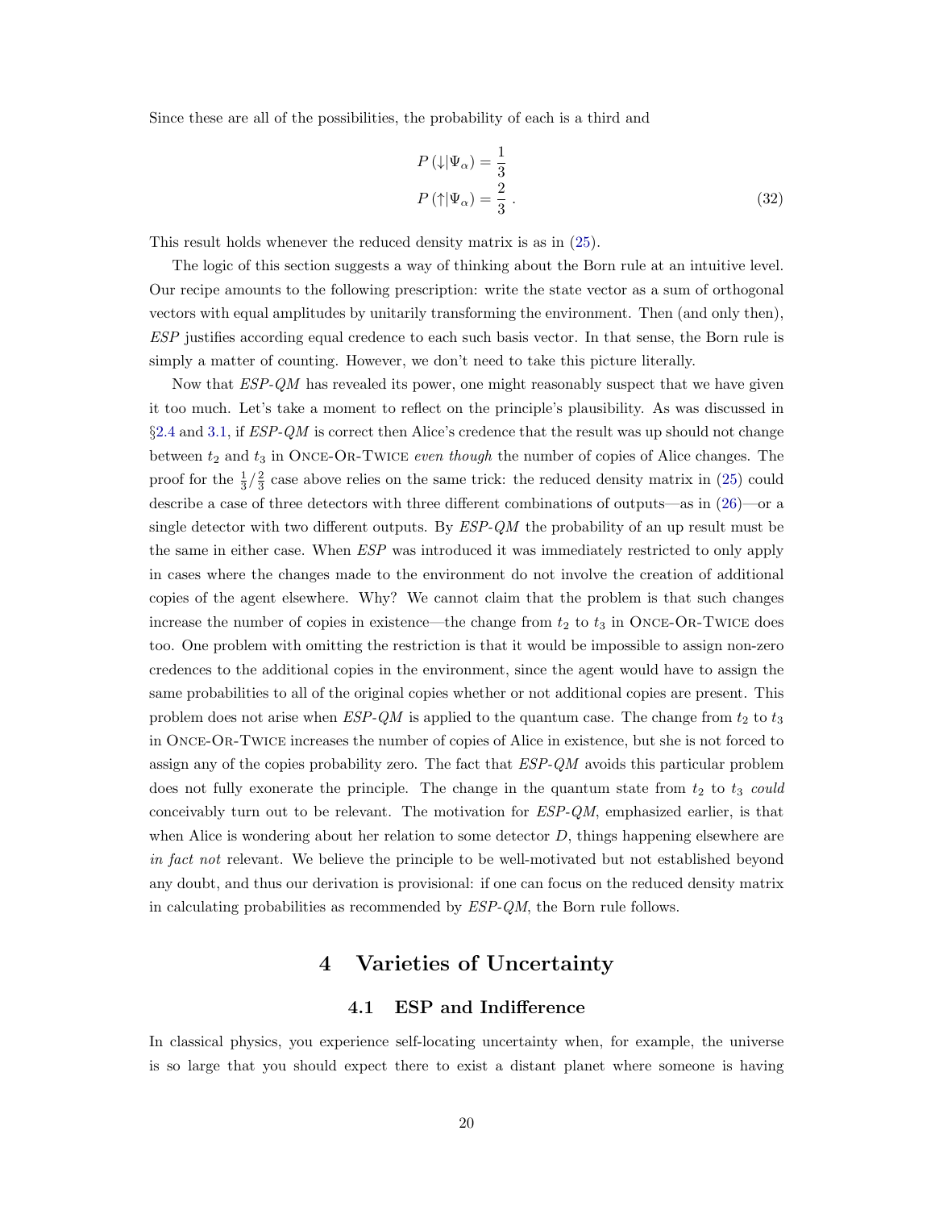Since these are all of the possibilities, the probability of each is a third and

$$
\begin{aligned}
P\left(\downarrow|\Psi_{\alpha}\right) &= \frac{1}{3} \\
P\left(\uparrow|\Psi_{\alpha}\right) &= \frac{2}{3}\ .
\end{aligned}
\tag{32}
$$

This result holds whenever the reduced density matrix is as in (25).

The logic of this section suggests a way of thinking about the Born rule at an intuitive level. Our recipe amounts to the following prescription: write the state vector as a sum of orthogonal vectors with equal amplitudes by unitarily transforming the environment. Then (and only then), *ESP* justifies according equal credence to each such basis vector. In that sense, the Born rule is simply a matter of counting. However, we don't need to take this picture literally.

Now that *ESP-QM* has revealed its power, one might reasonably suspect that we have given it too much. Let's take a moment to reflect on the principle's plausibility. As was discussed in §2.4 and 3.1, if *ESP-QM* is correct then Alice's credence that the result was up should not change between $t_2$ and $t_3$ in Once-Or-Twice *even though* the number of copies of Alice changes. The proof for the $\frac{1}{3}/\frac{2}{3}$ case above relies on the same trick: the reduced density matrix in (25) could describe a case of three detectors with three different combinations of outputs—as in (26)—or a single detector with two different outputs. By *ESP-QM* the probability of an up result must be the same in either case. When *ESP* was introduced it was immediately restricted to only apply in cases where the changes made to the environment do not involve the creation of additional copies of the agent elsewhere. Why? We cannot claim that the problem is that such changes increase the number of copies in existence—the change from $t_2$ to $t_3$ in Once-Or-Twice does too. One problem with omitting the restriction is that it would be impossible to assign non-zero credences to the additional copies in the environment, since the agent would have to assign the same probabilities to all of the original copies whether or not additional copies are present. This problem does not arise when *ESP-QM* is applied to the quantum case. The change from $t_2$ to $t_3$ in Once-Or-Twice increases the number of copies of Alice in existence, but she is not forced to assign any of the copies probability zero. The fact that *ESP-QM* avoids this particular problem does not fully exonerate the principle. The change in the quantum state from $t_2$ to $t_3$ *could* conceivably turn out to be relevant. The motivation for *ESP-QM*, emphasized earlier, is that when Alice is wondering about her relation to some detector $D$, things happening elsewhere are *in fact not* relevant. We believe the principle to be well-motivated but not established beyond any doubt, and thus our derivation is provisional: if one can focus on the reduced density matrix in calculating probabilities as recommended by *ESP-QM*, the Born rule follows.

# 4 Varieties of Uncertainty

## 4.1 ESP and Indifference

In classical physics, you experience self-locating uncertainty when, for example, the universe is so large that you should expect there to exist a distant planet where someone is having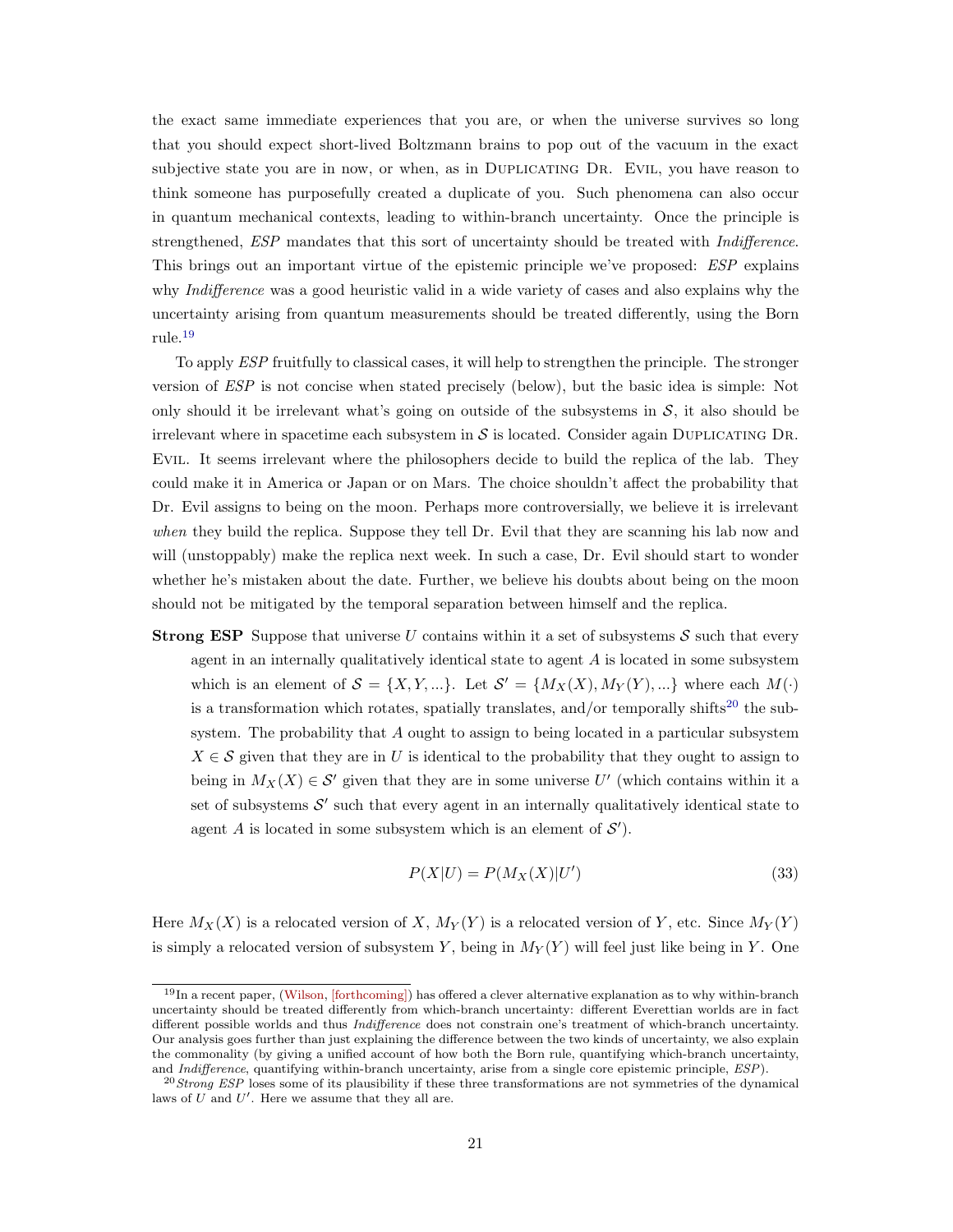the exact same immediate experiences that you are, or when the universe survives so long that you should expect short-lived Boltzmann brains to pop out of the vacuum in the exact subjective state you are in now, or when, as in Duplicating Dr. Evil, you have reason to think someone has purposefully created a duplicate of you. Such phenomena can also occur in quantum mechanical contexts, leading to within-branch uncertainty. Once the principle is strengthened, *ESP* mandates that this sort of uncertainty should be treated with *Indifference*. This brings out an important virtue of the epistemic principle we've proposed: *ESP* explains why *Indifference* was a good heuristic valid in a wide variety of cases and also explains why the uncertainty arising from quantum measurements should be treated differently, using the Born rule.[19]

To apply *ESP* fruitfully to classical cases, it will help to strengthen the principle. The stronger version of *ESP* is not concise when stated precisely (below), but the basic idea is simple: Not only should it be irrelevant what's going on outside of the subsystems in $\mathcal{S}$, it also should be irrelevant where in spacetime each subsystem in $\mathcal{S}$ is located. Consider again Duplicating Dr. Evil. It seems irrelevant where the philosophers decide to build the replica of the lab. They could make it in America or Japan or on Mars. The choice shouldn't affect the probability that Dr. Evil assigns to being on the moon. Perhaps more controversially, we believe it is irrelevant *when* they build the replica. Suppose they tell Dr. Evil that they are scanning his lab now and will (unstoppably) make the replica next week. In such a case, Dr. Evil should start to wonder whether he's mistaken about the date. Further, we believe his doubts about being on the moon should not be mitigated by the temporal separation between himself and the replica.

**Strong ESP** Suppose that universe $U$ contains within it a set of subsystems $\mathcal{S}$ such that every agent in an internally qualitatively identical state to agent $A$ is located in some subsystem which is an element of $\mathcal{S} = \{X, Y, ...\}$. Let $\mathcal{S}' = \{M_X(X), M_Y(Y), ...\}$ where each $M(\cdot)$ is a transformation which rotates, spatially translates, and/or temporally shifts[20] the subsystem. The probability that $A$ ought to assign to being located in a particular subsystem $X \in \mathcal{S}$ given that they are in $U$ is identical to the probability that they ought to assign to being in $M_X(X) \in \mathcal{S}'$ given that they are in some universe $U'$ (which contains within it a set of subsystems $\mathcal{S}'$ such that every agent in an internally qualitatively identical state to agent $A$ is located in some subsystem which is an element of $\mathcal{S}'$).

$$P(X|U) = P(M_X(X)|U') \tag{33}$$

Here $M_X(X)$ is a relocated version of $X$, $M_Y(Y)$ is a relocated version of $Y$, etc. Since $M_Y(Y)$ is simply a relocated version of subsystem $Y$, being in $M_Y(Y)$ will feel just like being in $Y$. One

---

[19] In a recent paper, (Wilson, [forthcoming]) has offered a clever alternative explanation as to why within-branch uncertainty should be treated differently from which-branch uncertainty: different Everettian worlds are in fact different possible worlds and thus *Indifference* does not constrain one's treatment of which-branch uncertainty. Our analysis goes further than just explaining the difference between the two kinds of uncertainty, we also explain the commonality (by giving a unified account of how both the Born rule, quantifying which-branch uncertainty, and *Indifference*, quantifying within-branch uncertainty, arise from a single core epistemic principle, *ESP*).

[20] *Strong ESP* loses some of its plausibility if these three transformations are not symmetries of the dynamical laws of $U$ and $U'$. Here we assume that they all are.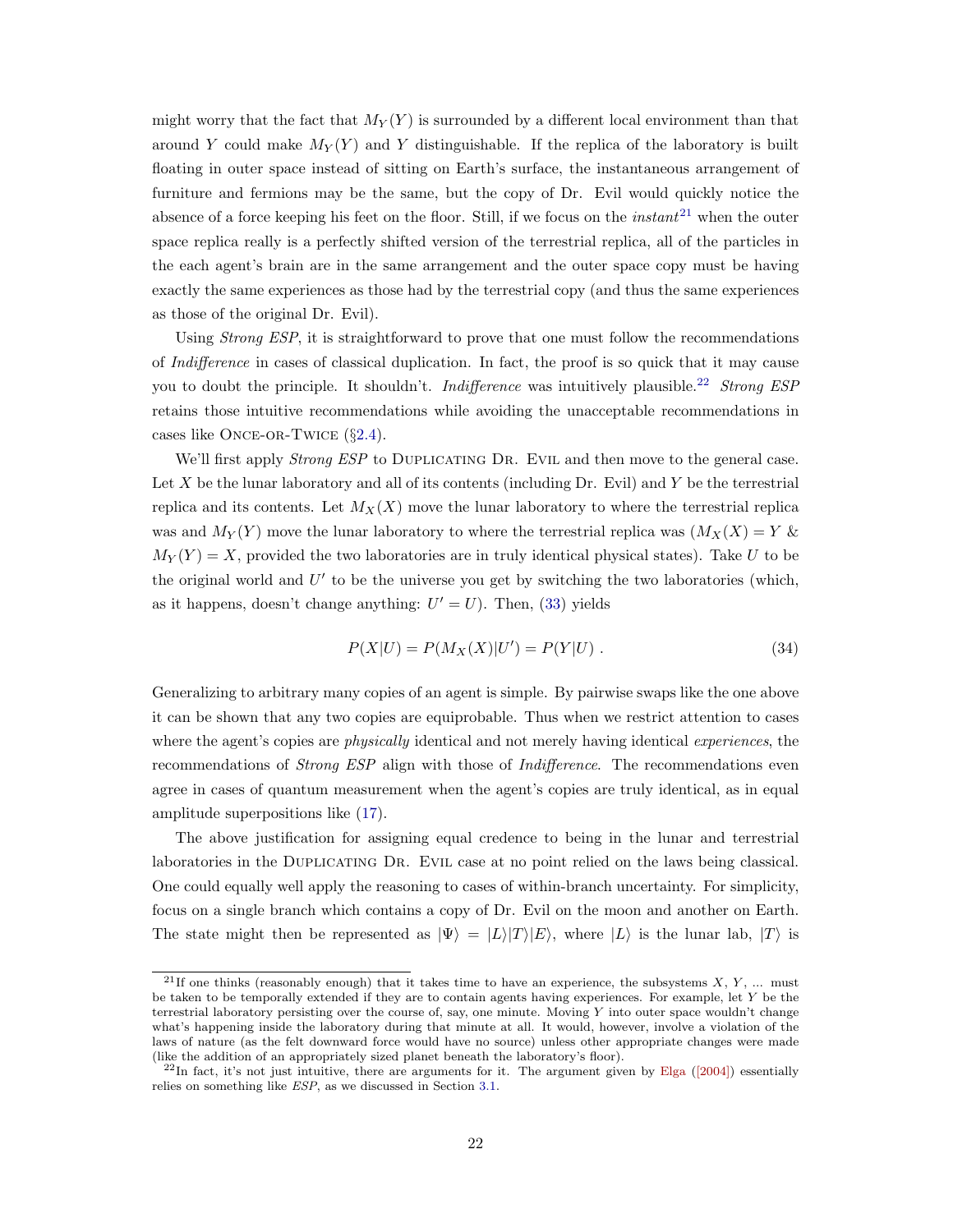might worry that the fact that $M_Y(Y)$ is surrounded by a different local environment than that around $Y$ could make $M_Y(Y)$ and $Y$ distinguishable. If the replica of the laboratory is built floating in outer space instead of sitting on Earth's surface, the instantaneous arrangement of furniture and fermions may be the same, but the copy of Dr. Evil would quickly notice the absence of a force keeping his feet on the floor. Still, if we focus on the *instant*[21] when the outer space replica really is a perfectly shifted version of the terrestrial replica, all of the particles in the each agent's brain are in the same arrangement and the outer space copy must be having exactly the same experiences as those had by the terrestrial copy (and thus the same experiences as those of the original Dr. Evil).

Using *Strong ESP*, it is straightforward to prove that one must follow the recommendations of *Indifference* in cases of classical duplication. In fact, the proof is so quick that it may cause you to doubt the principle. It shouldn't. *Indifference* was intuitively plausible.[22] *Strong ESP* retains those intuitive recommendations while avoiding the unacceptable recommendations in cases like Once-or-Twice (§2.4).

We'll first apply *Strong ESP* to Duplicating Dr. Evil and then move to the general case. Let $X$ be the lunar laboratory and all of its contents (including Dr. Evil) and $Y$ be the terrestrial replica and its contents. Let $M_X(X)$ move the lunar laboratory to where the terrestrial replica was and $M_Y(Y)$ move the lunar laboratory to where the terrestrial replica was ($M_X(X) = Y$ & $M_Y(Y) = X$, provided the two laboratories are in truly identical physical states). Take $U$ to be the original world and $U'$ to be the universe you get by switching the two laboratories (which, as it happens, doesn't change anything: $U' = U$). Then, (33) yields

$$P(X|U) = P(M_X(X)|U') = P(Y|U) \ . \tag{34}$$

Generalizing to arbitrary many copies of an agent is simple. By pairwise swaps like the one above it can be shown that any two copies are equiprobable. Thus when we restrict attention to cases where the agent's copies are *physically* identical and not merely having identical *experiences*, the recommendations of *Strong ESP* align with those of *Indifference*. The recommendations even agree in cases of quantum measurement when the agent's copies are truly identical, as in equal amplitude superpositions like (17).

The above justification for assigning equal credence to being in the lunar and terrestrial laboratories in the Duplicating Dr. Evil case at no point relied on the laws being classical. One could equally well apply the reasoning to cases of within-branch uncertainty. For simplicity, focus on a single branch which contains a copy of Dr. Evil on the moon and another on Earth. The state might then be represented as $|\Psi\rangle = |L\rangle|T\rangle|E\rangle$, where $|L\rangle$ is the lunar lab, $|T\rangle$ is

---

[21] If one thinks (reasonably enough) that it takes time to have an experience, the subsystems $X$, $Y$, ... must be taken to be temporally extended if they are to contain agents having experiences. For example, let $Y$ be the terrestrial laboratory persisting over the course of, say, one minute. Moving $Y$ into outer space wouldn't change what's happening inside the laboratory during that minute at all. It would, however, involve a violation of the laws of nature (as the felt downward force would have no source) unless other appropriate changes were made (like the addition of an appropriately sized planet beneath the laboratory's floor).

[22] In fact, it's not just intuitive, there are arguments for it. The argument given by Elga ([2004]) essentially relies on something like *ESP*, as we discussed in Section 3.1.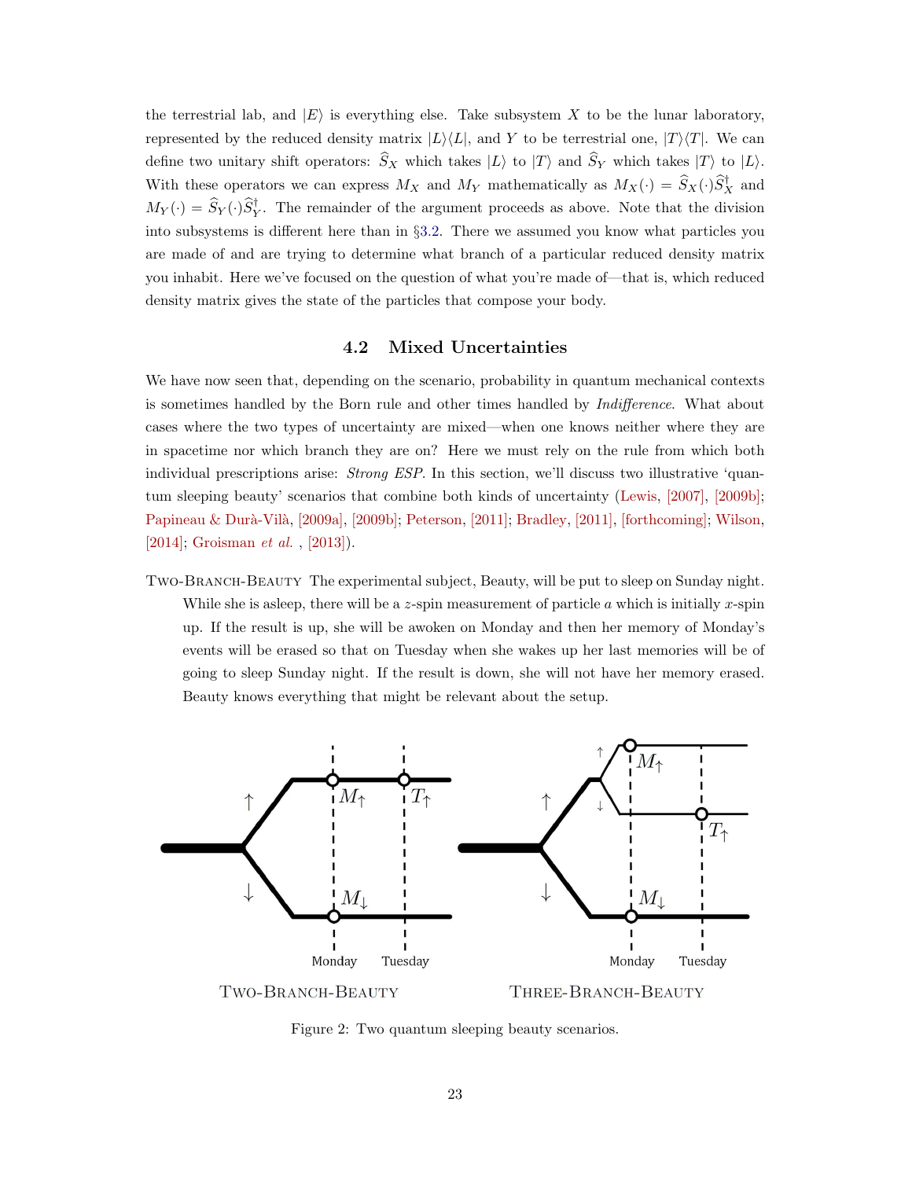the terrestrial lab, and $|E\rangle$ is everything else. Take subsystem $X$ to be the lunar laboratory, represented by the reduced density matrix $|L\rangle\langle L|$, and $Y$ to be terrestrial one, $|T\rangle\langle T|$. We can define two unitary shift operators: $\widehat{S}_X$ which takes $|L\rangle$ to $|T\rangle$ and $\widehat{S}_Y$ which takes $|T\rangle$ to $|L\rangle$. With these operators we can express $M_X$ and $M_Y$ mathematically as $M_X(\cdot) = \widehat{S}_X(\cdot)\widehat{S}_X^\dagger$ and $M_Y(\cdot) = \widehat{S}_Y(\cdot)\widehat{S}_Y^\dagger$. The remainder of the argument proceeds as above. Note that the division into subsystems is different here than in §3.2. There we assumed you know what particles you are made of and are trying to determine what branch of a particular reduced density matrix you inhabit. Here we've focused on the question of what you're made of—that is, which reduced density matrix gives the state of the particles that compose your body.

### 4.2 Mixed Uncertainties

We have now seen that, depending on the scenario, probability in quantum mechanical contexts is sometimes handled by the Born rule and other times handled by *Indifference*. What about cases where the two types of uncertainty are mixed—when one knows neither where they are in spacetime nor which branch they are on? Here we must rely on the rule from which both individual prescriptions arise: *Strong ESP*. In this section, we'll discuss two illustrative 'quantum sleeping beauty' scenarios that combine both kinds of uncertainty (Lewis, [2007], [2009b]; Papineau & Durà-Vilà, [2009a], [2009b]; Peterson, [2011]; Bradley, [2011], [forthcoming]; Wilson, [2014]; Groisman *et al.* , [2013]).

Two-Branch-Beauty The experimental subject, Beauty, will be put to sleep on Sunday night. While she is asleep, there will be a $z$-spin measurement of particle $a$ which is initially $x$-spin up. If the result is up, she will be awoken on Monday and then her memory of Monday's events will be erased so that on Tuesday when she wakes up her last memories will be of going to sleep Sunday night. If the result is down, she will not have her memory erased. Beauty knows everything that might be relevant about the setup.

Figure 2: Two quantum sleeping beauty scenarios.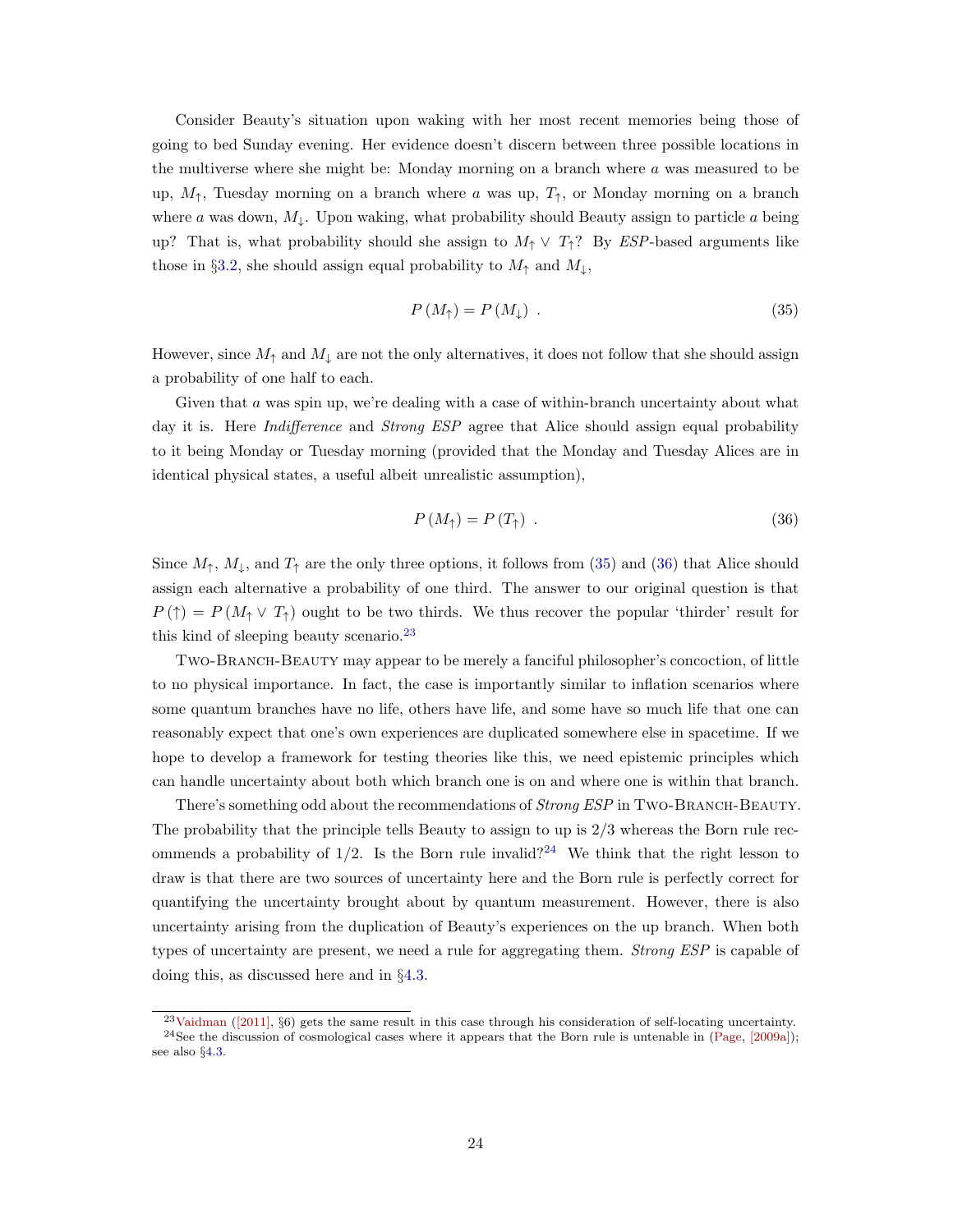Consider Beauty's situation upon waking with her most recent memories being those of going to bed Sunday evening. Her evidence doesn't discern between three possible locations in the multiverse where she might be: Monday morning on a branch where $a$ was measured to be up, $M_\uparrow$, Tuesday morning on a branch where $a$ was up, $T_\uparrow$, or Monday morning on a branch where $a$ was down, $M_\downarrow$. Upon waking, what probability should Beauty assign to particle $a$ being up? That is, what probability should she assign to $M_\uparrow \vee T_\uparrow$? By *ESP*-based arguments like those in §3.2, she should assign equal probability to $M_\uparrow$ and $M_\downarrow$,

$$P(M_\uparrow) = P(M_\downarrow) \ . \tag{35}$$

However, since $M_\uparrow$ and $M_\downarrow$ are not the only alternatives, it does not follow that she should assign a probability of one half to each.

Given that $a$ was spin up, we're dealing with a case of within-branch uncertainty about what day it is. Here *Indifference* and *Strong ESP* agree that Alice should assign equal probability to it being Monday or Tuesday morning (provided that the Monday and Tuesday Alices are in identical physical states, a useful albeit unrealistic assumption),

$$P(M_\uparrow) = P(T_\uparrow) \ . \tag{36}$$

Since $M_\uparrow$, $M_\downarrow$, and $T_\uparrow$ are the only three options, it follows from (35) and (36) that Alice should assign each alternative a probability of one third. The answer to our original question is that $P(\uparrow) = P(M_\uparrow \vee T_\uparrow)$ ought to be two thirds. We thus recover the popular 'thirder' result for this kind of sleeping beauty scenario.[23]

Two-Branch-Beauty may appear to be merely a fanciful philosopher's concoction, of little to no physical importance. In fact, the case is importantly similar to inflation scenarios where some quantum branches have no life, others have life, and some have so much life that one can reasonably expect that one's own experiences are duplicated somewhere else in spacetime. If we hope to develop a framework for testing theories like this, we need epistemic principles which can handle uncertainty about both which branch one is on and where one is within that branch.

There's something odd about the recommendations of *Strong ESP* in Two-Branch-Beauty. The probability that the principle tells Beauty to assign to up is 2/3 whereas the Born rule recommends a probability of 1/2. Is the Born rule invalid?[24] We think that the right lesson to draw is that there are two sources of uncertainty here and the Born rule is perfectly correct for quantifying the uncertainty brought about by quantum measurement. However, there is also uncertainty arising from the duplication of Beauty's experiences on the up branch. When both types of uncertainty are present, we need a rule for aggregating them. *Strong ESP* is capable of doing this, as discussed here and in §4.3.

---

[23] Vaidman ([2011], §6) gets the same result in this case through his consideration of self-locating uncertainty.

[24] See the discussion of cosmological cases where it appears that the Born rule is untenable in (Page, [2009a]); see also §4.3.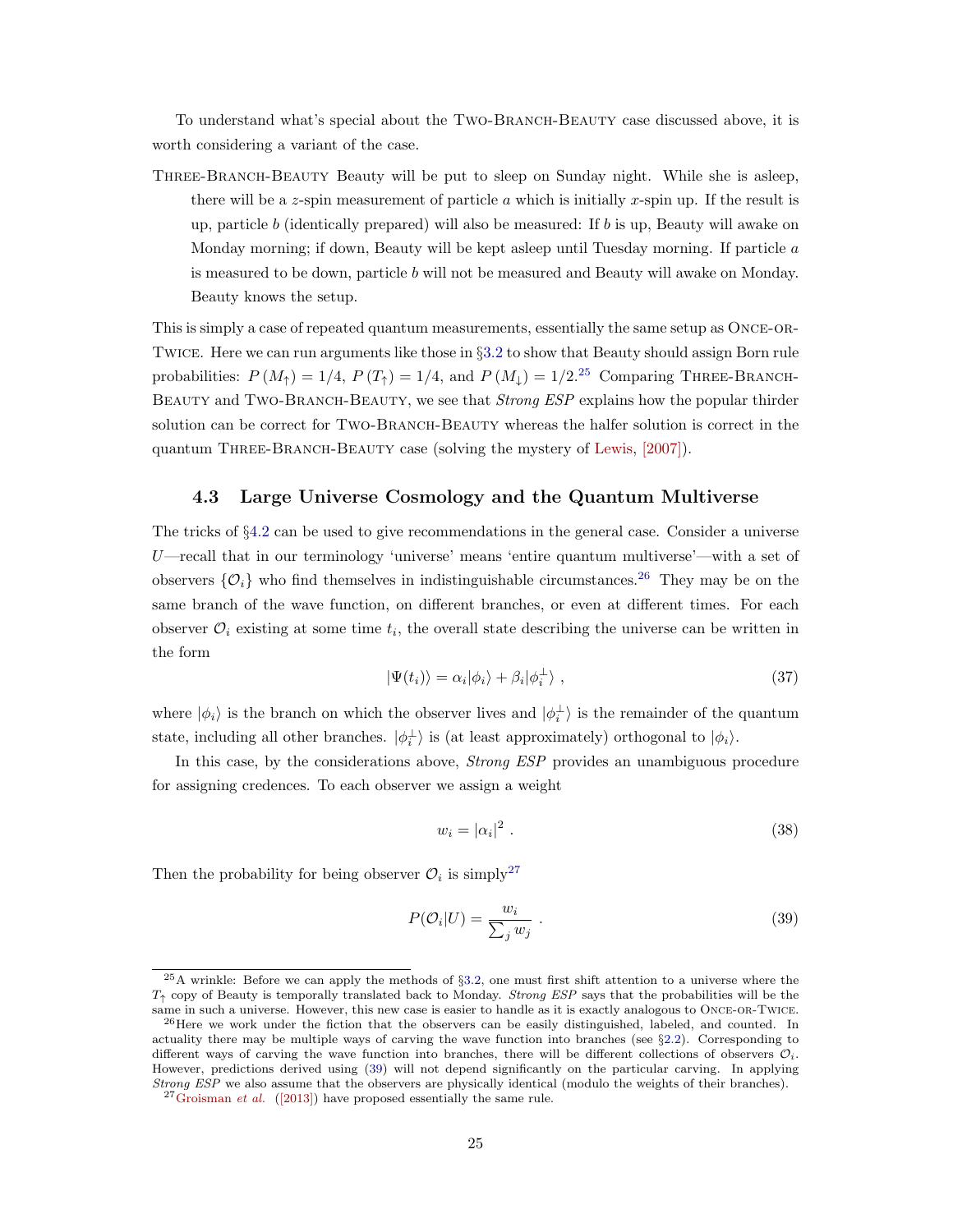To understand what's special about the Two-Branch-Beauty case discussed above, it is worth considering a variant of the case.

Three-Branch-Beauty Beauty will be put to sleep on Sunday night. While she is asleep, there will be a $z$-spin measurement of particle $a$ which is initially $x$-spin up. If the result is up, particle $b$ (identically prepared) will also be measured: If $b$ is up, Beauty will awake on Monday morning; if down, Beauty will be kept asleep until Tuesday morning. If particle $a$ is measured to be down, particle $b$ will not be measured and Beauty will awake on Monday. Beauty knows the setup.

This is simply a case of repeated quantum measurements, essentially the same setup as Once-or-Twice. Here we can run arguments like those in §3.2 to show that Beauty should assign Born rule probabilities: $P(M_\uparrow) = 1/4$, $P(T_\uparrow) = 1/4$, and $P(M_\downarrow) = 1/2$.[25] Comparing Three-Branch-Beauty and Two-Branch-Beauty, we see that *Strong ESP* explains how the popular thirder solution can be correct for Two-Branch-Beauty whereas the halfer solution is correct in the quantum Three-Branch-Beauty case (solving the mystery of Lewis, [2007]).

### 4.3 Large Universe Cosmology and the Quantum Multiverse

The tricks of §4.2 can be used to give recommendations in the general case. Consider a universe $U$—recall that in our terminology 'universe' means 'entire quantum multiverse'—with a set of observers $\{\mathcal{O}_i\}$ who find themselves in indistinguishable circumstances.[26] They may be on the same branch of the wave function, on different branches, or even at different times. For each observer $\mathcal{O}_i$ existing at some time $t_i$, the overall state describing the universe can be written in the form

$$|\Psi(t_i)\rangle = \alpha_i|\phi_i\rangle + \beta_i|\phi_i^\perp\rangle \ , \tag{37}$$

where $|\phi_i\rangle$ is the branch on which the observer lives and $|\phi_i^\perp\rangle$ is the remainder of the quantum state, including all other branches. $|\phi_i^\perp\rangle$ is (at least approximately) orthogonal to $|\phi_i\rangle$.

In this case, by the considerations above, *Strong ESP* provides an unambiguous procedure for assigning credences. To each observer we assign a weight

$$w_i = |\alpha_i|^2 \ . \tag{38}$$

Then the probability for being observer $\mathcal{O}_i$ is simply[27]

$$P(\mathcal{O}_i|U) = \frac{w_i}{\sum_j w_j} \ . \tag{39}$$

---

[25] A wrinkle: Before we can apply the methods of §3.2, one must first shift attention to a universe where the $T_\uparrow$ copy of Beauty is temporally translated back to Monday. *Strong ESP* says that the probabilities will be the same in such a universe. However, this new case is easier to handle as it is exactly analogous to Once-or-Twice.

[26] Here we work under the fiction that the observers can be easily distinguished, labeled, and counted. In actuality there may be multiple ways of carving the wave function into branches (see §2.2). Corresponding to different ways of carving the wave function into branches, there will be different collections of observers $\mathcal{O}_i$. However, predictions derived using (39) will not depend significantly on the particular carving. In applying *Strong ESP* we also assume that the observers are physically identical (modulo the weights of their branches).

[27] Groisman *et al.* ([2013]) have proposed essentially the same rule.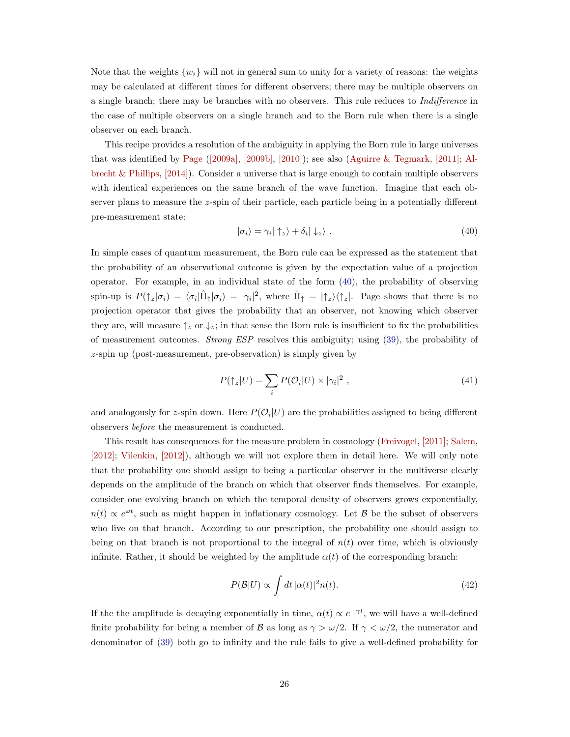Note that the weights $\{w_i\}$ will not in general sum to unity for a variety of reasons: the weights may be calculated at different times for different observers; there may be multiple observers on a single branch; there may be branches with no observers. This rule reduces to *Indifference* in the case of multiple observers on a single branch and to the Born rule when there is a single observer on each branch.

This recipe provides a resolution of the ambiguity in applying the Born rule in large universes that was identified by Page ([2009a], [2009b], [2010]); see also (Aguirre & Tegmark, [2011]; Albrecht & Phillips, [2014]). Consider a universe that is large enough to contain multiple observers with identical experiences on the same branch of the wave function. Imagine that each observer plans to measure the $z$-spin of their particle, each particle being in a potentially different pre-measurement state:

$$|\sigma_i\rangle = \gamma_i|\uparrow_z\rangle + \delta_i|\downarrow_z\rangle \ . \tag{40}$$

In simple cases of quantum measurement, the Born rule can be expressed as the statement that the probability of an observational outcome is given by the expectation value of a projection operator. For example, in an individual state of the form (40), the probability of observing spin-up is $P(\uparrow_z|\sigma_i) = \langle\sigma_i|\hat{\Pi}_\uparrow|\sigma_i\rangle = |\gamma_i|^2$, where $\hat{\Pi}_\uparrow = |\uparrow_z\rangle\langle\uparrow_z|$. Page shows that there is no projection operator that gives the probability that an observer, not knowing which observer they are, will measure $\uparrow_z$ or $\downarrow_z$; in that sense the Born rule is insufficient to fix the probabilities of measurement outcomes. *Strong ESP* resolves this ambiguity; using (39), the probability of $z$-spin up (post-measurement, pre-observation) is simply given by

$$P(\uparrow_z|U) = \sum_i P(\mathcal{O}_i|U) \times |\gamma_i|^2 \ , \tag{41}$$

and analogously for $z$-spin down. Here $P(\mathcal{O}_i|U)$ are the probabilities assigned to being different observers *before* the measurement is conducted.

This result has consequences for the measure problem in cosmology (Freivogel, [2011]; Salem, [2012]; Vilenkin, [2012]), although we will not explore them in detail here. We will only note that the probability one should assign to being a particular observer in the multiverse clearly depends on the amplitude of the branch on which that observer finds themselves. For example, consider one evolving branch on which the temporal density of observers grows exponentially, $n(t) \propto e^{\omega t}$, such as might happen in inflationary cosmology. Let $\mathcal{B}$ be the subset of observers who live on that branch. According to our prescription, the probability one should assign to being on that branch is not proportional to the integral of $n(t)$ over time, which is obviously infinite. Rather, it should be weighted by the amplitude $\alpha(t)$ of the corresponding branch:

$$P(\mathcal{B}|U) \propto \int dt\, |\alpha(t)|^2 n(t). \tag{42}$$

If the the amplitude is decaying exponentially in time, $\alpha(t) \propto e^{-\gamma t}$, we will have a well-defined finite probability for being a member of $\mathcal{B}$ as long as $\gamma > \omega/2$. If $\gamma < \omega/2$, the numerator and denominator of (39) both go to infinity and the rule fails to give a well-defined probability for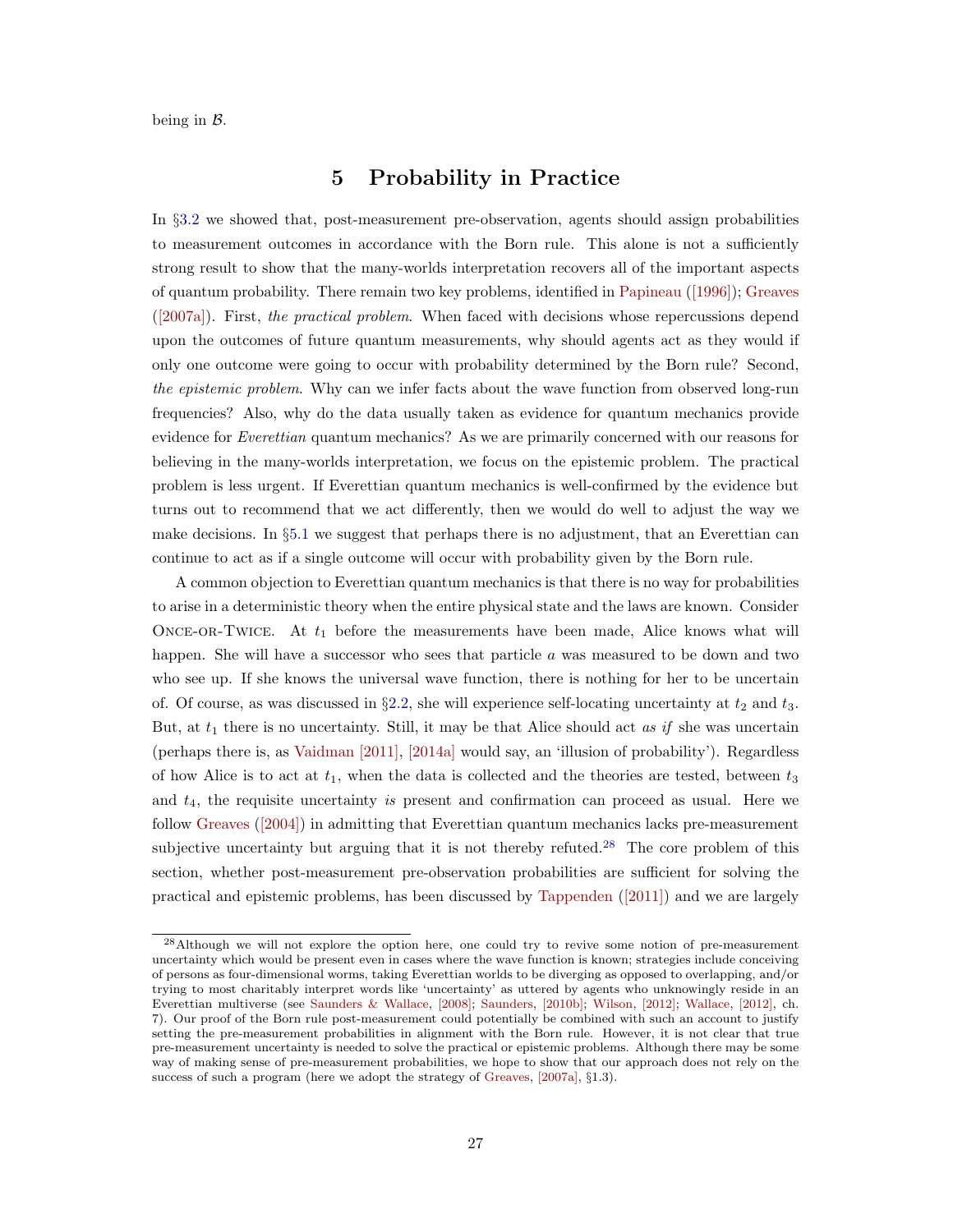being in $\mathcal{B}$.

# 5 Probability in Practice

In §3.2 we showed that, post-measurement pre-observation, agents should assign probabilities to measurement outcomes in accordance with the Born rule. This alone is not a sufficiently strong result to show that the many-worlds interpretation recovers all of the important aspects of quantum probability. There remain two key problems, identified in Papineau ([1996]); Greaves ([2007a]). First, *the practical problem*. When faced with decisions whose repercussions depend upon the outcomes of future quantum measurements, why should agents act as they would if only one outcome were going to occur with probability determined by the Born rule? Second, *the epistemic problem*. Why can we infer facts about the wave function from observed long-run frequencies? Also, why do the data usually taken as evidence for quantum mechanics provide evidence for *Everettian* quantum mechanics? As we are primarily concerned with our reasons for believing in the many-worlds interpretation, we focus on the epistemic problem. The practical problem is less urgent. If Everettian quantum mechanics is well-confirmed by the evidence but turns out to recommend that we act differently, then we would do well to adjust the way we make decisions. In §5.1 we suggest that perhaps there is no adjustment, that an Everettian can continue to act as if a single outcome will occur with probability given by the Born rule.

A common objection to Everettian quantum mechanics is that there is no way for probabilities to arise in a deterministic theory when the entire physical state and the laws are known. Consider Once-or-Twice. At $t_1$ before the measurements have been made, Alice knows what will happen. She will have a successor who sees that particle $a$ was measured to be down and two who see up. If she knows the universal wave function, there is nothing for her to be uncertain of. Of course, as was discussed in §2.2, she will experience self-locating uncertainty at $t_2$ and $t_3$. But, at $t_1$ there is no uncertainty. Still, it may be that Alice should act *as if* she was uncertain (perhaps there is, as Vaidman [2011], [2014a] would say, an 'illusion of probability'). Regardless of how Alice is to act at $t_1$, when the data is collected and the theories are tested, between $t_3$ and $t_4$, the requisite uncertainty *is* present and confirmation can proceed as usual. Here we follow Greaves ([2004]) in admitting that Everettian quantum mechanics lacks pre-measurement subjective uncertainty but arguing that it is not thereby refuted.[28] The core problem of this section, whether post-measurement pre-observation probabilities are sufficient for solving the practical and epistemic problems, has been discussed by Tappenden ([2011]) and we are largely

[28] Although we will not explore the option here, one could try to revive some notion of pre-measurement uncertainty which would be present even in cases where the wave function is known; strategies include conceiving of persons as four-dimensional worms, taking Everettian worlds to be diverging as opposed to overlapping, and/or trying to most charitably interpret words like 'uncertainty' as uttered by agents who unknowingly reside in an Everettian multiverse (see Saunders & Wallace, [2008]; Saunders, [2010b]; Wilson, [2012]; Wallace, [2012], ch. 7). Our proof of the Born rule post-measurement could potentially be combined with such an account to justify setting the pre-measurement probabilities in alignment with the Born rule. However, it is not clear that true pre-measurement uncertainty is needed to solve the practical or epistemic problems. Although there may be some way of making sense of pre-measurement probabilities, we hope to show that our approach does not rely on the success of such a program (here we adopt the strategy of Greaves, [2007a], §1.3).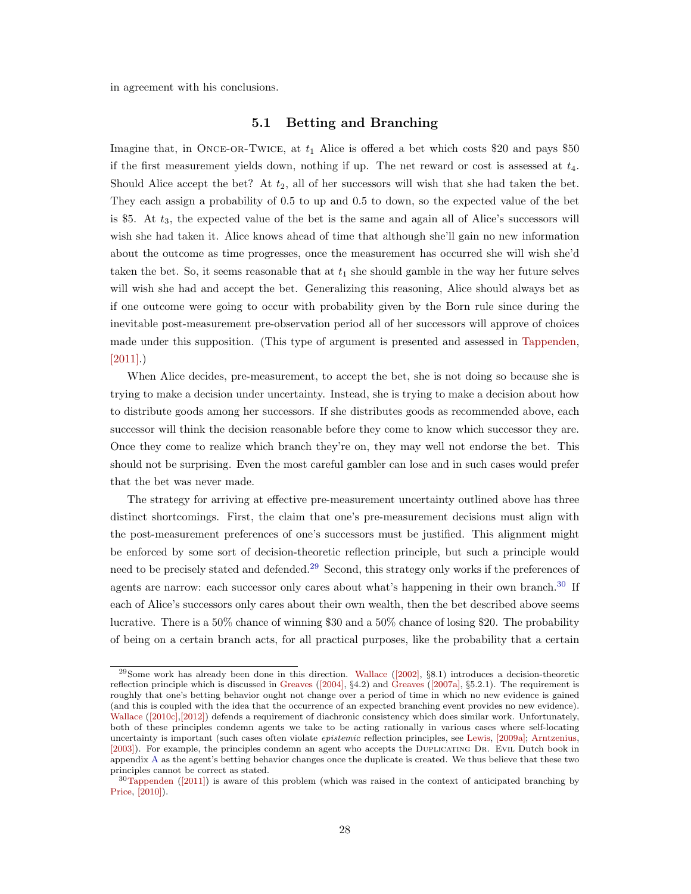in agreement with his conclusions.

### 5.1 Betting and Branching

Imagine that, in Once-or-Twice, at $t_1$ Alice is offered a bet which costs \$20 and pays \$50 if the first measurement yields down, nothing if up. The net reward or cost is assessed at $t_4$. Should Alice accept the bet? At $t_2$, all of her successors will wish that she had taken the bet. They each assign a probability of 0.5 to up and 0.5 to down, so the expected value of the bet is \$5. At $t_3$, the expected value of the bet is the same and again all of Alice's successors will wish she had taken it. Alice knows ahead of time that although she'll gain no new information about the outcome as time progresses, once the measurement has occurred she will wish she'd taken the bet. So, it seems reasonable that at $t_1$ she should gamble in the way her future selves will wish she had and accept the bet. Generalizing this reasoning, Alice should always bet as if one outcome were going to occur with probability given by the Born rule since during the inevitable post-measurement pre-observation period all of her successors will approve of choices made under this supposition. (This type of argument is presented and assessed in Tappenden, [2011].)

When Alice decides, pre-measurement, to accept the bet, she is not doing so because she is trying to make a decision under uncertainty. Instead, she is trying to make a decision about how to distribute goods among her successors. If she distributes goods as recommended above, each successor will think the decision reasonable before they come to know which successor they are. Once they come to realize which branch they're on, they may well not endorse the bet. This should not be surprising. Even the most careful gambler can lose and in such cases would prefer that the bet was never made.

The strategy for arriving at effective pre-measurement uncertainty outlined above has three distinct shortcomings. First, the claim that one's pre-measurement decisions must align with the post-measurement preferences of one's successors must be justified. This alignment might be enforced by some sort of decision-theoretic reflection principle, but such a principle would need to be precisely stated and defended.[29] Second, this strategy only works if the preferences of agents are narrow: each successor only cares about what's happening in their own branch.[30] If each of Alice's successors only cares about their own wealth, then the bet described above seems lucrative. There is a 50% chance of winning \$30 and a 50% chance of losing \$20. The probability of being on a certain branch acts, for all practical purposes, like the probability that a certain

[29] Some work has already been done in this direction. Wallace ([2002], §8.1) introduces a decision-theoretic reflection principle which is discussed in Greaves ([2004], §4.2) and Greaves ([2007a], §5.2.1). The requirement is roughly that one's betting behavior ought not change over a period of time in which no new evidence is gained (and this is coupled with the idea that the occurrence of an expected branching event provides no new evidence). Wallace ([2010c],[2012]) defends a requirement of diachronic consistency which does similar work. Unfortunately, both of these principles condemn agents we take to be acting rationally in various cases where self-locating uncertainty is important (such cases often violate *epistemic* reflection principles, see Lewis, [2009a]; Arntzenius, [2003]). For example, the principles condemn an agent who accepts the Duplicating Dr. Evil Dutch book in appendix A as the agent's betting behavior changes once the duplicate is created. We thus believe that these two principles cannot be correct as stated.

[30] Tappenden ([2011]) is aware of this problem (which was raised in the context of anticipated branching by Price, [2010]).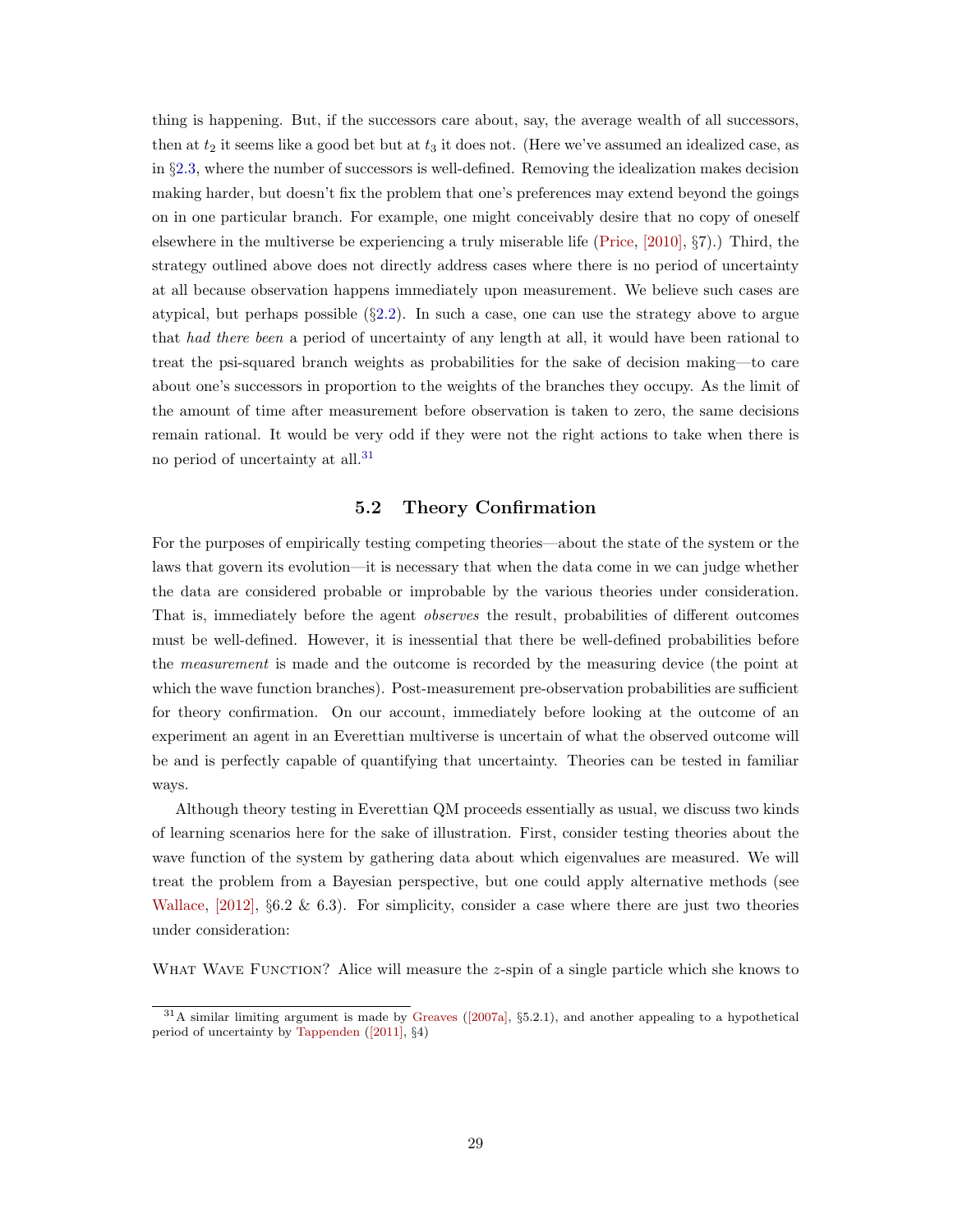thing is happening. But, if the successors care about, say, the average wealth of all successors, then at $t_2$ it seems like a good bet but at $t_3$ it does not. (Here we've assumed an idealized case, as in §2.3, where the number of successors is well-defined. Removing the idealization makes decision making harder, but doesn't fix the problem that one's preferences may extend beyond the goings on in one particular branch. For example, one might conceivably desire that no copy of oneself elsewhere in the multiverse be experiencing a truly miserable life (Price, [2010], §7).) Third, the strategy outlined above does not directly address cases where there is no period of uncertainty at all because observation happens immediately upon measurement. We believe such cases are atypical, but perhaps possible (§2.2). In such a case, one can use the strategy above to argue that *had there been* a period of uncertainty of any length at all, it would have been rational to treat the psi-squared branch weights as probabilities for the sake of decision making—to care about one's successors in proportion to the weights of the branches they occupy. As the limit of the amount of time after measurement before observation is taken to zero, the same decisions remain rational. It would be very odd if they were not the right actions to take when there is no period of uncertainty at all.[31]

## 5.2 Theory Confirmation

For the purposes of empirically testing competing theories—about the state of the system or the laws that govern its evolution—it is necessary that when the data come in we can judge whether the data are considered probable or improbable by the various theories under consideration. That is, immediately before the agent *observes* the result, probabilities of different outcomes must be well-defined. However, it is inessential that there be well-defined probabilities before the *measurement* is made and the outcome is recorded by the measuring device (the point at which the wave function branches). Post-measurement pre-observation probabilities are sufficient for theory confirmation. On our account, immediately before looking at the outcome of an experiment an agent in an Everettian multiverse is uncertain of what the observed outcome will be and is perfectly capable of quantifying that uncertainty. Theories can be tested in familiar ways.

Although theory testing in Everettian QM proceeds essentially as usual, we discuss two kinds of learning scenarios here for the sake of illustration. First, consider testing theories about the wave function of the system by gathering data about which eigenvalues are measured. We will treat the problem from a Bayesian perspective, but one could apply alternative methods (see Wallace, [2012], §6.2 & 6.3). For simplicity, consider a case where there are just two theories under consideration:

What Wave Function? Alice will measure the $z$-spin of a single particle which she knows to

[31] A similar limiting argument is made by Greaves ([2007a], §5.2.1), and another appealing to a hypothetical period of uncertainty by Tappenden ([2011], §4)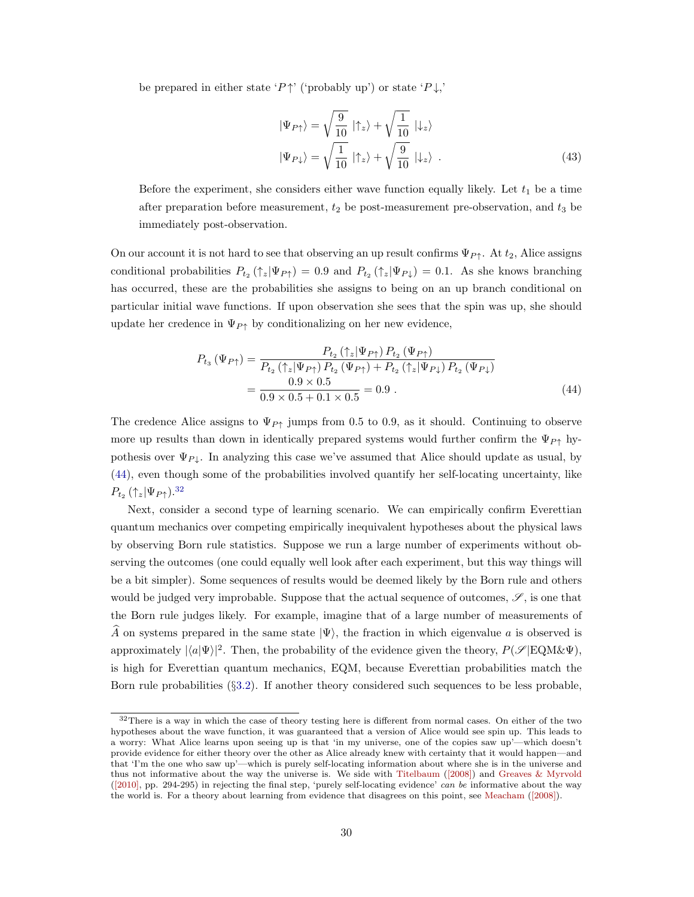be prepared in either state '$P\!\uparrow$' ('probably up') or state '$P\!\downarrow$,'

$$
\begin{aligned}
|\Psi_{P\uparrow}\rangle &= \sqrt{\frac{9}{10}}\;|{\uparrow_z}\rangle + \sqrt{\frac{1}{10}}\;|{\downarrow_z}\rangle \\
|\Psi_{P\downarrow}\rangle &= \sqrt{\frac{1}{10}}\;|{\uparrow_z}\rangle + \sqrt{\frac{9}{10}}\;|{\downarrow_z}\rangle \ .
\end{aligned} \tag{43}
$$

Before the experiment, she considers either wave function equally likely. Let $t_1$ be a time after preparation before measurement, $t_2$ be post-measurement pre-observation, and $t_3$ be immediately post-observation.

On our account it is not hard to see that observing an up result confirms $\Psi_{P\uparrow}$. At $t_2$, Alice assigns conditional probabilities $P_{t_2}(\uparrow_z|\Psi_{P\uparrow}) = 0.9$ and $P_{t_2}(\uparrow_z|\Psi_{P\downarrow}) = 0.1$. As she knows branching has occurred, these are the probabilities she assigns to being on an up branch conditional on particular initial wave functions. If upon observation she sees that the spin was up, she should update her credence in $\Psi_{P\uparrow}$ by conditionalizing on her new evidence,

$$
\begin{aligned}
P_{t_3}(\Psi_{P\uparrow}) &= \frac{P_{t_2}(\uparrow_z|\Psi_{P\uparrow})\,P_{t_2}(\Psi_{P\uparrow})}{P_{t_2}(\uparrow_z|\Psi_{P\uparrow})\,P_{t_2}(\Psi_{P\uparrow}) + P_{t_2}(\uparrow_z|\Psi_{P\downarrow})\,P_{t_2}(\Psi_{P\downarrow})} \\
&= \frac{0.9\times 0.5}{0.9\times 0.5 + 0.1\times 0.5} = 0.9 \ .
\end{aligned} \tag{44}
$$

The credence Alice assigns to $\Psi_{P\uparrow}$ jumps from 0.5 to 0.9, as it should. Continuing to observe more up results than down in identically prepared systems would further confirm the $\Psi_{P\uparrow}$ hypothesis over $\Psi_{P\downarrow}$. In analyzing this case we've assumed that Alice should update as usual, by (44), even though some of the probabilities involved quantify her self-locating uncertainty, like $P_{t_2}(\uparrow_z|\Psi_{P\uparrow})$.[32]

Next, consider a second type of learning scenario. We can empirically confirm Everettian quantum mechanics over competing empirically inequivalent hypotheses about the physical laws by observing Born rule statistics. Suppose we run a large number of experiments without observing the outcomes (one could equally well look after each experiment, but this way things will be a bit simpler). Some sequences of results would be deemed likely by the Born rule and others would be judged very improbable. Suppose that the actual sequence of outcomes, $\mathscr{S}$, is one that the Born rule judges likely. For example, imagine that of a large number of measurements of $\widehat{A}$ on systems prepared in the same state $|\Psi\rangle$, the fraction in which eigenvalue $a$ is observed is approximately $|\langle a|\Psi\rangle|^2$. Then, the probability of the evidence given the theory, $P(\mathscr{S}|\text{EQM}\&\Psi)$, is high for Everettian quantum mechanics, EQM, because Everettian probabilities match the Born rule probabilities (§3.2). If another theory considered such sequences to be less probable,

[32] There is a way in which the case of theory testing here is different from normal cases. On either of the two hypotheses about the wave function, it was guaranteed that a version of Alice would see spin up. This leads to a worry: What Alice learns upon seeing up is that 'in my universe, one of the copies saw up'—which doesn't provide evidence for either theory over the other as Alice already knew with certainty that it would happen—and that 'I'm the one who saw up'—which is purely self-locating information about where she is in the universe and thus not informative about the way the universe is. We side with Titelbaum ([2008]) and Greaves & Myrvold ([2010], pp. 294-295) in rejecting the final step, 'purely self-locating evidence' *can be* informative about the way the world is. For a theory about learning from evidence that disagrees on this point, see Meacham ([2008]).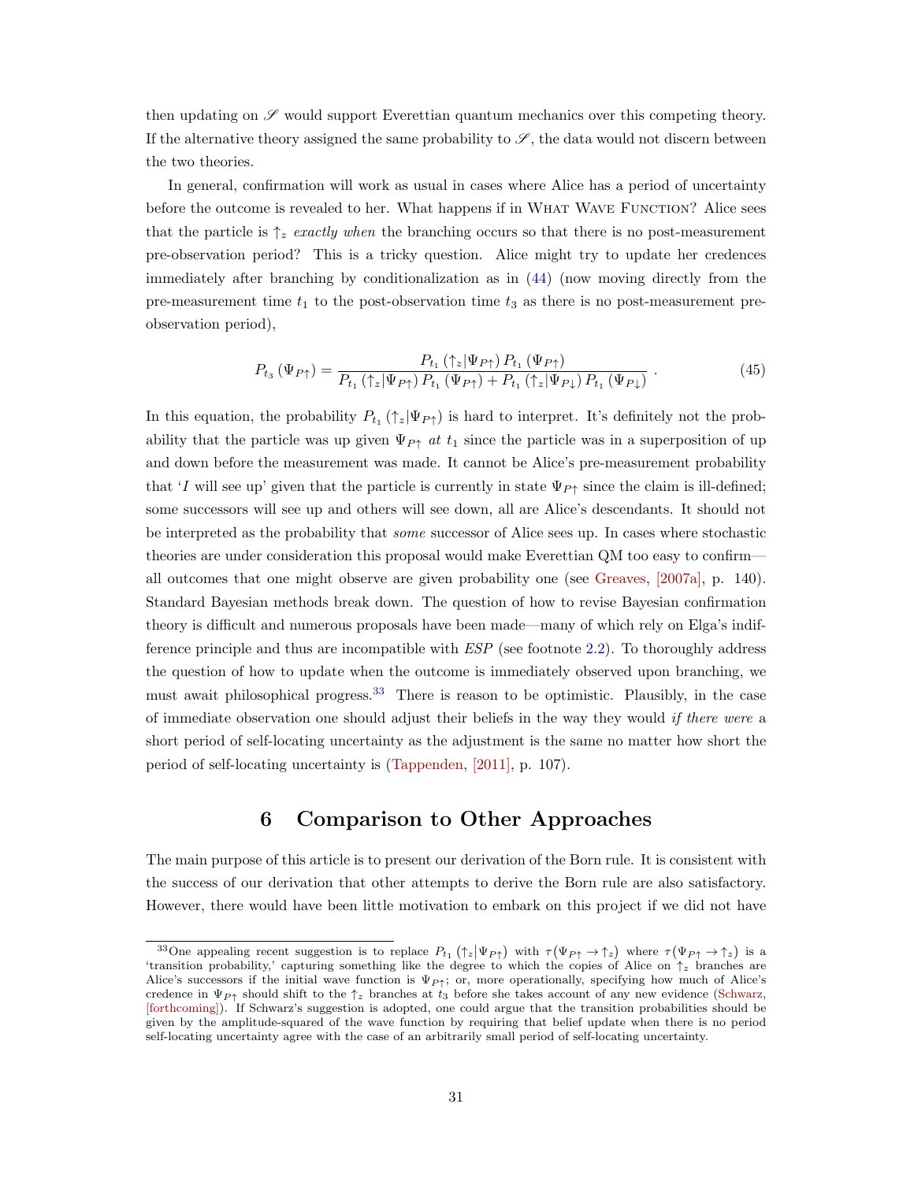then updating on $\mathscr{S}$ would support Everettian quantum mechanics over this competing theory. If the alternative theory assigned the same probability to $\mathscr{S}$, the data would not discern between the two theories.

In general, confirmation will work as usual in cases where Alice has a period of uncertainty before the outcome is revealed to her. What happens if in What Wave Function? Alice sees that the particle is $\uparrow_z$ *exactly when* the branching occurs so that there is no post-measurement pre-observation period? This is a tricky question. Alice might try to update her credences immediately after branching by conditionalization as in (44) (now moving directly from the pre-measurement time $t_1$ to the post-observation time $t_3$ as there is no post-measurement pre-observation period),

$$P_{t_3}(\Psi_{P\uparrow}) = \frac{P_{t_1}(\uparrow_z|\Psi_{P\uparrow})\, P_{t_1}(\Psi_{P\uparrow})}{P_{t_1}(\uparrow_z|\Psi_{P\uparrow})\, P_{t_1}(\Psi_{P\uparrow}) + P_{t_1}(\uparrow_z|\Psi_{P\downarrow})\, P_{t_1}(\Psi_{P\downarrow})} \ . \tag{45}$$

In this equation, the probability $P_{t_1}(\uparrow_z|\Psi_{P\uparrow})$ is hard to interpret. It's definitely not the probability that the particle was up given $\Psi_{P\uparrow}$ *at* $t_1$ since the particle was in a superposition of up and down before the measurement was made. It cannot be Alice's pre-measurement probability that '*I* will see up' given that the particle is currently in state $\Psi_{P\uparrow}$ since the claim is ill-defined; some successors will see up and others will see down, all are Alice's descendants. It should not be interpreted as the probability that *some* successor of Alice sees up. In cases where stochastic theories are under consideration this proposal would make Everettian QM too easy to confirm—all outcomes that one might observe are given probability one (see Greaves, [2007a], p. 140). Standard Bayesian methods break down. The question of how to revise Bayesian confirmation theory is difficult and numerous proposals have been made—many of which rely on Elga's indifference principle and thus are incompatible with *ESP* (see footnote 2.2). To thoroughly address the question of how to update when the outcome is immediately observed upon branching, we must await philosophical progress.[33] There is reason to be optimistic. Plausibly, in the case of immediate observation one should adjust their beliefs in the way they would *if there were* a short period of self-locating uncertainty as the adjustment is the same no matter how short the period of self-locating uncertainty is (Tappenden, [2011], p. 107).

## 6 Comparison to Other Approaches

The main purpose of this article is to present our derivation of the Born rule. It is consistent with the success of our derivation that other attempts to derive the Born rule are also satisfactory. However, there would have been little motivation to embark on this project if we did not have

[33] One appealing recent suggestion is to replace $P_{t_1}(\uparrow_z|\Psi_{P\uparrow})$ with $\tau(\Psi_{P\uparrow} \to \uparrow_z)$ where $\tau(\Psi_{P\uparrow} \to \uparrow_z)$ is a 'transition probability,' capturing something like the degree to which the copies of Alice on $\uparrow_z$ branches are Alice's successors if the initial wave function is $\Psi_{P\uparrow}$; or, more operationally, specifying how much of Alice's credence in $\Psi_{P\uparrow}$ should shift to the $\uparrow_z$ branches at $t_3$ before she takes account of any new evidence (Schwarz, [forthcoming]). If Schwarz's suggestion is adopted, one could argue that the transition probabilities should be given by the amplitude-squared of the wave function by requiring that belief update when there is no period self-locating uncertainty agree with the case of an arbitrarily small period of self-locating uncertainty.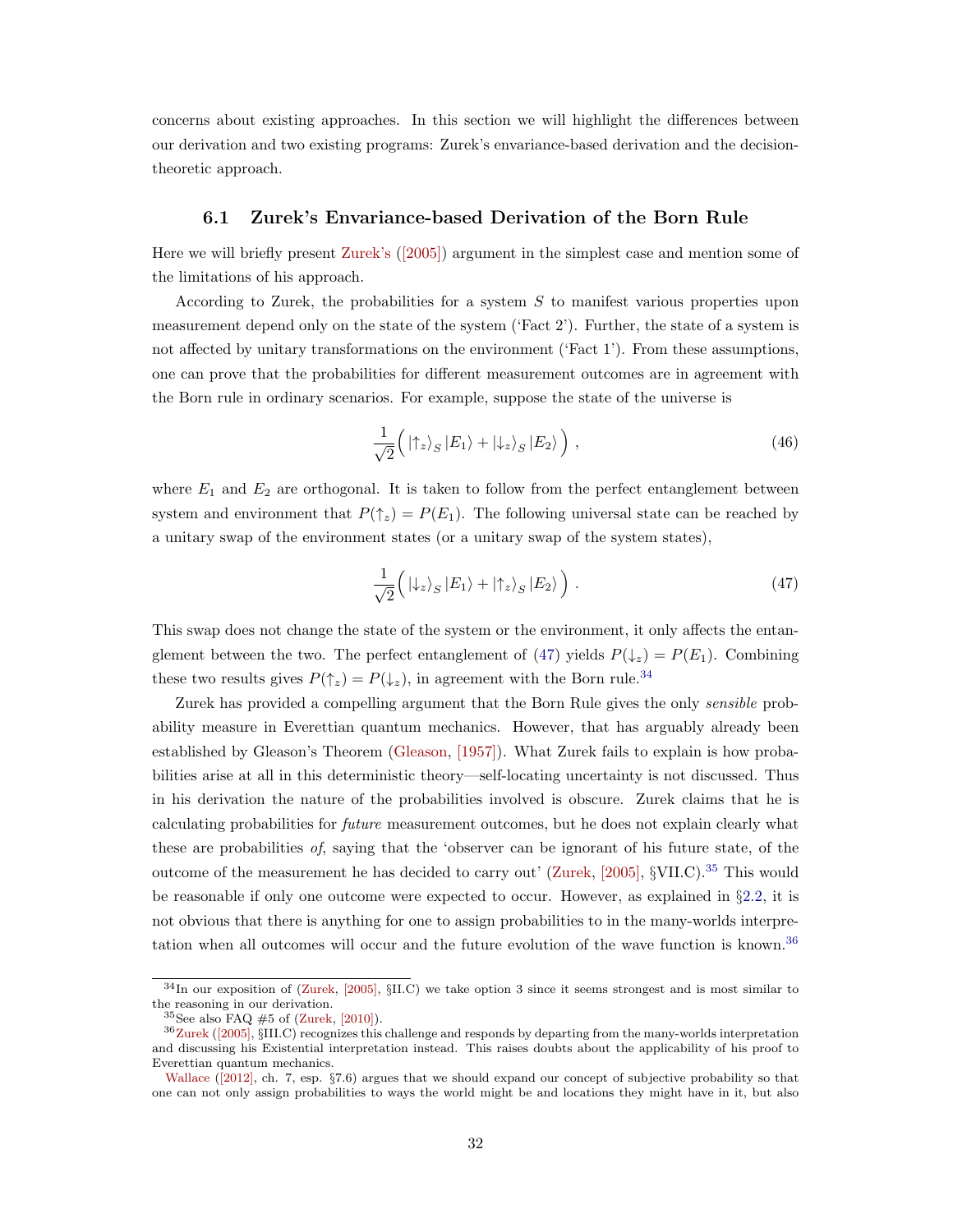concerns about existing approaches. In this section we will highlight the differences between our derivation and two existing programs: Zurek's envariance-based derivation and the decision-theoretic approach.

### 6.1 Zurek's Envariance-based Derivation of the Born Rule

Here we will briefly present Zurek's ([2005]) argument in the simplest case and mention some of the limitations of his approach.

According to Zurek, the probabilities for a system $S$ to manifest various properties upon measurement depend only on the state of the system ('Fact 2'). Further, the state of a system is not affected by unitary transformations on the environment ('Fact 1'). From these assumptions, one can prove that the probabilities for different measurement outcomes are in agreement with the Born rule in ordinary scenarios. For example, suppose the state of the universe is

$$\frac{1}{\sqrt{2}}\Big( |{\uparrow_z}\rangle_S \, |E_1\rangle + |{\downarrow_z}\rangle_S \, |E_2\rangle \Big) \,, \tag{46}$$

where $E_1$ and $E_2$ are orthogonal. It is taken to follow from the perfect entanglement between system and environment that $P(\uparrow_z) = P(E_1)$. The following universal state can be reached by a unitary swap of the environment states (or a unitary swap of the system states),

$$\frac{1}{\sqrt{2}}\Big( |{\downarrow_z}\rangle_S \, |E_1\rangle + |{\uparrow_z}\rangle_S \, |E_2\rangle \Big) \,. \tag{47}$$

This swap does not change the state of the system or the environment, it only affects the entanglement between the two. The perfect entanglement of (47) yields $P(\downarrow_z) = P(E_1)$. Combining these two results gives $P(\uparrow_z) = P(\downarrow_z)$, in agreement with the Born rule.[34]

Zurek has provided a compelling argument that the Born Rule gives the only *sensible* probability measure in Everettian quantum mechanics. However, that has arguably already been established by Gleason's Theorem (Gleason, [1957]). What Zurek fails to explain is how probabilities arise at all in this deterministic theory—self-locating uncertainty is not discussed. Thus in his derivation the nature of the probabilities involved is obscure. Zurek claims that he is calculating probabilities for *future* measurement outcomes, but he does not explain clearly what these are probabilities *of*, saying that the 'observer can be ignorant of his future state, of the outcome of the measurement he has decided to carry out' (Zurek, [2005], §VII.C).[35] This would be reasonable if only one outcome were expected to occur. However, as explained in §2.2, it is not obvious that there is anything for one to assign probabilities to in the many-worlds interpretation when all outcomes will occur and the future evolution of the wave function is known.[36]

---

[34] In our exposition of (Zurek, [2005], §II.C) we take option 3 since it seems strongest and is most similar to the reasoning in our derivation.

[35] See also FAQ #5 of (Zurek, [2010]).

[36] Zurek ([2005], §III.C) recognizes this challenge and responds by departing from the many-worlds interpretation and discussing his Existential interpretation instead. This raises doubts about the applicability of his proof to Everettian quantum mechanics.

Wallace ([2012], ch. 7, esp. §7.6) argues that we should expand our concept of subjective probability so that one can not only assign probabilities to ways the world might be and locations they might have in it, but also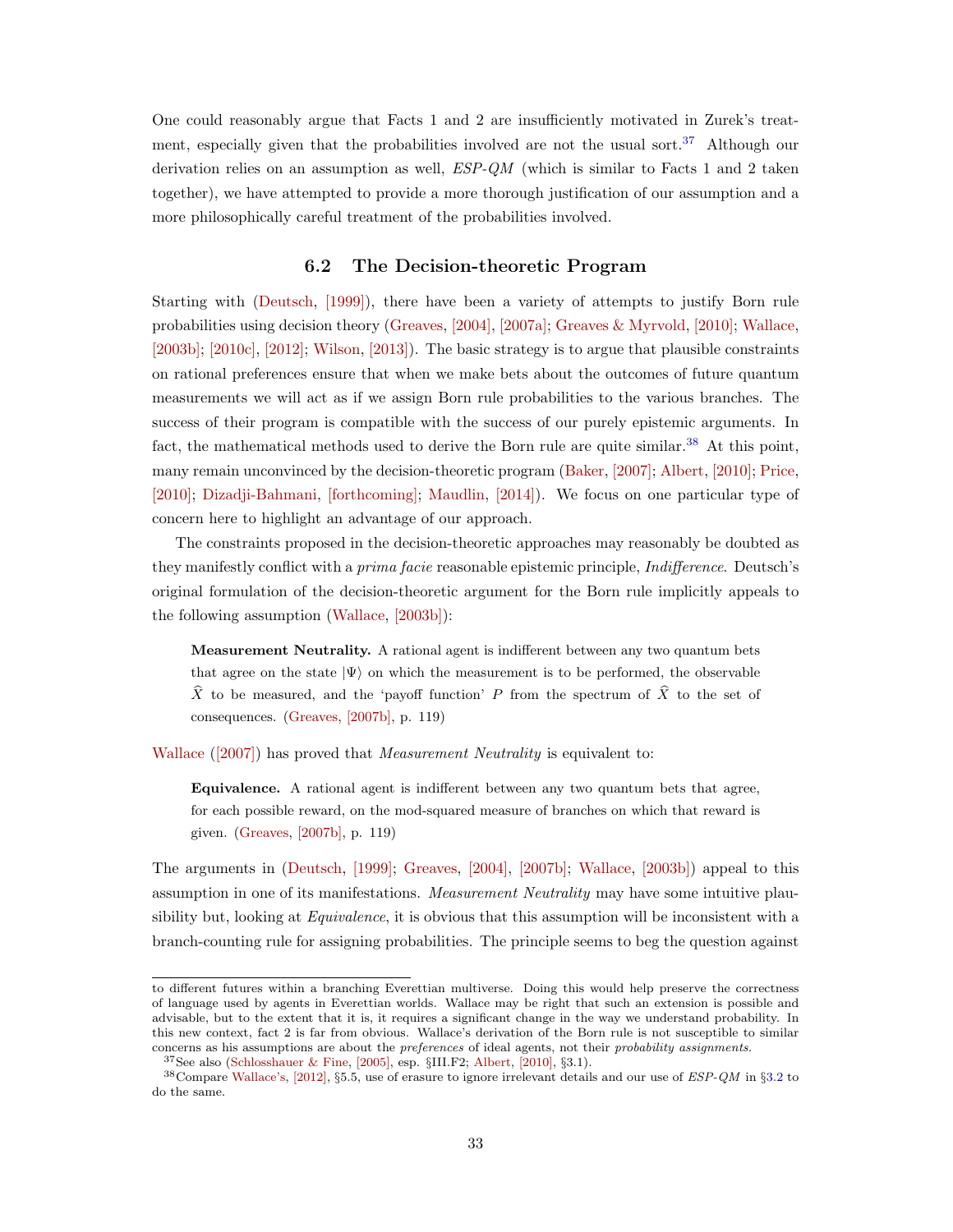One could reasonably argue that Facts 1 and 2 are insufficiently motivated in Zurek's treatment, especially given that the probabilities involved are not the usual sort.[37] Although our derivation relies on an assumption as well, *ESP-QM* (which is similar to Facts 1 and 2 taken together), we have attempted to provide a more thorough justification of our assumption and a more philosophically careful treatment of the probabilities involved.

### 6.2 The Decision-theoretic Program

Starting with (Deutsch, [1999]), there have been a variety of attempts to justify Born rule probabilities using decision theory (Greaves, [2004], [2007a]; Greaves & Myrvold, [2010]; Wallace, [2003b]; [2010c], [2012]; Wilson, [2013]). The basic strategy is to argue that plausible constraints on rational preferences ensure that when we make bets about the outcomes of future quantum measurements we will act as if we assign Born rule probabilities to the various branches. The success of their program is compatible with the success of our purely epistemic arguments. In fact, the mathematical methods used to derive the Born rule are quite similar.[38] At this point, many remain unconvinced by the decision-theoretic program (Baker, [2007]; Albert, [2010]; Price, [2010]; Dizadji-Bahmani, [forthcoming]; Maudlin, [2014]). We focus on one particular type of concern here to highlight an advantage of our approach.

The constraints proposed in the decision-theoretic approaches may reasonably be doubted as they manifestly conflict with a *prima facie* reasonable epistemic principle, *Indifference*. Deutsch's original formulation of the decision-theoretic argument for the Born rule implicitly appeals to the following assumption (Wallace, [2003b]):

> **Measurement Neutrality.** A rational agent is indifferent between any two quantum bets that agree on the state $|\Psi\rangle$ on which the measurement is to be performed, the observable $\widehat{X}$ to be measured, and the 'payoff function' $P$ from the spectrum of $\widehat{X}$ to the set of consequences. (Greaves, [2007b], p. 119)

Wallace ([2007]) has proved that *Measurement Neutrality* is equivalent to:

> **Equivalence.** A rational agent is indifferent between any two quantum bets that agree, for each possible reward, on the mod-squared measure of branches on which that reward is given. (Greaves, [2007b], p. 119)

The arguments in (Deutsch, [1999]; Greaves, [2004], [2007b]; Wallace, [2003b]) appeal to this assumption in one of its manifestations. *Measurement Neutrality* may have some intuitive plausibility but, looking at *Equivalence*, it is obvious that this assumption will be inconsistent with a branch-counting rule for assigning probabilities. The principle seems to beg the question against

---

to different futures within a branching Everettian multiverse. Doing this would help preserve the correctness of language used by agents in Everettian worlds. Wallace may be right that such an extension is possible and advisable, but to the extent that it is, it requires a significant change in the way we understand probability. In this new context, fact 2 is far from obvious. Wallace's derivation of the Born rule is not susceptible to similar concerns as his assumptions are about the *preferences* of ideal agents, not their *probability assignments*.

[37] See also (Schlosshauer & Fine, [2005], esp. §III.F2; Albert, [2010], §3.1).

[38] Compare Wallace's, [2012], §5.5, use of erasure to ignore irrelevant details and our use of *ESP-QM* in §3.2 to do the same.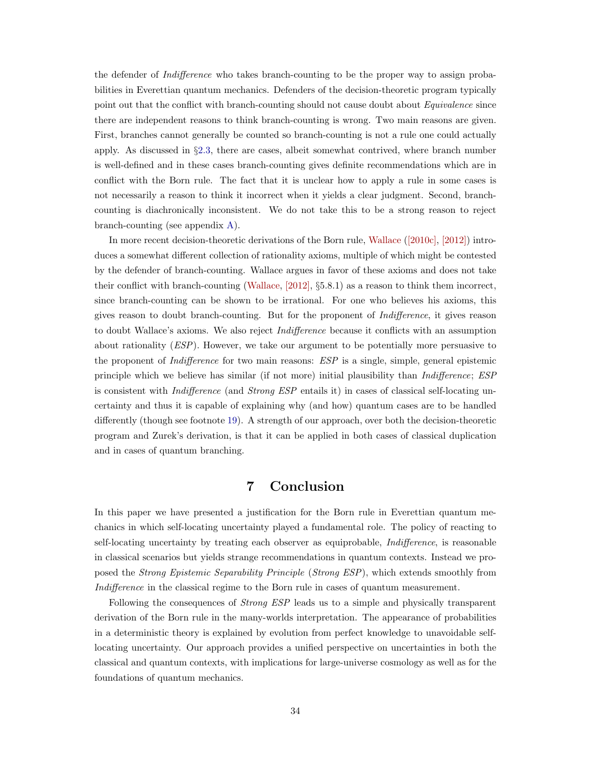the defender of *Indifference* who takes branch-counting to be the proper way to assign probabilities in Everettian quantum mechanics. Defenders of the decision-theoretic program typically point out that the conflict with branch-counting should not cause doubt about *Equivalence* since there are independent reasons to think branch-counting is wrong. Two main reasons are given. First, branches cannot generally be counted so branch-counting is not a rule one could actually apply. As discussed in §2.3, there are cases, albeit somewhat contrived, where branch number is well-defined and in these cases branch-counting gives definite recommendations which are in conflict with the Born rule. The fact that it is unclear how to apply a rule in some cases is not necessarily a reason to think it incorrect when it yields a clear judgment. Second, branch-counting is diachronically inconsistent. We do not take this to be a strong reason to reject branch-counting (see appendix A).

In more recent decision-theoretic derivations of the Born rule, Wallace ([2010c], [2012]) introduces a somewhat different collection of rationality axioms, multiple of which might be contested by the defender of branch-counting. Wallace argues in favor of these axioms and does not take their conflict with branch-counting (Wallace, [2012], §5.8.1) as a reason to think them incorrect, since branch-counting can be shown to be irrational. For one who believes his axioms, this gives reason to doubt branch-counting. But for the proponent of *Indifference*, it gives reason to doubt Wallace's axioms. We also reject *Indifference* because it conflicts with an assumption about rationality (*ESP*). However, we take our argument to be potentially more persuasive to the proponent of *Indifference* for two main reasons: *ESP* is a single, simple, general epistemic principle which we believe has similar (if not more) initial plausibility than *Indifference*; *ESP* is consistent with *Indifference* (and *Strong ESP* entails it) in cases of classical self-locating uncertainty and thus it is capable of explaining why (and how) quantum cases are to be handled differently (though see footnote 19). A strength of our approach, over both the decision-theoretic program and Zurek's derivation, is that it can be applied in both cases of classical duplication and in cases of quantum branching.

# 7 Conclusion

In this paper we have presented a justification for the Born rule in Everettian quantum mechanics in which self-locating uncertainty played a fundamental role. The policy of reacting to self-locating uncertainty by treating each observer as equiprobable, *Indifference*, is reasonable in classical scenarios but yields strange recommendations in quantum contexts. Instead we proposed the *Strong Epistemic Separability Principle* (*Strong ESP*), which extends smoothly from *Indifference* in the classical regime to the Born rule in cases of quantum measurement.

Following the consequences of *Strong ESP* leads us to a simple and physically transparent derivation of the Born rule in the many-worlds interpretation. The appearance of probabilities in a deterministic theory is explained by evolution from perfect knowledge to unavoidable self-locating uncertainty. Our approach provides a unified perspective on uncertainties in both the classical and quantum contexts, with implications for large-universe cosmology as well as for the foundations of quantum mechanics.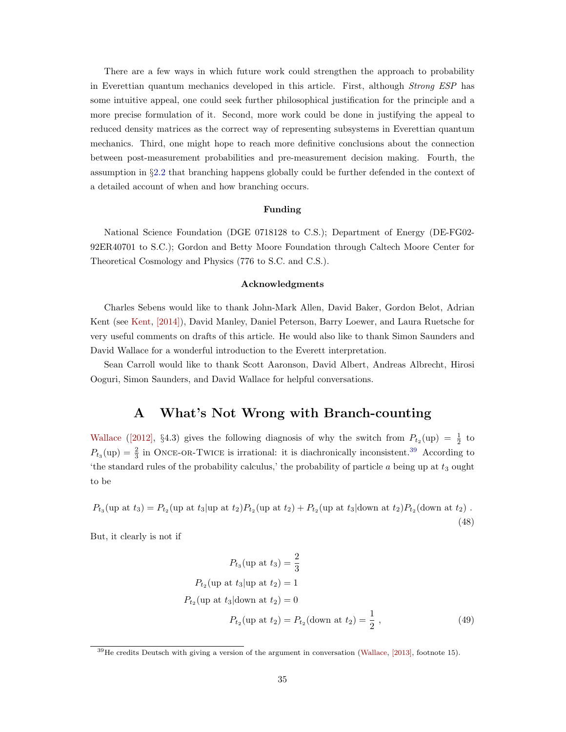There are a few ways in which future work could strengthen the approach to probability in Everettian quantum mechanics developed in this article. First, although *Strong ESP* has some intuitive appeal, one could seek further philosophical justification for the principle and a more precise formulation of it. Second, more work could be done in justifying the appeal to reduced density matrices as the correct way of representing subsystems in Everettian quantum mechanics. Third, one might hope to reach more definitive conclusions about the connection between post-measurement probabilities and pre-measurement decision making. Fourth, the assumption in §2.2 that branching happens globally could be further defended in the context of a detailed account of when and how branching occurs.

### Funding

National Science Foundation (DGE 0718128 to C.S.); Department of Energy (DE-FG02-92ER40701 to S.C.); Gordon and Betty Moore Foundation through Caltech Moore Center for Theoretical Cosmology and Physics (776 to S.C. and C.S.).

### Acknowledgments

Charles Sebens would like to thank John-Mark Allen, David Baker, Gordon Belot, Adrian Kent (see Kent, [2014]), David Manley, Daniel Peterson, Barry Loewer, and Laura Ruetsche for very useful comments on drafts of this article. He would also like to thank Simon Saunders and David Wallace for a wonderful introduction to the Everett interpretation.

Sean Carroll would like to thank Scott Aaronson, David Albert, Andreas Albrecht, Hirosi Ooguri, Simon Saunders, and David Wallace for helpful conversations.

# A What's Not Wrong with Branch-counting

Wallace ([2012], §4.3) gives the following diagnosis of why the switch from $P_{t_2}(\text{up}) = \frac{1}{2}$ to $P_{t_3}(\text{up}) = \frac{2}{3}$ in Once-or-Twice is irrational: it is diachronically inconsistent.[39] According to 'the standard rules of the probability calculus,' the probability of particle $a$ being up at $t_3$ ought to be

$$P_{t_3}(\text{up at } t_3) = P_{t_2}(\text{up at } t_3|\text{up at } t_2)P_{t_2}(\text{up at } t_2) + P_{t_2}(\text{up at } t_3|\text{down at } t_2)P_{t_2}(\text{down at } t_2)\ . \tag{48}$$

But, it clearly is not if

$$\begin{aligned}
P_{t_3}(\text{up at } t_3) &= \frac{2}{3} \\
P_{t_2}(\text{up at } t_3|\text{up at } t_2) &= 1 \\
P_{t_2}(\text{up at } t_3|\text{down at } t_2) &= 0 \\
P_{t_2}(\text{up at } t_2) = P_{t_2}(\text{down at } t_2) &= \frac{1}{2}\ ,
\end{aligned} \tag{49}$$

[39] He credits Deutsch with giving a version of the argument in conversation (Wallace, [2013], footnote 15).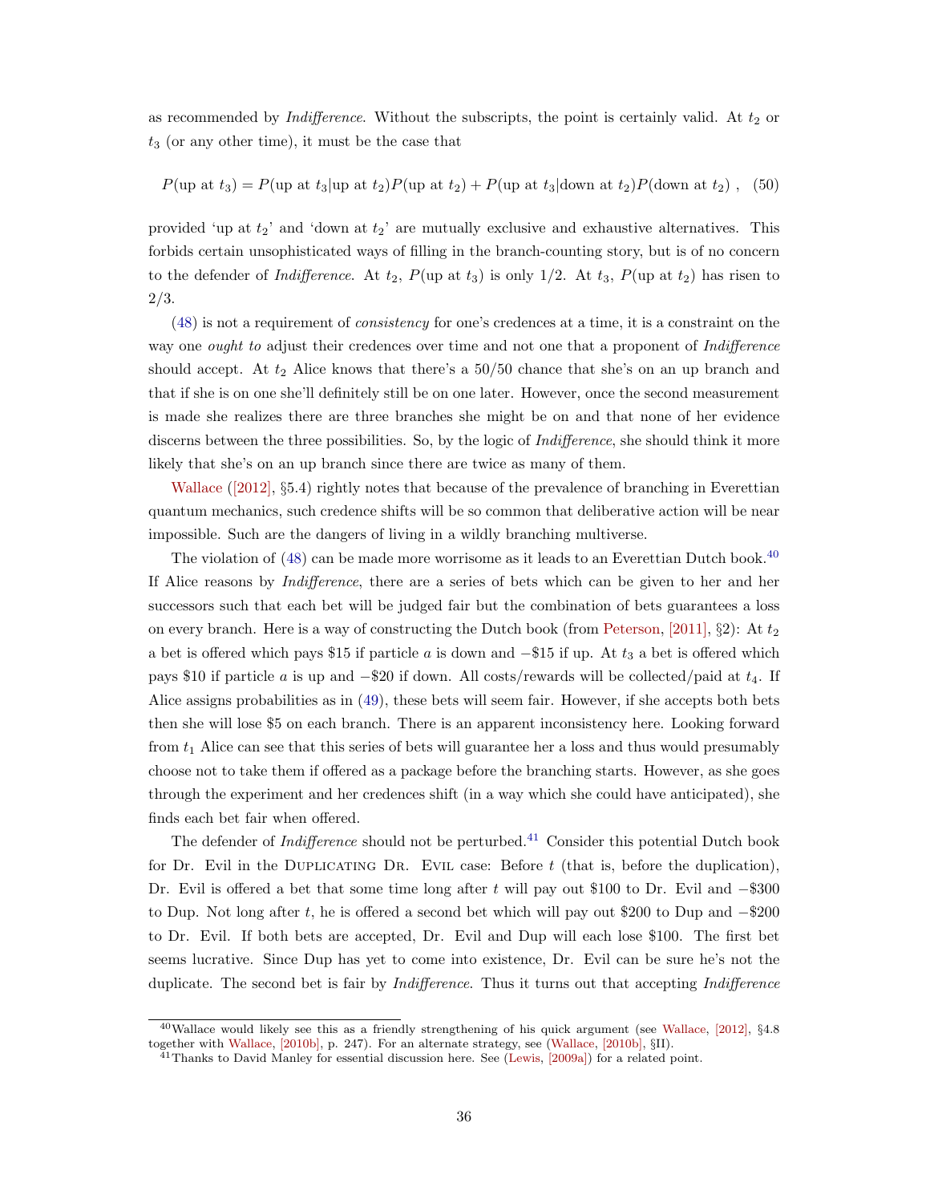as recommended by *Indifference*. Without the subscripts, the point is certainly valid. At $t_2$ or $t_3$ (or any other time), it must be the case that

$$P(\text{up at } t_3) = P(\text{up at } t_3|\text{up at } t_2)P(\text{up at } t_2) + P(\text{up at } t_3|\text{down at } t_2)P(\text{down at } t_2)\ , \quad (50)$$

provided 'up at $t_2$' and 'down at $t_2$' are mutually exclusive and exhaustive alternatives. This forbids certain unsophisticated ways of filling in the branch-counting story, but is of no concern to the defender of *Indifference*. At $t_2$, $P(\text{up at } t_3)$ is only 1/2. At $t_3$, $P(\text{up at } t_2)$ has risen to 2/3.

(48) is not a requirement of *consistency* for one's credences at a time, it is a constraint on the way one *ought to* adjust their credences over time and not one that a proponent of *Indifference* should accept. At $t_2$ Alice knows that there's a 50/50 chance that she's on an up branch and that if she is on one she'll definitely still be on one later. However, once the second measurement is made she realizes there are three branches she might be on and that none of her evidence discerns between the three possibilities. So, by the logic of *Indifference*, she should think it more likely that she's on an up branch since there are twice as many of them.

Wallace ([2012], §5.4) rightly notes that because of the prevalence of branching in Everettian quantum mechanics, such credence shifts will be so common that deliberative action will be near impossible. Such are the dangers of living in a wildly branching multiverse.

The violation of (48) can be made more worrisome as it leads to an Everettian Dutch book.[40] If Alice reasons by *Indifference*, there are a series of bets which can be given to her and her successors such that each bet will be judged fair but the combination of bets guarantees a loss on every branch. Here is a way of constructing the Dutch book (from Peterson, [2011], §2): At $t_2$ a bet is offered which pays \$15 if particle $a$ is down and −\$15 if up. At $t_3$ a bet is offered which pays \$10 if particle $a$ is up and −\$20 if down. All costs/rewards will be collected/paid at $t_4$. If Alice assigns probabilities as in (49), these bets will seem fair. However, if she accepts both bets then she will lose \$5 on each branch. There is an apparent inconsistency here. Looking forward from $t_1$ Alice can see that this series of bets will guarantee her a loss and thus would presumably choose not to take them if offered as a package before the branching starts. However, as she goes through the experiment and her credences shift (in a way which she could have anticipated), she finds each bet fair when offered.

The defender of *Indifference* should not be perturbed.[41] Consider this potential Dutch book for Dr. Evil in the Duplicating Dr. Evil case: Before $t$ (that is, before the duplication), Dr. Evil is offered a bet that some time long after $t$ will pay out \$100 to Dr. Evil and −\$300 to Dup. Not long after $t$, he is offered a second bet which will pay out \$200 to Dup and −\$200 to Dr. Evil. If both bets are accepted, Dr. Evil and Dup will each lose \$100. The first bet seems lucrative. Since Dup has yet to come into existence, Dr. Evil can be sure he's not the duplicate. The second bet is fair by *Indifference*. Thus it turns out that accepting *Indifference*

[40] Wallace would likely see this as a friendly strengthening of his quick argument (see Wallace, [2012], §4.8 together with Wallace, [2010b], p. 247). For an alternate strategy, see (Wallace, [2010b], §II).

[41] Thanks to David Manley for essential discussion here. See (Lewis, [2009a]) for a related point.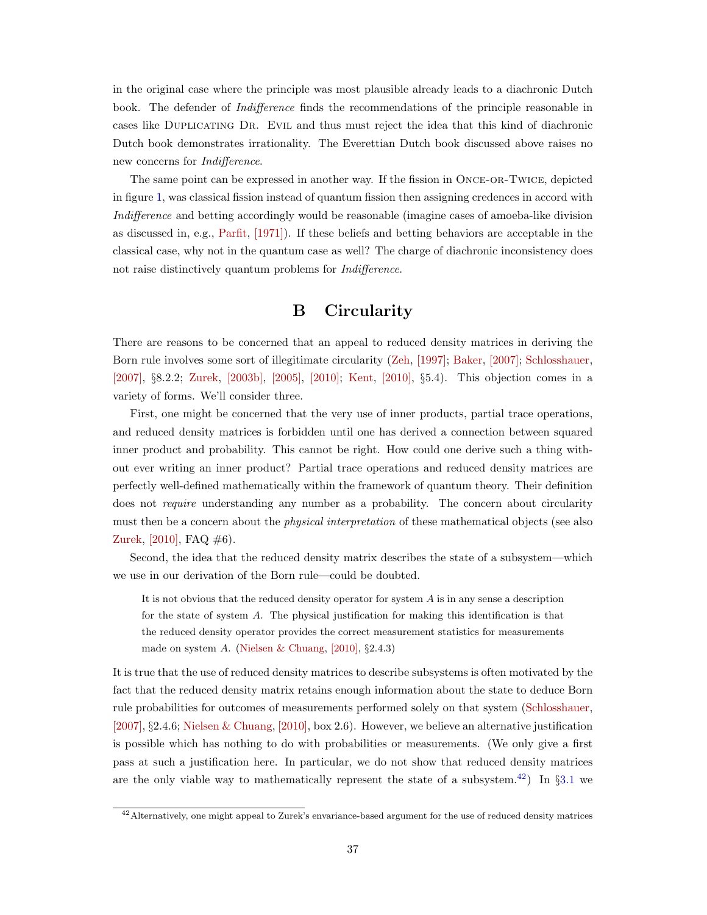in the original case where the principle was most plausible already leads to a diachronic Dutch book. The defender of *Indifference* finds the recommendations of the principle reasonable in cases like Duplicating Dr. Evil and thus must reject the idea that this kind of diachronic Dutch book demonstrates irrationality. The Everettian Dutch book discussed above raises no new concerns for *Indifference*.

The same point can be expressed in another way. If the fission in Once-or-Twice, depicted in figure 1, was classical fission instead of quantum fission then assigning credences in accord with *Indifference* and betting accordingly would be reasonable (imagine cases of amoeba-like division as discussed in, e.g., Parfit, [1971]). If these beliefs and betting behaviors are acceptable in the classical case, why not in the quantum case as well? The charge of diachronic inconsistency does not raise distinctively quantum problems for *Indifference*.

# B Circularity

There are reasons to be concerned that an appeal to reduced density matrices in deriving the Born rule involves some sort of illegitimate circularity (Zeh, [1997]; Baker, [2007]; Schlosshauer, [2007], §8.2.2; Zurek, [2003b], [2005], [2010]; Kent, [2010], §5.4). This objection comes in a variety of forms. We'll consider three.

First, one might be concerned that the very use of inner products, partial trace operations, and reduced density matrices is forbidden until one has derived a connection between squared inner product and probability. This cannot be right. How could one derive such a thing without ever writing an inner product? Partial trace operations and reduced density matrices are perfectly well-defined mathematically within the framework of quantum theory. Their definition does not *require* understanding any number as a probability. The concern about circularity must then be a concern about the *physical interpretation* of these mathematical objects (see also Zurek, [2010], FAQ #6).

Second, the idea that the reduced density matrix describes the state of a subsystem—which we use in our derivation of the Born rule—could be doubted.

> It is not obvious that the reduced density operator for system $A$ is in any sense a description for the state of system $A$. The physical justification for making this identification is that the reduced density operator provides the correct measurement statistics for measurements made on system $A$. (Nielsen & Chuang, [2010], §2.4.3)

It is true that the use of reduced density matrices to describe subsystems is often motivated by the fact that the reduced density matrix retains enough information about the state to deduce Born rule probabilities for outcomes of measurements performed solely on that system (Schlosshauer, [2007], §2.4.6; Nielsen & Chuang, [2010], box 2.6). However, we believe an alternative justification is possible which has nothing to do with probabilities or measurements. (We only give a first pass at such a justification here. In particular, we do not show that reduced density matrices are the only viable way to mathematically represent the state of a subsystem.[42]) In §3.1 we

[42] Alternatively, one might appeal to Zurek's envariance-based argument for the use of reduced density matrices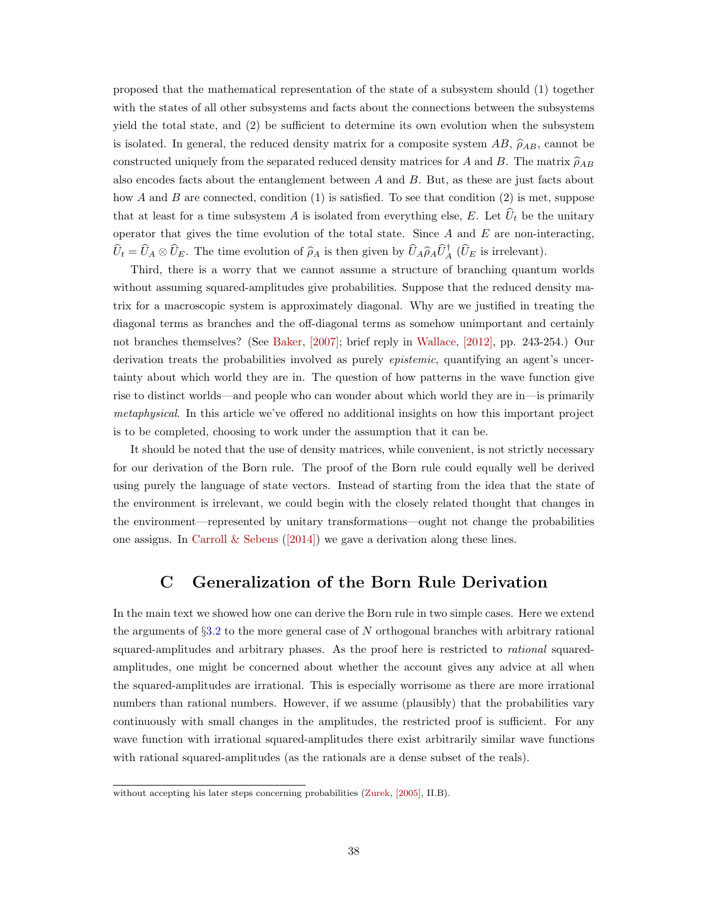proposed that the mathematical representation of the state of a subsystem should (1) together with the states of all other subsystems and facts about the connections between the subsystems yield the total state, and (2) be sufficient to determine its own evolution when the subsystem is isolated. In general, the reduced density matrix for a composite system $AB$, $\widehat{\rho}_{AB}$, cannot be constructed uniquely from the separated reduced density matrices for $A$ and $B$. The matrix $\widehat{\rho}_{AB}$ also encodes facts about the entanglement between $A$ and $B$. But, as these are just facts about how $A$ and $B$ are connected, condition (1) is satisfied. To see that condition (2) is met, suppose that at least for a time subsystem $A$ is isolated from everything else, $E$. Let $\widehat{U}_t$ be the unitary operator that gives the time evolution of the total state. Since $A$ and $E$ are non-interacting, $\widehat{U}_t = \widehat{U}_A \otimes \widehat{U}_E$. The time evolution of $\widehat{\rho}_A$ is then given by $\widehat{U}_A \widehat{\rho}_A \widehat{U}_A^\dagger$ ($\widehat{U}_E$ is irrelevant).

Third, there is a worry that we cannot assume a structure of branching quantum worlds without assuming squared-amplitudes give probabilities. Suppose that the reduced density matrix for a macroscopic system is approximately diagonal. Why are we justified in treating the diagonal terms as branches and the off-diagonal terms as somehow unimportant and certainly not branches themselves? (See Baker, [2007]; brief reply in Wallace, [2012], pp. 243-254.) Our derivation treats the probabilities involved as purely *epistemic*, quantifying an agent's uncertainty about which world they are in. The question of how patterns in the wave function give rise to distinct worlds—and people who can wonder about which world they are in—is primarily *metaphysical*. In this article we've offered no additional insights on how this important project is to be completed, choosing to work under the assumption that it can be.

It should be noted that the use of density matrices, while convenient, is not strictly necessary for our derivation of the Born rule. The proof of the Born rule could equally well be derived using purely the language of state vectors. Instead of starting from the idea that the state of the environment is irrelevant, we could begin with the closely related thought that changes in the environment—represented by unitary transformations—ought not change the probabilities one assigns. In Carroll & Sebens ([2014]) we gave a derivation along these lines.

## C Generalization of the Born Rule Derivation

In the main text we showed how one can derive the Born rule in two simple cases. Here we extend the arguments of §3.2 to the more general case of $N$ orthogonal branches with arbitrary rational squared-amplitudes and arbitrary phases. As the proof here is restricted to *rational* squared-amplitudes, one might be concerned about whether the account gives any advice at all when the squared-amplitudes are irrational. This is especially worrisome as there are more irrational numbers than rational numbers. However, if we assume (plausibly) that the probabilities vary continuously with small changes in the amplitudes, the restricted proof is sufficient. For any wave function with irrational squared-amplitudes there exist arbitrarily similar wave functions with rational squared-amplitudes (as the rationals are a dense subset of the reals).

---

without accepting his later steps concerning probabilities (Zurek, [2005], II.B).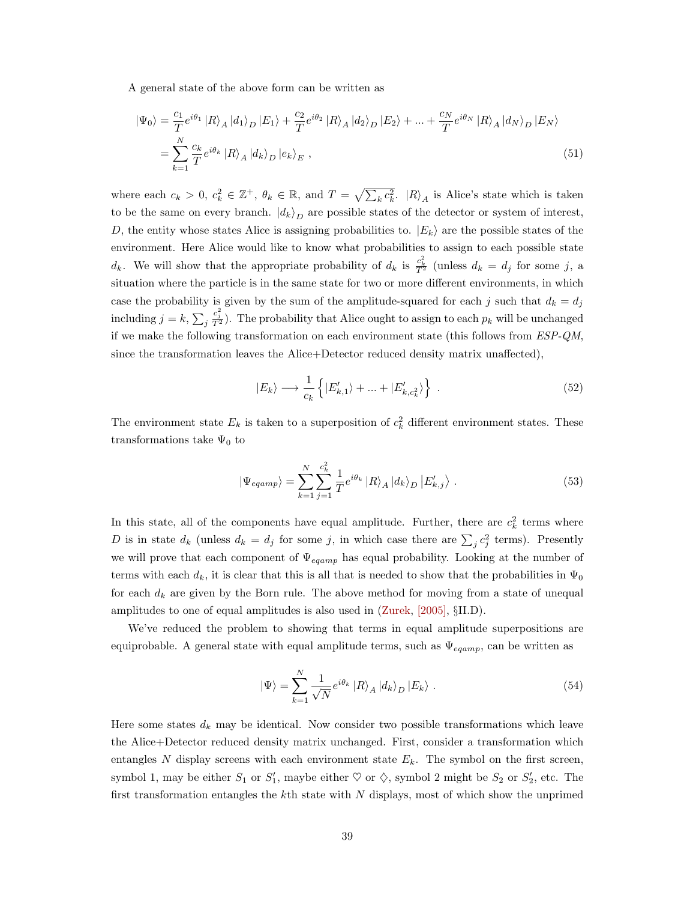A general state of the above form can be written as

$$
\begin{aligned}
|\Psi_0\rangle &= \frac{c_1}{T} e^{i\theta_1} |R\rangle_A |d_1\rangle_D |E_1\rangle + \frac{c_2}{T} e^{i\theta_2} |R\rangle_A |d_2\rangle_D |E_2\rangle + ... + \frac{c_N}{T} e^{i\theta_N} |R\rangle_A |d_N\rangle_D |E_N\rangle \\
&= \sum_{k=1}^{N} \frac{c_k}{T} e^{i\theta_k} |R\rangle_A |d_k\rangle_D |e_k\rangle_E \ ,
\end{aligned}
\tag{51}
$$

where each $c_k > 0$, $c_k^2 \in \mathbb{Z}^+$, $\theta_k \in \mathbb{R}$, and $T = \sqrt{\sum_k c_k^2}$. $|R\rangle_A$ is Alice's state which is taken to be the same on every branch. $|d_k\rangle_D$ are possible states of the detector or system of interest, $D$, the entity whose states Alice is assigning probabilities to. $|E_k\rangle$ are the possible states of the environment. Here Alice would like to know what probabilities to assign to each possible state $d_k$. We will show that the appropriate probability of $d_k$ is $\frac{c_k^2}{T^2}$ (unless $d_k = d_j$ for some $j$, a situation where the particle is in the same state for two or more different environments, in which case the probability is given by the sum of the amplitude-squared for each $j$ such that $d_k = d_j$ including $j = k$, $\sum_j \frac{c_j^2}{T^2}$). The probability that Alice ought to assign to each $p_k$ will be unchanged if we make the following transformation on each environment state (this follows from *ESP-QM*, since the transformation leaves the Alice+Detector reduced density matrix unaffected),

$$
|E_k\rangle \longrightarrow \frac{1}{c_k} \left\{ |E'_{k,1}\rangle + ... + |E'_{k,c_k^2}\rangle \right\} \ . \tag{52}
$$

The environment state $E_k$ is taken to a superposition of $c_k^2$ different environment states. These transformations take $\Psi_0$ to

$$
|\Psi_{eqamp}\rangle = \sum_{k=1}^{N} \sum_{j=1}^{c_k^2} \frac{1}{T} e^{i\theta_k} |R\rangle_A |d_k\rangle_D \left|E'_{k,j}\right\rangle \ . \tag{53}
$$

In this state, all of the components have equal amplitude. Further, there are $c_k^2$ terms where $D$ is in state $d_k$ (unless $d_k = d_j$ for some $j$, in which case there are $\sum_j c_j^2$ terms). Presently we will prove that each component of $\Psi_{eqamp}$ has equal probability. Looking at the number of terms with each $d_k$, it is clear that this is all that is needed to show that the probabilities in $\Psi_0$ for each $d_k$ are given by the Born rule. The above method for moving from a state of unequal amplitudes to one of equal amplitudes is also used in (Zurek, [2005], §II.D).

We've reduced the problem to showing that terms in equal amplitude superpositions are equiprobable. A general state with equal amplitude terms, such as $\Psi_{eqamp}$, can be written as

$$
|\Psi\rangle = \sum_{k=1}^{N} \frac{1}{\sqrt{N}} e^{i\theta_k} |R\rangle_A |d_k\rangle_D |E_k\rangle \ . \tag{54}
$$

Here some states $d_k$ may be identical. Now consider two possible transformations which leave the Alice+Detector reduced density matrix unchanged. First, consider a transformation which entangles $N$ display screens with each environment state $E_k$. The symbol on the first screen, symbol 1, may be either $S_1$ or $S'_1$, maybe either ♡ or ◇, symbol 2 might be $S_2$ or $S'_2$, etc. The first transformation entangles the $k$th state with $N$ displays, most of which show the unprimed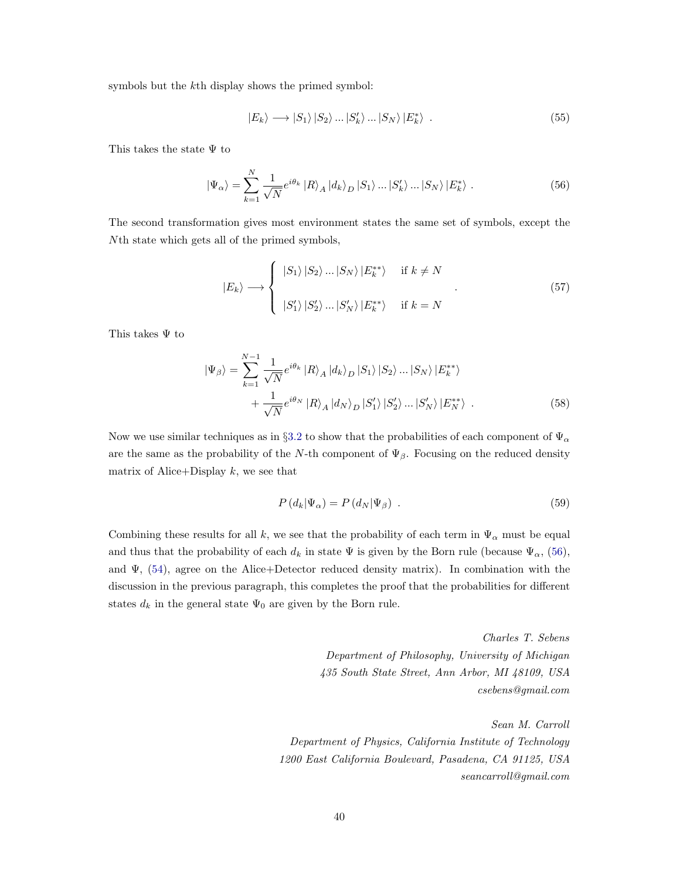symbols but the $k$th display shows the primed symbol:

$$|E_k\rangle \longrightarrow |S_1\rangle\,|S_2\rangle\,...\,|S'_k\rangle\,...\,|S_N\rangle\,|E^*_k\rangle \ . \tag{55}$$

This takes the state $\Psi$ to

$$|\Psi_\alpha\rangle = \sum_{k=1}^{N} \frac{1}{\sqrt{N}} e^{i\theta_k}\,|R\rangle_A\,|d_k\rangle_D\,|S_1\rangle\,...\,|S'_k\rangle\,...\,|S_N\rangle\,|E^*_k\rangle \ . \tag{56}$$

The second transformation gives most environment states the same set of symbols, except the $N$th state which gets all of the primed symbols,

$$|E_k\rangle \longrightarrow \begin{cases} |S_1\rangle\,|S_2\rangle\,...\,|S_N\rangle\,|E^{**}_k\rangle & \text{if } k \neq N \\ \\ |S'_1\rangle\,|S'_2\rangle\,...\,|S'_N\rangle\,|E^{**}_k\rangle & \text{if } k = N \end{cases} \ . \tag{57}$$

This takes $\Psi$ to

$$\begin{aligned} |\Psi_\beta\rangle = \sum_{k=1}^{N-1} \frac{1}{\sqrt{N}} e^{i\theta_k}\,|R\rangle_A\,|d_k\rangle_D\,|S_1\rangle\,|S_2\rangle\,...\,|S_N\rangle\,|E^{**}_k\rangle \\ + \frac{1}{\sqrt{N}} e^{i\theta_N}\,|R\rangle_A\,|d_N\rangle_D\,|S'_1\rangle\,|S'_2\rangle\,...\,|S'_N\rangle\,|E^{**}_N\rangle \ . \end{aligned} \tag{58}$$

Now we use similar techniques as in §3.2 to show that the probabilities of each component of $\Psi_\alpha$ are the same as the probability of the $N$-th component of $\Psi_\beta$. Focusing on the reduced density matrix of Alice+Display $k$, we see that

$$P\left(d_k|\Psi_\alpha\right) = P\left(d_N|\Psi_\beta\right) \ . \tag{59}$$

Combining these results for all $k$, we see that the probability of each term in $\Psi_\alpha$ must be equal and thus that the probability of each $d_k$ in state $\Psi$ is given by the Born rule (because $\Psi_\alpha$, (56), and $\Psi$, (54), agree on the Alice+Detector reduced density matrix). In combination with the discussion in the previous paragraph, this completes the proof that the probabilities for different states $d_k$ in the general state $\Psi_0$ are given by the Born rule.

*Charles T. Sebens*
*Department of Philosophy, University of Michigan*
*435 South State Street, Ann Arbor, MI 48109, USA*
*csebens@gmail.com*

*Sean M. Carroll*
*Department of Physics, California Institute of Technology*
*1200 East California Boulevard, Pasadena, CA 91125, USA*
*seancarroll@gmail.com*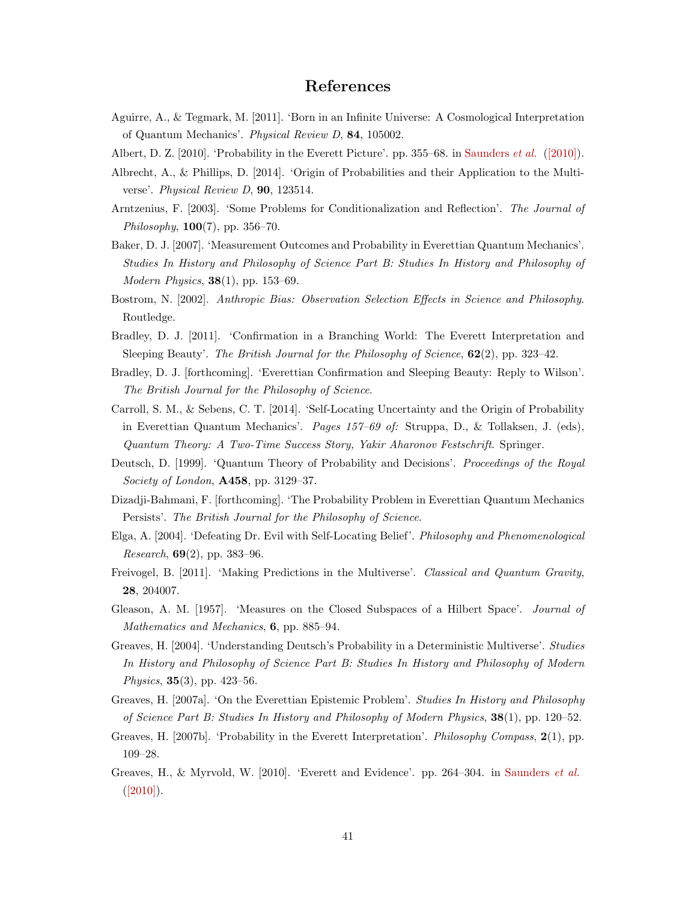# References

Aguirre, A., & Tegmark, M. [2011]. 'Born in an Infinite Universe: A Cosmological Interpretation of Quantum Mechanics'. *Physical Review D*, **84**, 105002.

Albert, D. Z. [2010]. 'Probability in the Everett Picture'. pp. 355–68. in Saunders *et al.* ([2010]).

Albrecht, A., & Phillips, D. [2014]. 'Origin of Probabilities and their Application to the Multiverse'. *Physical Review D*, **90**, 123514.

Arntzenius, F. [2003]. 'Some Problems for Conditionalization and Reflection'. *The Journal of Philosophy*, **100**(7), pp. 356–70.

Baker, D. J. [2007]. 'Measurement Outcomes and Probability in Everettian Quantum Mechanics'. *Studies In History and Philosophy of Science Part B: Studies In History and Philosophy of Modern Physics*, **38**(1), pp. 153–69.

Bostrom, N. [2002]. *Anthropic Bias: Observation Selection Effects in Science and Philosophy*. Routledge.

Bradley, D. J. [2011]. 'Confirmation in a Branching World: The Everett Interpretation and Sleeping Beauty'. *The British Journal for the Philosophy of Science*, **62**(2), pp. 323–42.

Bradley, D. J. [forthcoming]. 'Everettian Confirmation and Sleeping Beauty: Reply to Wilson'. *The British Journal for the Philosophy of Science*.

Carroll, S. M., & Sebens, C. T. [2014]. 'Self-Locating Uncertainty and the Origin of Probability in Everettian Quantum Mechanics'. *Pages 157–69 of:* Struppa, D., & Tollaksen, J. (eds), *Quantum Theory: A Two-Time Success Story, Yakir Aharonov Festschrift*. Springer.

Deutsch, D. [1999]. 'Quantum Theory of Probability and Decisions'. *Proceedings of the Royal Society of London*, **A458**, pp. 3129–37.

Dizadji-Bahmani, F. [forthcoming]. 'The Probability Problem in Everettian Quantum Mechanics Persists'. *The British Journal for the Philosophy of Science*.

Elga, A. [2004]. 'Defeating Dr. Evil with Self-Locating Belief'. *Philosophy and Phenomenological Research*, **69**(2), pp. 383–96.

Freivogel, B. [2011]. 'Making Predictions in the Multiverse'. *Classical and Quantum Gravity*, **28**, 204007.

Gleason, A. M. [1957]. 'Measures on the Closed Subspaces of a Hilbert Space'. *Journal of Mathematics and Mechanics*, **6**, pp. 885–94.

Greaves, H. [2004]. 'Understanding Deutsch's Probability in a Deterministic Multiverse'. *Studies In History and Philosophy of Science Part B: Studies In History and Philosophy of Modern Physics*, **35**(3), pp. 423–56.

Greaves, H. [2007a]. 'On the Everettian Epistemic Problem'. *Studies In History and Philosophy of Science Part B: Studies In History and Philosophy of Modern Physics*, **38**(1), pp. 120–52.

Greaves, H. [2007b]. 'Probability in the Everett Interpretation'. *Philosophy Compass*, **2**(1), pp. 109–28.

Greaves, H., & Myrvold, W. [2010]. 'Everett and Evidence'. pp. 264–304. in Saunders *et al.* ([2010]).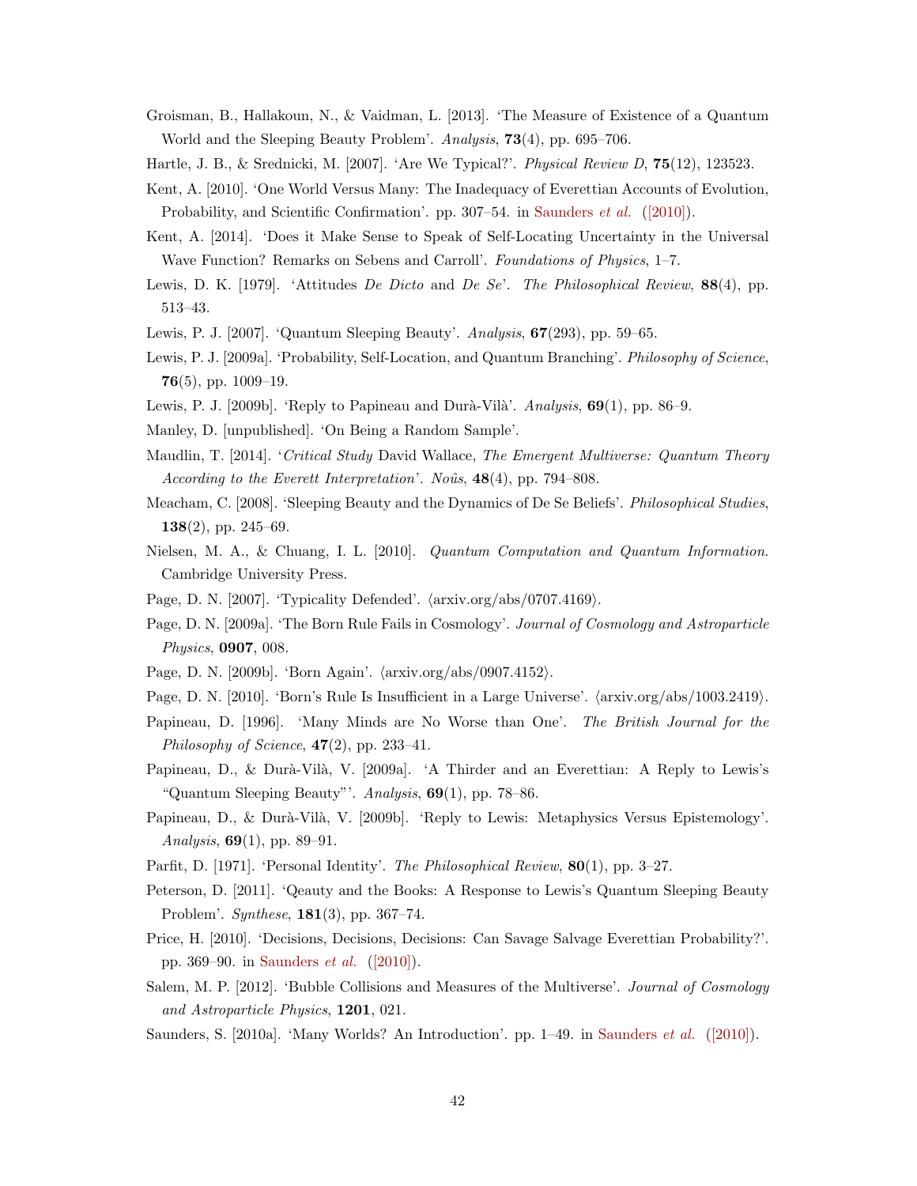Groisman, B., Hallakoun, N., & Vaidman, L. [2013]. 'The Measure of Existence of a Quantum World and the Sleeping Beauty Problem'. *Analysis*, **73**(4), pp. 695–706.

Hartle, J. B., & Srednicki, M. [2007]. 'Are We Typical?'. *Physical Review D*, **75**(12), 123523.

Kent, A. [2010]. 'One World Versus Many: The Inadequacy of Everettian Accounts of Evolution, Probability, and Scientific Confirmation'. pp. 307–54. in Saunders *et al.* ([2010]).

Kent, A. [2014]. 'Does it Make Sense to Speak of Self-Locating Uncertainty in the Universal Wave Function? Remarks on Sebens and Carroll'. *Foundations of Physics*, 1–7.

Lewis, D. K. [1979]. 'Attitudes *De Dicto* and *De Se*'. *The Philosophical Review*, **88**(4), pp. 513–43.

Lewis, P. J. [2007]. 'Quantum Sleeping Beauty'. *Analysis*, **67**(293), pp. 59–65.

Lewis, P. J. [2009a]. 'Probability, Self-Location, and Quantum Branching'. *Philosophy of Science*, **76**(5), pp. 1009–19.

Lewis, P. J. [2009b]. 'Reply to Papineau and Durà-Vilà'. *Analysis*, **69**(1), pp. 86–9.

Manley, D. [unpublished]. 'On Being a Random Sample'.

Maudlin, T. [2014]. '*Critical Study* David Wallace, *The Emergent Multiverse: Quantum Theory According to the Everett Interpretation*'. *Noûs*, **48**(4), pp. 794–808.

Meacham, C. [2008]. 'Sleeping Beauty and the Dynamics of De Se Beliefs'. *Philosophical Studies*, **138**(2), pp. 245–69.

Nielsen, M. A., & Chuang, I. L. [2010]. *Quantum Computation and Quantum Information*. Cambridge University Press.

Page, D. N. [2007]. 'Typicality Defended'. ⟨arxiv.org/abs/0707.4169⟩.

Page, D. N. [2009a]. 'The Born Rule Fails in Cosmology'. *Journal of Cosmology and Astroparticle Physics*, **0907**, 008.

Page, D. N. [2009b]. 'Born Again'. ⟨arxiv.org/abs/0907.4152⟩.

Page, D. N. [2010]. 'Born's Rule Is Insufficient in a Large Universe'. ⟨arxiv.org/abs/1003.2419⟩.

Papineau, D. [1996]. 'Many Minds are No Worse than One'. *The British Journal for the Philosophy of Science*, **47**(2), pp. 233–41.

Papineau, D., & Durà-Vilà, V. [2009a]. 'A Thirder and an Everettian: A Reply to Lewis's "Quantum Sleeping Beauty"'. *Analysis*, **69**(1), pp. 78–86.

Papineau, D., & Durà-Vilà, V. [2009b]. 'Reply to Lewis: Metaphysics Versus Epistemology'. *Analysis*, **69**(1), pp. 89–91.

Parfit, D. [1971]. 'Personal Identity'. *The Philosophical Review*, **80**(1), pp. 3–27.

Peterson, D. [2011]. 'Qeauty and the Books: A Response to Lewis's Quantum Sleeping Beauty Problem'. *Synthese*, **181**(3), pp. 367–74.

Price, H. [2010]. 'Decisions, Decisions, Decisions: Can Savage Salvage Everettian Probability?'. pp. 369–90. in Saunders *et al.* ([2010]).

Salem, M. P. [2012]. 'Bubble Collisions and Measures of the Multiverse'. *Journal of Cosmology and Astroparticle Physics*, **1201**, 021.

Saunders, S. [2010a]. 'Many Worlds? An Introduction'. pp. 1–49. in Saunders *et al.* ([2010]).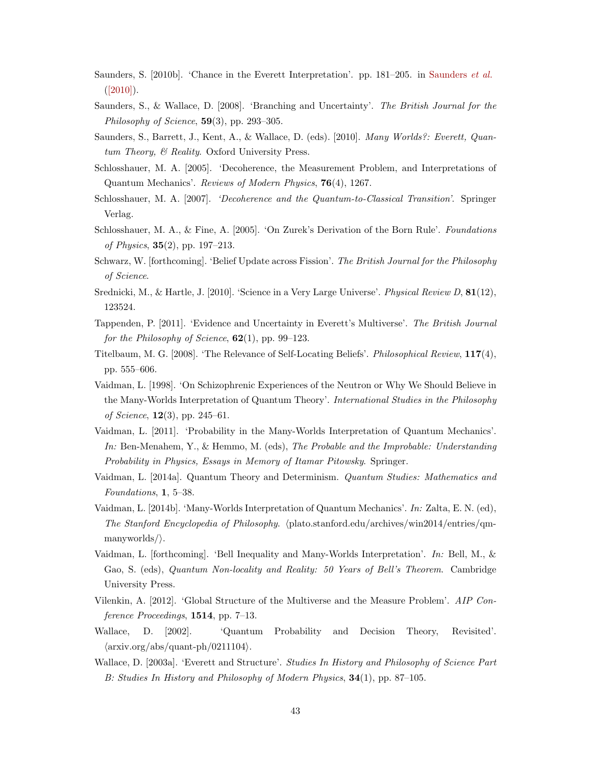Saunders, S. [2010b]. 'Chance in the Everett Interpretation'. pp. 181–205. in Saunders *et al.* ([2010]).

Saunders, S., & Wallace, D. [2008]. 'Branching and Uncertainty'. *The British Journal for the Philosophy of Science*, **59**(3), pp. 293–305.

Saunders, S., Barrett, J., Kent, A., & Wallace, D. (eds). [2010]. *Many Worlds?: Everett, Quantum Theory, & Reality*. Oxford University Press.

Schlosshauer, M. A. [2005]. 'Decoherence, the Measurement Problem, and Interpretations of Quantum Mechanics'. *Reviews of Modern Physics*, **76**(4), 1267.

Schlosshauer, M. A. [2007]. *'Decoherence and the Quantum-to-Classical Transition'*. Springer Verlag.

Schlosshauer, M. A., & Fine, A. [2005]. 'On Zurek's Derivation of the Born Rule'. *Foundations of Physics*, **35**(2), pp. 197–213.

Schwarz, W. [forthcoming]. 'Belief Update across Fission'. *The British Journal for the Philosophy of Science*.

Srednicki, M., & Hartle, J. [2010]. 'Science in a Very Large Universe'. *Physical Review D*, **81**(12), 123524.

Tappenden, P. [2011]. 'Evidence and Uncertainty in Everett's Multiverse'. *The British Journal for the Philosophy of Science*, **62**(1), pp. 99–123.

Titelbaum, M. G. [2008]. 'The Relevance of Self-Locating Beliefs'. *Philosophical Review*, **117**(4), pp. 555–606.

Vaidman, L. [1998]. 'On Schizophrenic Experiences of the Neutron or Why We Should Believe in the Many-Worlds Interpretation of Quantum Theory'. *International Studies in the Philosophy of Science*, **12**(3), pp. 245–61.

Vaidman, L. [2011]. 'Probability in the Many-Worlds Interpretation of Quantum Mechanics'. *In:* Ben-Menahem, Y., & Hemmo, M. (eds), *The Probable and the Improbable: Understanding Probability in Physics, Essays in Memory of Itamar Pitowsky*. Springer.

Vaidman, L. [2014a]. Quantum Theory and Determinism. *Quantum Studies: Mathematics and Foundations*, **1**, 5–38.

Vaidman, L. [2014b]. 'Many-Worlds Interpretation of Quantum Mechanics'. *In:* Zalta, E. N. (ed), *The Stanford Encyclopedia of Philosophy*. ⟨plato.stanford.edu/archives/win2014/entries/qm-manyworlds/⟩.

Vaidman, L. [forthcoming]. 'Bell Inequality and Many-Worlds Interpretation'. *In:* Bell, M., & Gao, S. (eds), *Quantum Non-locality and Reality: 50 Years of Bell's Theorem*. Cambridge University Press.

Vilenkin, A. [2012]. 'Global Structure of the Multiverse and the Measure Problem'. *AIP Conference Proceedings*, **1514**, pp. 7–13.

Wallace, D. [2002]. 'Quantum Probability and Decision Theory, Revisited'. ⟨arxiv.org/abs/quant-ph/0211104⟩.

Wallace, D. [2003a]. 'Everett and Structure'. *Studies In History and Philosophy of Science Part B: Studies In History and Philosophy of Modern Physics*, **34**(1), pp. 87–105.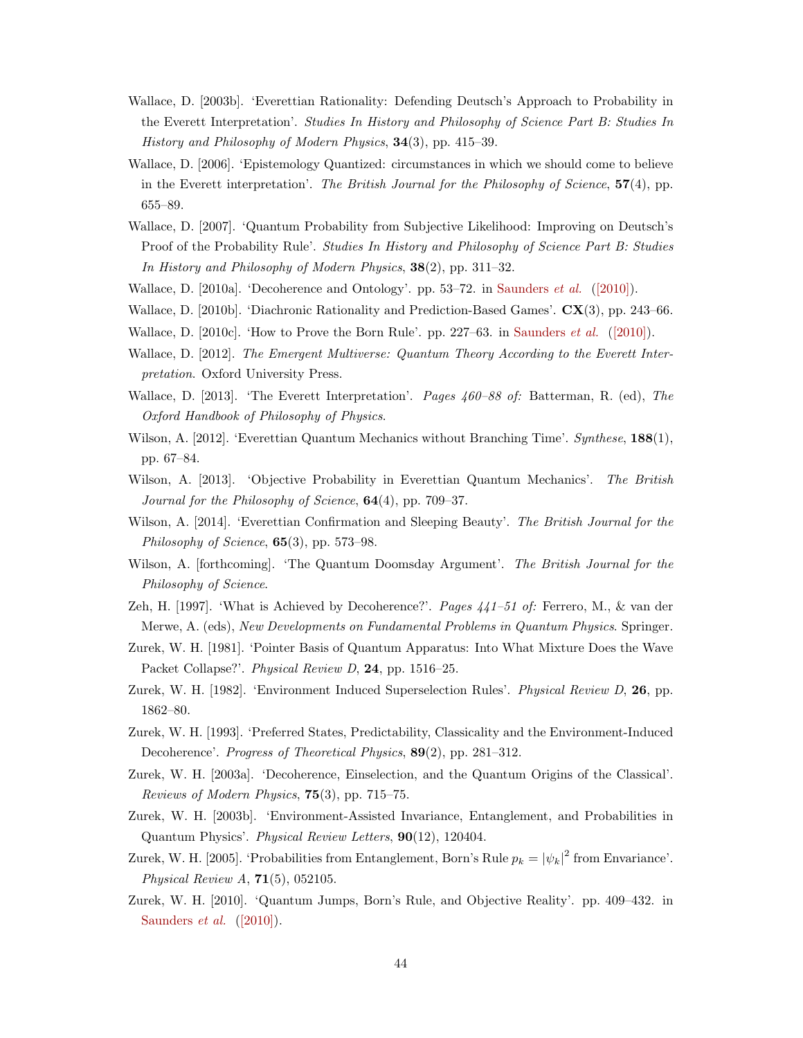Wallace, D. [2003b]. 'Everettian Rationality: Defending Deutsch's Approach to Probability in the Everett Interpretation'. *Studies In History and Philosophy of Science Part B: Studies In History and Philosophy of Modern Physics*, **34**(3), pp. 415–39.

Wallace, D. [2006]. 'Epistemology Quantized: circumstances in which we should come to believe in the Everett interpretation'. *The British Journal for the Philosophy of Science*, **57**(4), pp. 655–89.

Wallace, D. [2007]. 'Quantum Probability from Subjective Likelihood: Improving on Deutsch's Proof of the Probability Rule'. *Studies In History and Philosophy of Science Part B: Studies In History and Philosophy of Modern Physics*, **38**(2), pp. 311–32.

Wallace, D. [2010a]. 'Decoherence and Ontology'. pp. 53–72. in Saunders *et al.* ([2010]).

Wallace, D. [2010b]. 'Diachronic Rationality and Prediction-Based Games'. **CX**(3), pp. 243–66.

Wallace, D. [2010c]. 'How to Prove the Born Rule'. pp. 227–63. in Saunders *et al.* ([2010]).

Wallace, D. [2012]. *The Emergent Multiverse: Quantum Theory According to the Everett Interpretation*. Oxford University Press.

Wallace, D. [2013]. 'The Everett Interpretation'. *Pages 460–88 of:* Batterman, R. (ed), *The Oxford Handbook of Philosophy of Physics*.

Wilson, A. [2012]. 'Everettian Quantum Mechanics without Branching Time'. *Synthese*, **188**(1), pp. 67–84.

Wilson, A. [2013]. 'Objective Probability in Everettian Quantum Mechanics'. *The British Journal for the Philosophy of Science*, **64**(4), pp. 709–37.

Wilson, A. [2014]. 'Everettian Confirmation and Sleeping Beauty'. *The British Journal for the Philosophy of Science*, **65**(3), pp. 573–98.

Wilson, A. [forthcoming]. 'The Quantum Doomsday Argument'. *The British Journal for the Philosophy of Science*.

Zeh, H. [1997]. 'What is Achieved by Decoherence?'. *Pages 441–51 of:* Ferrero, M., & van der Merwe, A. (eds), *New Developments on Fundamental Problems in Quantum Physics*. Springer.

Zurek, W. H. [1981]. 'Pointer Basis of Quantum Apparatus: Into What Mixture Does the Wave Packet Collapse?'. *Physical Review D*, **24**, pp. 1516–25.

Zurek, W. H. [1982]. 'Environment Induced Superselection Rules'. *Physical Review D*, **26**, pp. 1862–80.

Zurek, W. H. [1993]. 'Preferred States, Predictability, Classicality and the Environment-Induced Decoherence'. *Progress of Theoretical Physics*, **89**(2), pp. 281–312.

Zurek, W. H. [2003a]. 'Decoherence, Einselection, and the Quantum Origins of the Classical'. *Reviews of Modern Physics*, **75**(3), pp. 715–75.

Zurek, W. H. [2003b]. 'Environment-Assisted Invariance, Entanglement, and Probabilities in Quantum Physics'. *Physical Review Letters*, **90**(12), 120404.

Zurek, W. H. [2005]. 'Probabilities from Entanglement, Born's Rule $p_k = |\psi_k|^2$ from Envariance'. *Physical Review A*, **71**(5), 052105.

Zurek, W. H. [2010]. 'Quantum Jumps, Born's Rule, and Objective Reality'. pp. 409–432. in Saunders *et al.* ([2010]).